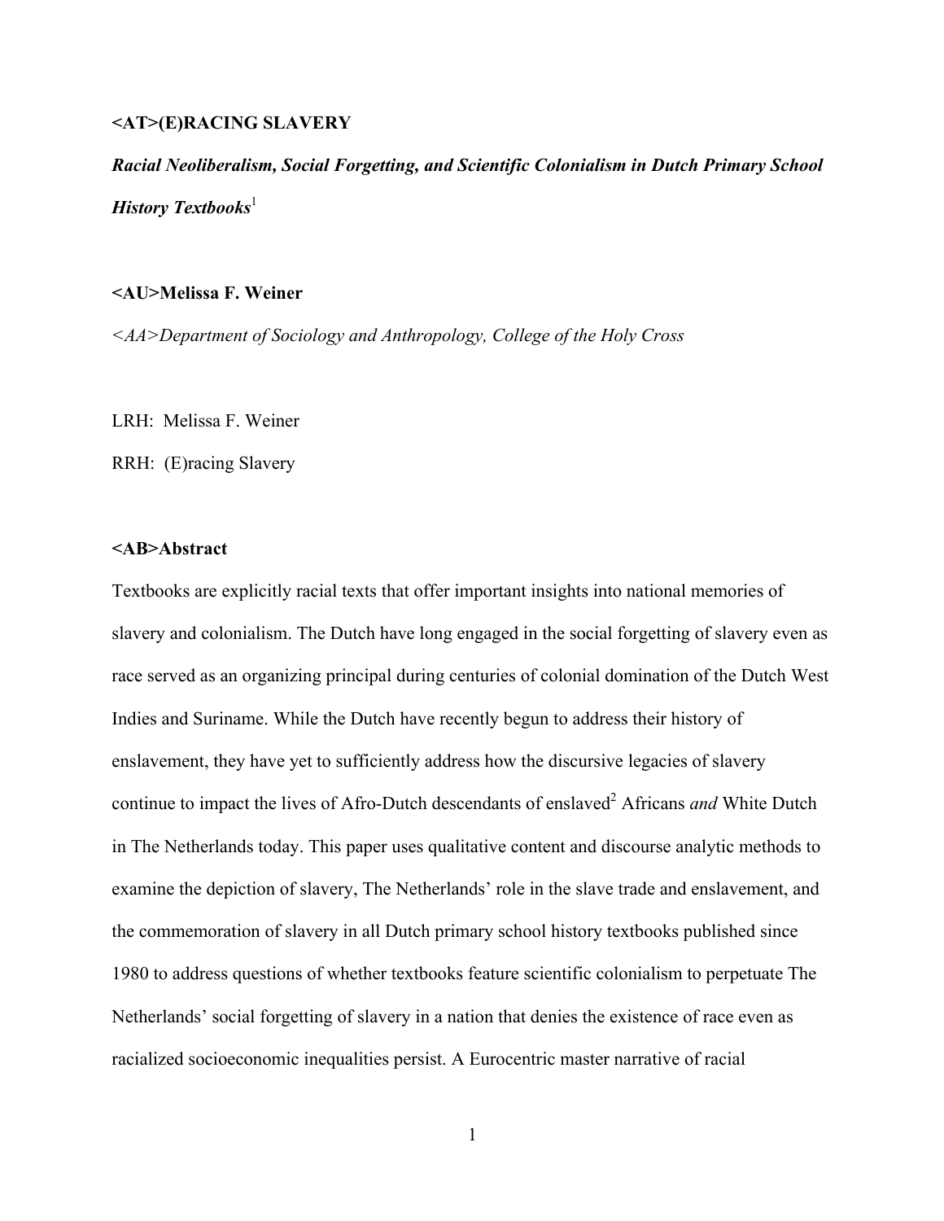# <AT>(E)RACING SLAVERY

***Racial Neoliberalism, Social Forgetting, and Scientific Colonialism in Dutch Primary School History Textbooks***[1]

**<AU>Melissa F. Weiner**

*<AA>Department of Sociology and Anthropology, College of the Holy Cross*

LRH: Melissa F. Weiner

RRH: (E)racing Slavery

## <AB>Abstract

Textbooks are explicitly racial texts that offer important insights into national memories of slavery and colonialism. The Dutch have long engaged in the social forgetting of slavery even as race served as an organizing principal during centuries of colonial domination of the Dutch West Indies and Suriname. While the Dutch have recently begun to address their history of enslavement, they have yet to sufficiently address how the discursive legacies of slavery continue to impact the lives of Afro-Dutch descendants of enslaved[2] Africans *and* White Dutch in The Netherlands today. This paper uses qualitative content and discourse analytic methods to examine the depiction of slavery, The Netherlands' role in the slave trade and enslavement, and the commemoration of slavery in all Dutch primary school history textbooks published since 1980 to address questions of whether textbooks feature scientific colonialism to perpetuate The Netherlands' social forgetting of slavery in a nation that denies the existence of race even as racialized socioeconomic inequalities persist. A Eurocentric master narrative of racial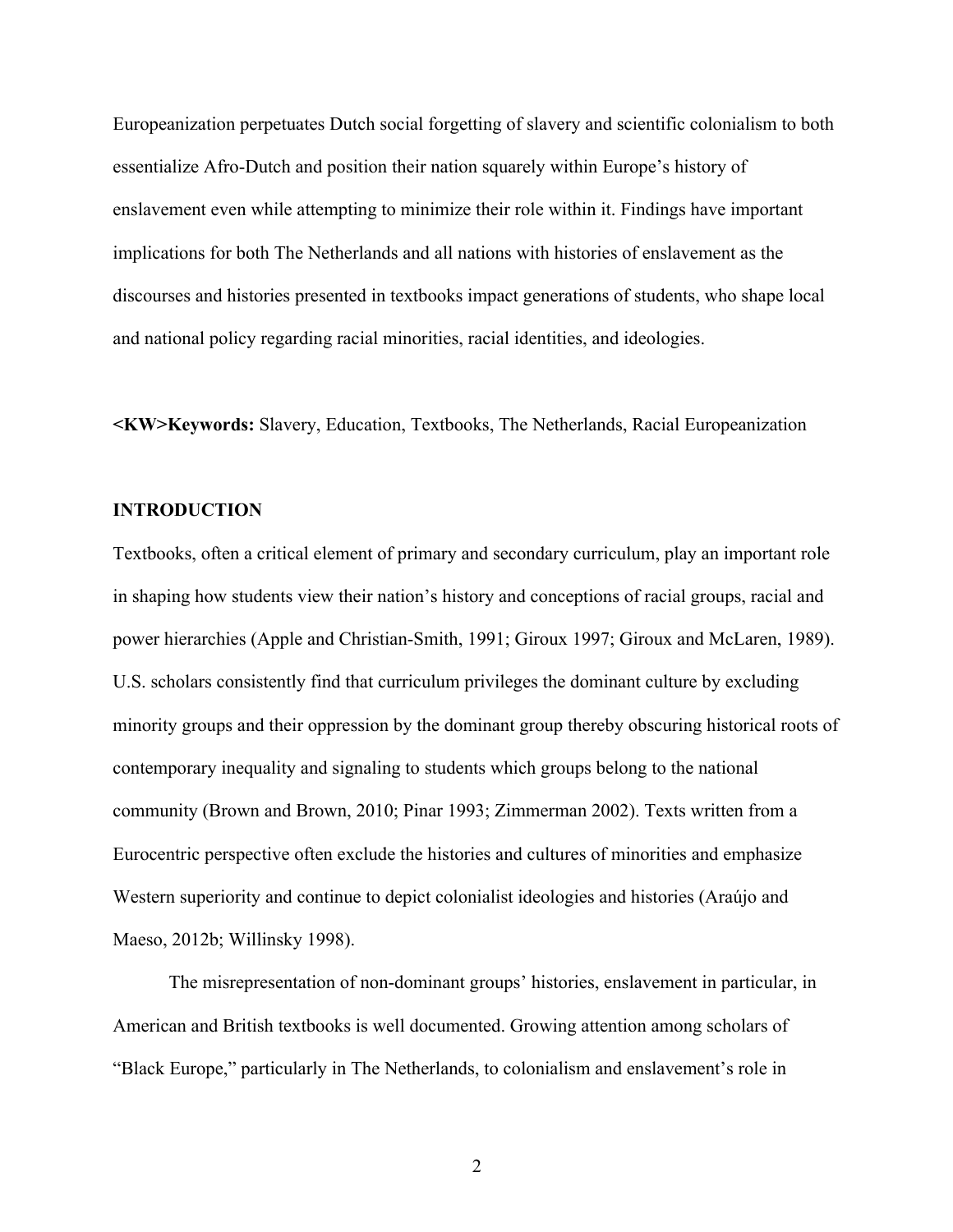Europeanization perpetuates Dutch social forgetting of slavery and scientific colonialism to both essentialize Afro-Dutch and position their nation squarely within Europe's history of enslavement even while attempting to minimize their role within it. Findings have important implications for both The Netherlands and all nations with histories of enslavement as the discourses and histories presented in textbooks impact generations of students, who shape local and national policy regarding racial minorities, racial identities, and ideologies.

<KW>**Keywords:** Slavery, Education, Textbooks, The Netherlands, Racial Europeanization

## INTRODUCTION

Textbooks, often a critical element of primary and secondary curriculum, play an important role in shaping how students view their nation's history and conceptions of racial groups, racial and power hierarchies (Apple and Christian-Smith, 1991; Giroux 1997; Giroux and McLaren, 1989). U.S. scholars consistently find that curriculum privileges the dominant culture by excluding minority groups and their oppression by the dominant group thereby obscuring historical roots of contemporary inequality and signaling to students which groups belong to the national community (Brown and Brown, 2010; Pinar 1993; Zimmerman 2002). Texts written from a Eurocentric perspective often exclude the histories and cultures of minorities and emphasize Western superiority and continue to depict colonialist ideologies and histories (Araújo and Maeso, 2012b; Willinsky 1998).

The misrepresentation of non-dominant groups' histories, enslavement in particular, in American and British textbooks is well documented. Growing attention among scholars of "Black Europe," particularly in The Netherlands, to colonialism and enslavement's role in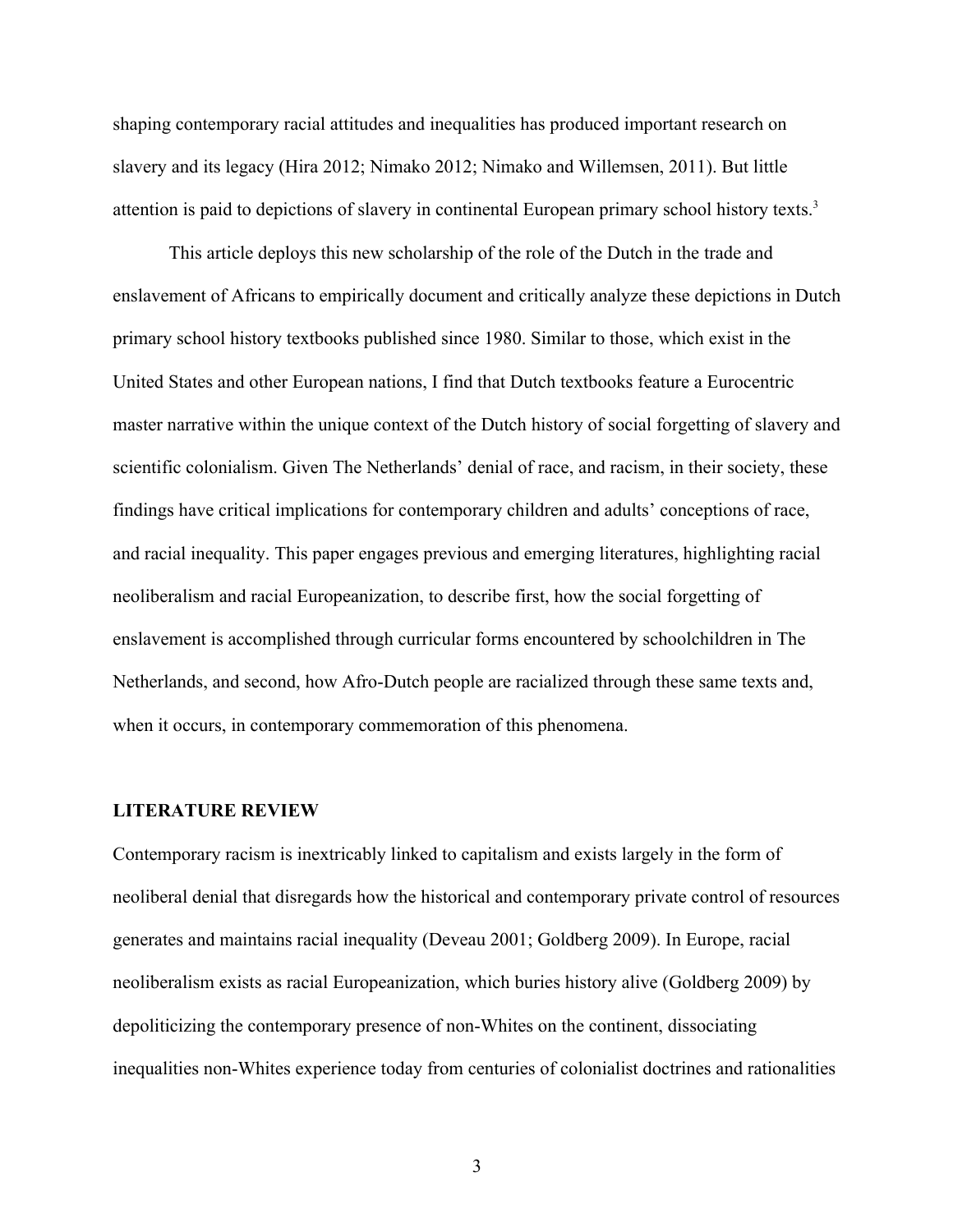shaping contemporary racial attitudes and inequalities has produced important research on slavery and its legacy (Hira 2012; Nimako 2012; Nimako and Willemsen, 2011). But little attention is paid to depictions of slavery in continental European primary school history texts.[3]

This article deploys this new scholarship of the role of the Dutch in the trade and enslavement of Africans to empirically document and critically analyze these depictions in Dutch primary school history textbooks published since 1980. Similar to those, which exist in the United States and other European nations, I find that Dutch textbooks feature a Eurocentric master narrative within the unique context of the Dutch history of social forgetting of slavery and scientific colonialism. Given The Netherlands' denial of race, and racism, in their society, these findings have critical implications for contemporary children and adults' conceptions of race, and racial inequality. This paper engages previous and emerging literatures, highlighting racial neoliberalism and racial Europeanization, to describe first, how the social forgetting of enslavement is accomplished through curricular forms encountered by schoolchildren in The Netherlands, and second, how Afro-Dutch people are racialized through these same texts and, when it occurs, in contemporary commemoration of this phenomena.

## LITERATURE REVIEW

Contemporary racism is inextricably linked to capitalism and exists largely in the form of neoliberal denial that disregards how the historical and contemporary private control of resources generates and maintains racial inequality (Deveau 2001; Goldberg 2009). In Europe, racial neoliberalism exists as racial Europeanization, which buries history alive (Goldberg 2009) by depoliticizing the contemporary presence of non-Whites on the continent, dissociating inequalities non-Whites experience today from centuries of colonialist doctrines and rationalities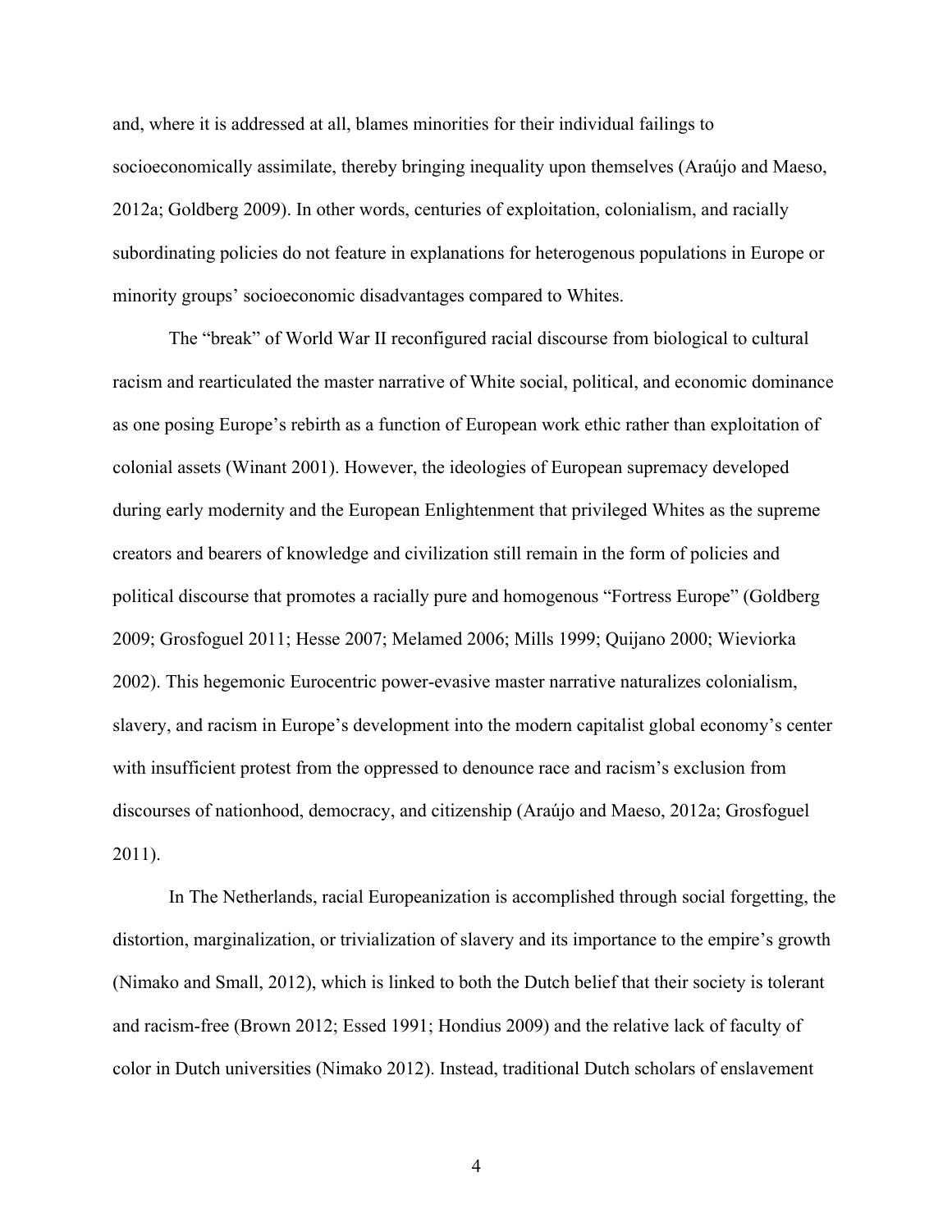and, where it is addressed at all, blames minorities for their individual failings to socioeconomically assimilate, thereby bringing inequality upon themselves (Araújo and Maeso, 2012a; Goldberg 2009). In other words, centuries of exploitation, colonialism, and racially subordinating policies do not feature in explanations for heterogenous populations in Europe or minority groups' socioeconomic disadvantages compared to Whites.

The "break" of World War II reconfigured racial discourse from biological to cultural racism and rearticulated the master narrative of White social, political, and economic dominance as one posing Europe's rebirth as a function of European work ethic rather than exploitation of colonial assets (Winant 2001). However, the ideologies of European supremacy developed during early modernity and the European Enlightenment that privileged Whites as the supreme creators and bearers of knowledge and civilization still remain in the form of policies and political discourse that promotes a racially pure and homogenous "Fortress Europe" (Goldberg 2009; Grosfoguel 2011; Hesse 2007; Melamed 2006; Mills 1999; Quijano 2000; Wieviorka 2002). This hegemonic Eurocentric power-evasive master narrative naturalizes colonialism, slavery, and racism in Europe's development into the modern capitalist global economy's center with insufficient protest from the oppressed to denounce race and racism's exclusion from discourses of nationhood, democracy, and citizenship (Araújo and Maeso, 2012a; Grosfoguel 2011).

In The Netherlands, racial Europeanization is accomplished through social forgetting, the distortion, marginalization, or trivialization of slavery and its importance to the empire's growth (Nimako and Small, 2012), which is linked to both the Dutch belief that their society is tolerant and racism-free (Brown 2012; Essed 1991; Hondius 2009) and the relative lack of faculty of color in Dutch universities (Nimako 2012). Instead, traditional Dutch scholars of enslavement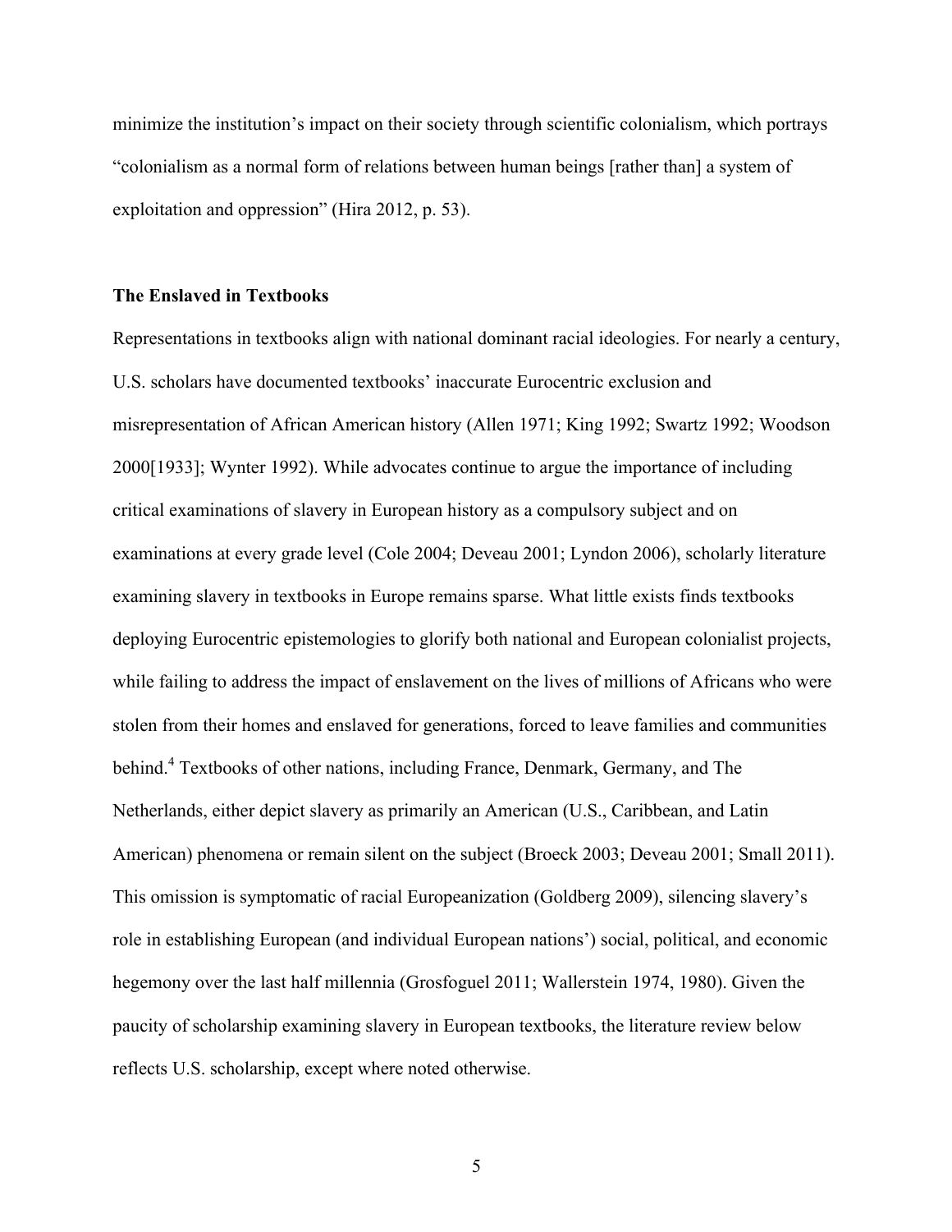minimize the institution's impact on their society through scientific colonialism, which portrays "colonialism as a normal form of relations between human beings [rather than] a system of exploitation and oppression" (Hira 2012, p. 53).

### The Enslaved in Textbooks

Representations in textbooks align with national dominant racial ideologies. For nearly a century, U.S. scholars have documented textbooks' inaccurate Eurocentric exclusion and misrepresentation of African American history (Allen 1971; King 1992; Swartz 1992; Woodson 2000[1933]; Wynter 1992). While advocates continue to argue the importance of including critical examinations of slavery in European history as a compulsory subject and on examinations at every grade level (Cole 2004; Deveau 2001; Lyndon 2006), scholarly literature examining slavery in textbooks in Europe remains sparse. What little exists finds textbooks deploying Eurocentric epistemologies to glorify both national and European colonialist projects, while failing to address the impact of enslavement on the lives of millions of Africans who were stolen from their homes and enslaved for generations, forced to leave families and communities behind.[4] Textbooks of other nations, including France, Denmark, Germany, and The Netherlands, either depict slavery as primarily an American (U.S., Caribbean, and Latin American) phenomena or remain silent on the subject (Broeck 2003; Deveau 2001; Small 2011). This omission is symptomatic of racial Europeanization (Goldberg 2009), silencing slavery's role in establishing European (and individual European nations') social, political, and economic hegemony over the last half millennia (Grosfoguel 2011; Wallerstein 1974, 1980). Given the paucity of scholarship examining slavery in European textbooks, the literature review below reflects U.S. scholarship, except where noted otherwise.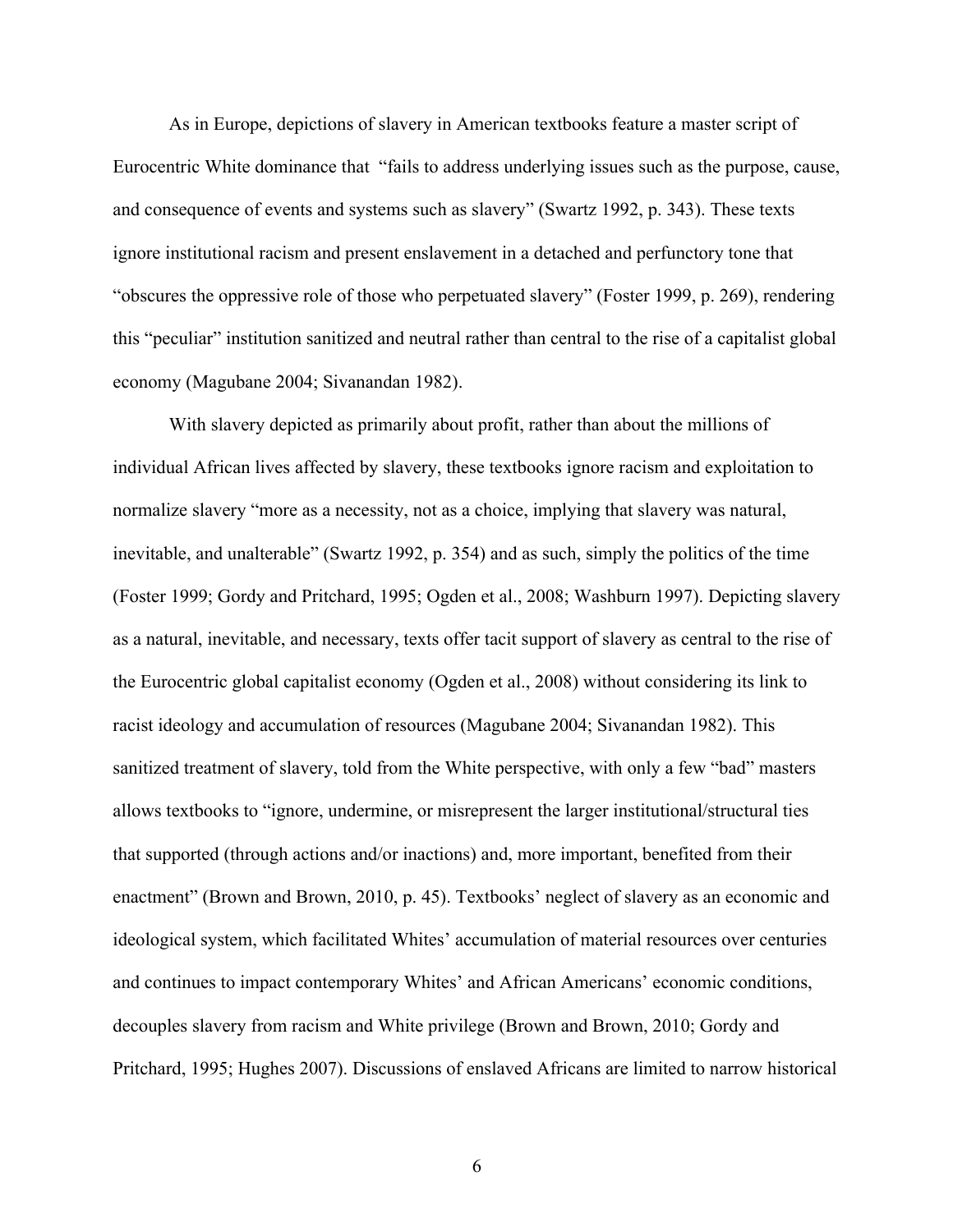As in Europe, depictions of slavery in American textbooks feature a master script of Eurocentric White dominance that "fails to address underlying issues such as the purpose, cause, and consequence of events and systems such as slavery" (Swartz 1992, p. 343). These texts ignore institutional racism and present enslavement in a detached and perfunctory tone that "obscures the oppressive role of those who perpetuated slavery" (Foster 1999, p. 269), rendering this "peculiar" institution sanitized and neutral rather than central to the rise of a capitalist global economy (Magubane 2004; Sivanandan 1982).

With slavery depicted as primarily about profit, rather than about the millions of individual African lives affected by slavery, these textbooks ignore racism and exploitation to normalize slavery "more as a necessity, not as a choice, implying that slavery was natural, inevitable, and unalterable" (Swartz 1992, p. 354) and as such, simply the politics of the time (Foster 1999; Gordy and Pritchard, 1995; Ogden et al., 2008; Washburn 1997). Depicting slavery as a natural, inevitable, and necessary, texts offer tacit support of slavery as central to the rise of the Eurocentric global capitalist economy (Ogden et al., 2008) without considering its link to racist ideology and accumulation of resources (Magubane 2004; Sivanandan 1982). This sanitized treatment of slavery, told from the White perspective, with only a few "bad" masters allows textbooks to "ignore, undermine, or misrepresent the larger institutional/structural ties that supported (through actions and/or inactions) and, more important, benefited from their enactment" (Brown and Brown, 2010, p. 45). Textbooks' neglect of slavery as an economic and ideological system, which facilitated Whites' accumulation of material resources over centuries and continues to impact contemporary Whites' and African Americans' economic conditions, decouples slavery from racism and White privilege (Brown and Brown, 2010; Gordy and Pritchard, 1995; Hughes 2007). Discussions of enslaved Africans are limited to narrow historical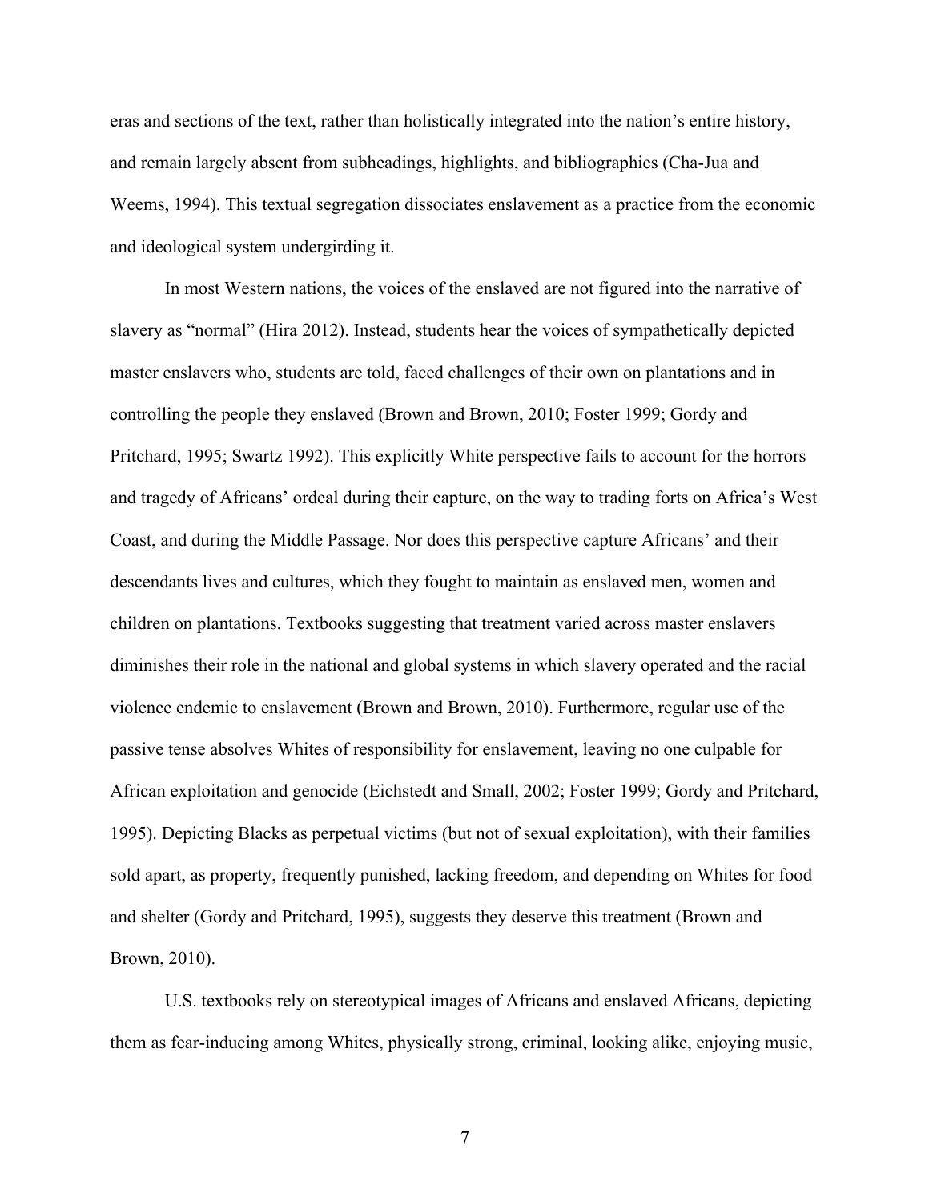eras and sections of the text, rather than holistically integrated into the nation's entire history, and remain largely absent from subheadings, highlights, and bibliographies (Cha-Jua and Weems, 1994). This textual segregation dissociates enslavement as a practice from the economic and ideological system undergirding it.

In most Western nations, the voices of the enslaved are not figured into the narrative of slavery as "normal" (Hira 2012). Instead, students hear the voices of sympathetically depicted master enslavers who, students are told, faced challenges of their own on plantations and in controlling the people they enslaved (Brown and Brown, 2010; Foster 1999; Gordy and Pritchard, 1995; Swartz 1992). This explicitly White perspective fails to account for the horrors and tragedy of Africans' ordeal during their capture, on the way to trading forts on Africa's West Coast, and during the Middle Passage. Nor does this perspective capture Africans' and their descendants lives and cultures, which they fought to maintain as enslaved men, women and children on plantations. Textbooks suggesting that treatment varied across master enslavers diminishes their role in the national and global systems in which slavery operated and the racial violence endemic to enslavement (Brown and Brown, 2010). Furthermore, regular use of the passive tense absolves Whites of responsibility for enslavement, leaving no one culpable for African exploitation and genocide (Eichstedt and Small, 2002; Foster 1999; Gordy and Pritchard, 1995). Depicting Blacks as perpetual victims (but not of sexual exploitation), with their families sold apart, as property, frequently punished, lacking freedom, and depending on Whites for food and shelter (Gordy and Pritchard, 1995), suggests they deserve this treatment (Brown and Brown, 2010).

U.S. textbooks rely on stereotypical images of Africans and enslaved Africans, depicting them as fear-inducing among Whites, physically strong, criminal, looking alike, enjoying music,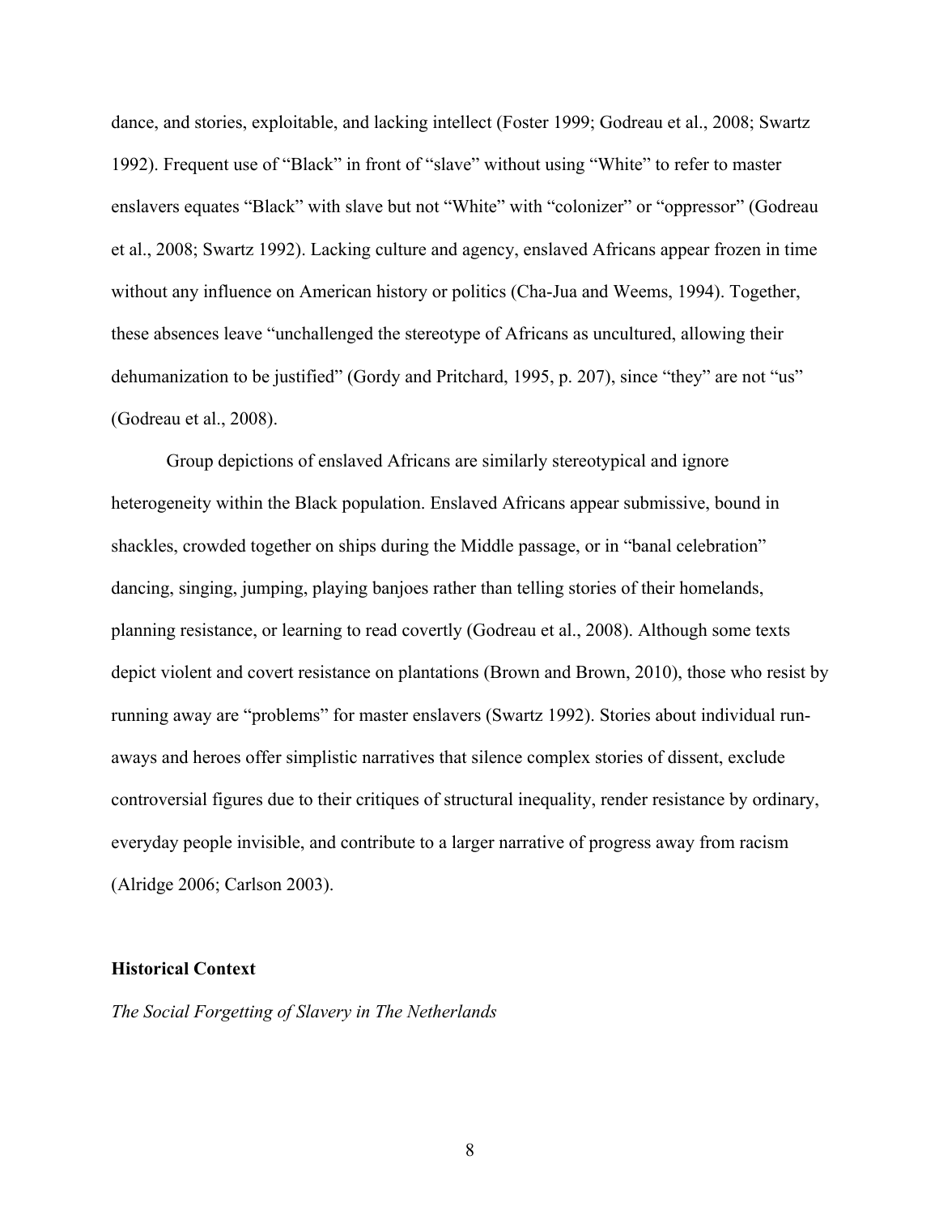dance, and stories, exploitable, and lacking intellect (Foster 1999; Godreau et al., 2008; Swartz 1992). Frequent use of "Black" in front of "slave" without using "White" to refer to master enslavers equates "Black" with slave but not "White" with "colonizer" or "oppressor" (Godreau et al., 2008; Swartz 1992). Lacking culture and agency, enslaved Africans appear frozen in time without any influence on American history or politics (Cha-Jua and Weems, 1994). Together, these absences leave "unchallenged the stereotype of Africans as uncultured, allowing their dehumanization to be justified" (Gordy and Pritchard, 1995, p. 207), since "they" are not "us" (Godreau et al., 2008).

Group depictions of enslaved Africans are similarly stereotypical and ignore heterogeneity within the Black population. Enslaved Africans appear submissive, bound in shackles, crowded together on ships during the Middle passage, or in "banal celebration" dancing, singing, jumping, playing banjoes rather than telling stories of their homelands, planning resistance, or learning to read covertly (Godreau et al., 2008). Although some texts depict violent and covert resistance on plantations (Brown and Brown, 2010), those who resist by running away are "problems" for master enslavers (Swartz 1992). Stories about individual run-aways and heroes offer simplistic narratives that silence complex stories of dissent, exclude controversial figures due to their critiques of structural inequality, render resistance by ordinary, everyday people invisible, and contribute to a larger narrative of progress away from racism (Alridge 2006; Carlson 2003).

## Historical Context

### *The Social Forgetting of Slavery in The Netherlands*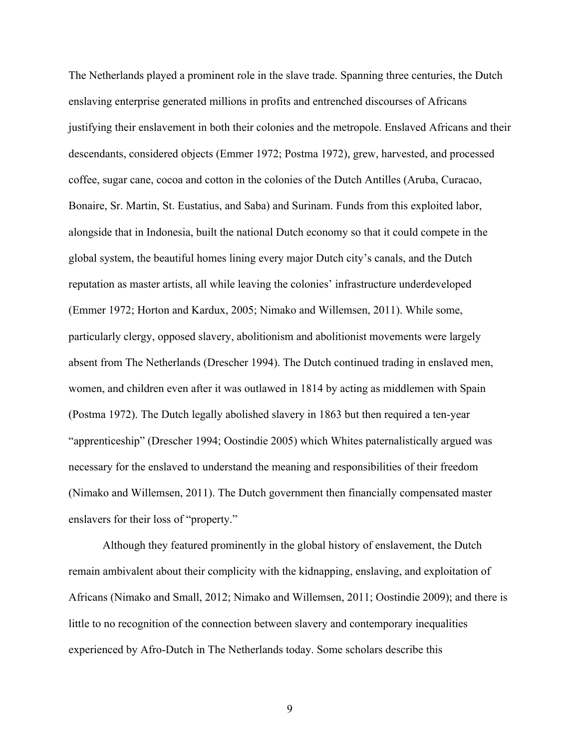The Netherlands played a prominent role in the slave trade. Spanning three centuries, the Dutch enslaving enterprise generated millions in profits and entrenched discourses of Africans justifying their enslavement in both their colonies and the metropole. Enslaved Africans and their descendants, considered objects (Emmer 1972; Postma 1972), grew, harvested, and processed coffee, sugar cane, cocoa and cotton in the colonies of the Dutch Antilles (Aruba, Curacao, Bonaire, Sr. Martin, St. Eustatius, and Saba) and Surinam. Funds from this exploited labor, alongside that in Indonesia, built the national Dutch economy so that it could compete in the global system, the beautiful homes lining every major Dutch city's canals, and the Dutch reputation as master artists, all while leaving the colonies' infrastructure underdeveloped (Emmer 1972; Horton and Kardux, 2005; Nimako and Willemsen, 2011). While some, particularly clergy, opposed slavery, abolitionism and abolitionist movements were largely absent from The Netherlands (Drescher 1994). The Dutch continued trading in enslaved men, women, and children even after it was outlawed in 1814 by acting as middlemen with Spain (Postma 1972). The Dutch legally abolished slavery in 1863 but then required a ten-year "apprenticeship" (Drescher 1994; Oostindie 2005) which Whites paternalistically argued was necessary for the enslaved to understand the meaning and responsibilities of their freedom (Nimako and Willemsen, 2011). The Dutch government then financially compensated master enslavers for their loss of "property."

Although they featured prominently in the global history of enslavement, the Dutch remain ambivalent about their complicity with the kidnapping, enslaving, and exploitation of Africans (Nimako and Small, 2012; Nimako and Willemsen, 2011; Oostindie 2009); and there is little to no recognition of the connection between slavery and contemporary inequalities experienced by Afro-Dutch in The Netherlands today. Some scholars describe this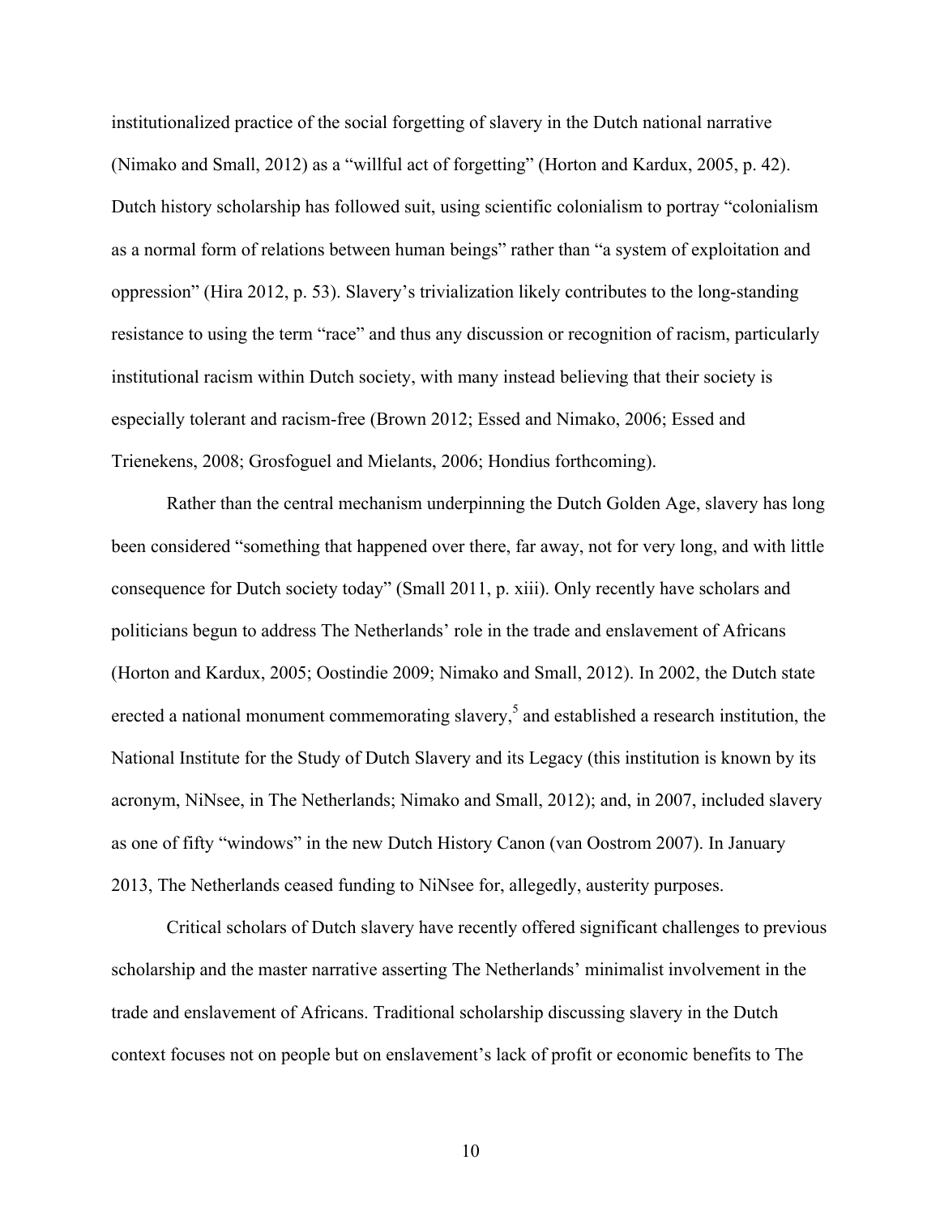institutionalized practice of the social forgetting of slavery in the Dutch national narrative (Nimako and Small, 2012) as a "willful act of forgetting" (Horton and Kardux, 2005, p. 42). Dutch history scholarship has followed suit, using scientific colonialism to portray "colonialism as a normal form of relations between human beings" rather than "a system of exploitation and oppression" (Hira 2012, p. 53). Slavery's trivialization likely contributes to the long-standing resistance to using the term "race" and thus any discussion or recognition of racism, particularly institutional racism within Dutch society, with many instead believing that their society is especially tolerant and racism-free (Brown 2012; Essed and Nimako, 2006; Essed and Trienekens, 2008; Grosfoguel and Mielants, 2006; Hondius forthcoming).

Rather than the central mechanism underpinning the Dutch Golden Age, slavery has long been considered "something that happened over there, far away, not for very long, and with little consequence for Dutch society today" (Small 2011, p. xiii). Only recently have scholars and politicians begun to address The Netherlands' role in the trade and enslavement of Africans (Horton and Kardux, 2005; Oostindie 2009; Nimako and Small, 2012). In 2002, the Dutch state erected a national monument commemorating slavery,[5] and established a research institution, the National Institute for the Study of Dutch Slavery and its Legacy (this institution is known by its acronym, NiNsee, in The Netherlands; Nimako and Small, 2012); and, in 2007, included slavery as one of fifty "windows" in the new Dutch History Canon (van Oostrom 2007). In January 2013, The Netherlands ceased funding to NiNsee for, allegedly, austerity purposes.

Critical scholars of Dutch slavery have recently offered significant challenges to previous scholarship and the master narrative asserting The Netherlands' minimalist involvement in the trade and enslavement of Africans. Traditional scholarship discussing slavery in the Dutch context focuses not on people but on enslavement's lack of profit or economic benefits to The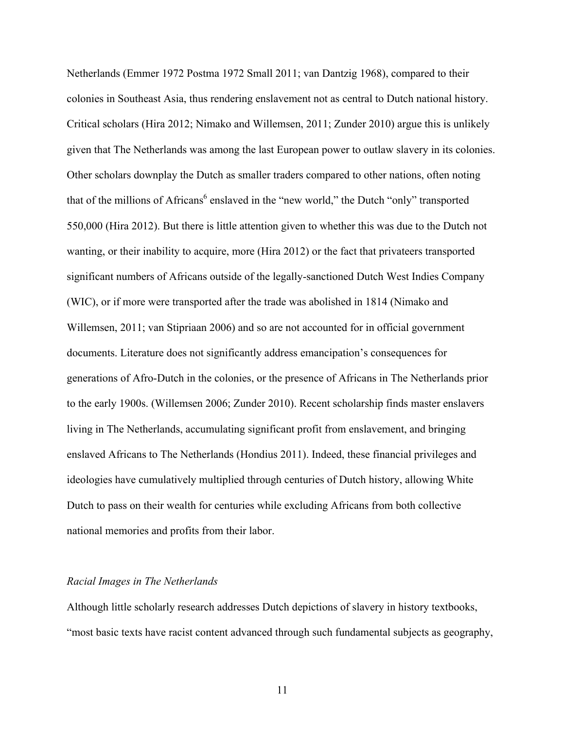Netherlands (Emmer 1972 Postma 1972 Small 2011; van Dantzig 1968), compared to their colonies in Southeast Asia, thus rendering enslavement not as central to Dutch national history. Critical scholars (Hira 2012; Nimako and Willemsen, 2011; Zunder 2010) argue this is unlikely given that The Netherlands was among the last European power to outlaw slavery in its colonies. Other scholars downplay the Dutch as smaller traders compared to other nations, often noting that of the millions of Africans[6] enslaved in the "new world," the Dutch "only" transported 550,000 (Hira 2012). But there is little attention given to whether this was due to the Dutch not wanting, or their inability to acquire, more (Hira 2012) or the fact that privateers transported significant numbers of Africans outside of the legally-sanctioned Dutch West Indies Company (WIC), or if more were transported after the trade was abolished in 1814 (Nimako and Willemsen, 2011; van Stipriaan 2006) and so are not accounted for in official government documents. Literature does not significantly address emancipation's consequences for generations of Afro-Dutch in the colonies, or the presence of Africans in The Netherlands prior to the early 1900s. (Willemsen 2006; Zunder 2010). Recent scholarship finds master enslavers living in The Netherlands, accumulating significant profit from enslavement, and bringing enslaved Africans to The Netherlands (Hondius 2011). Indeed, these financial privileges and ideologies have cumulatively multiplied through centuries of Dutch history, allowing White Dutch to pass on their wealth for centuries while excluding Africans from both collective national memories and profits from their labor.

*Racial Images in The Netherlands*

Although little scholarly research addresses Dutch depictions of slavery in history textbooks, "most basic texts have racist content advanced through such fundamental subjects as geography,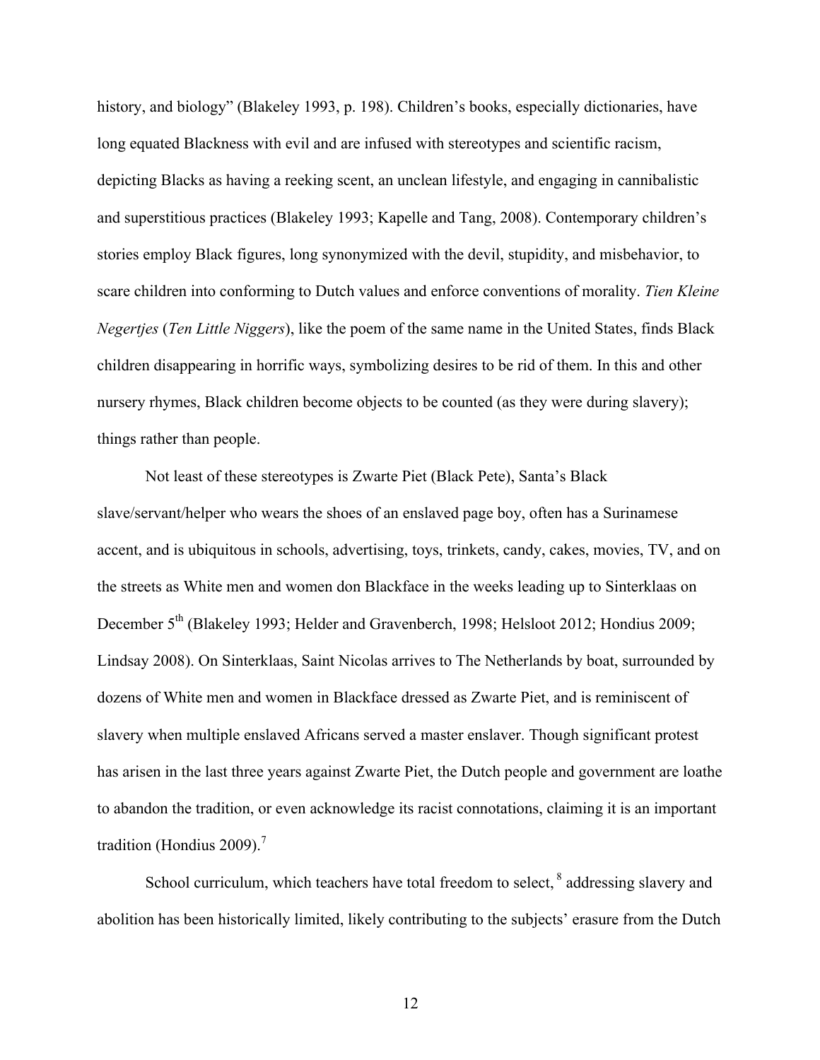history, and biology" (Blakeley 1993, p. 198). Children's books, especially dictionaries, have long equated Blackness with evil and are infused with stereotypes and scientific racism, depicting Blacks as having a reeking scent, an unclean lifestyle, and engaging in cannibalistic and superstitious practices (Blakeley 1993; Kapelle and Tang, 2008). Contemporary children's stories employ Black figures, long synonymized with the devil, stupidity, and misbehavior, to scare children into conforming to Dutch values and enforce conventions of morality. *Tien Kleine Negertjes* (*Ten Little Niggers*), like the poem of the same name in the United States, finds Black children disappearing in horrific ways, symbolizing desires to be rid of them. In this and other nursery rhymes, Black children become objects to be counted (as they were during slavery); things rather than people.

Not least of these stereotypes is Zwarte Piet (Black Pete), Santa's Black slave/servant/helper who wears the shoes of an enslaved page boy, often has a Surinamese accent, and is ubiquitous in schools, advertising, toys, trinkets, candy, cakes, movies, TV, and on the streets as White men and women don Blackface in the weeks leading up to Sinterklaas on December 5th (Blakeley 1993; Helder and Gravenberch, 1998; Helsloot 2012; Hondius 2009; Lindsay 2008). On Sinterklaas, Saint Nicolas arrives to The Netherlands by boat, surrounded by dozens of White men and women in Blackface dressed as Zwarte Piet, and is reminiscent of slavery when multiple enslaved Africans served a master enslaver. Though significant protest has arisen in the last three years against Zwarte Piet, the Dutch people and government are loathe to abandon the tradition, or even acknowledge its racist connotations, claiming it is an important tradition (Hondius 2009).[7]

School curriculum, which teachers have total freedom to select,[8] addressing slavery and abolition has been historically limited, likely contributing to the subjects' erasure from the Dutch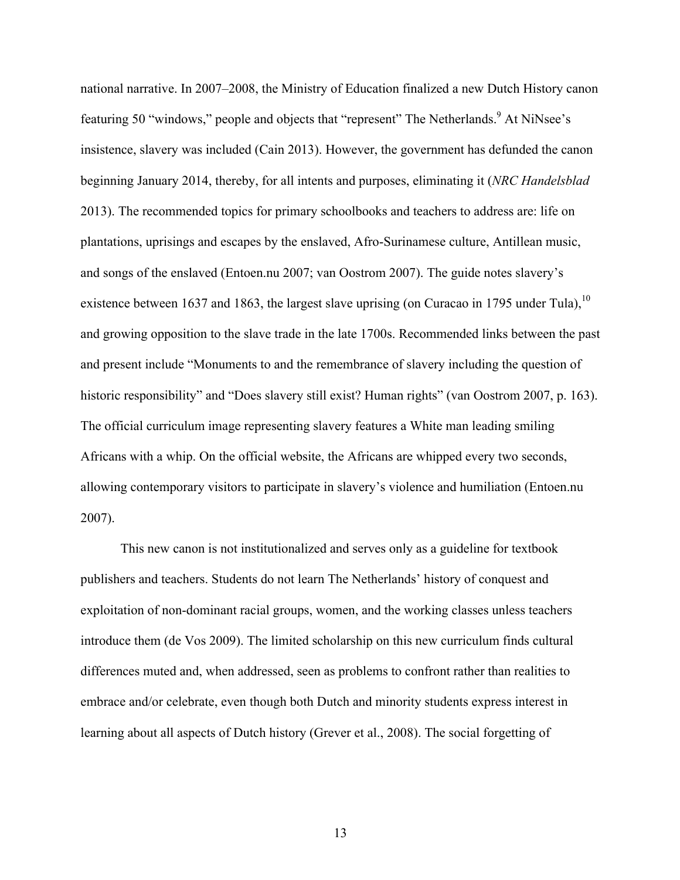national narrative. In 2007–2008, the Ministry of Education finalized a new Dutch History canon featuring 50 "windows," people and objects that "represent" The Netherlands.[9] At NiNsee's insistence, slavery was included (Cain 2013). However, the government has defunded the canon beginning January 2014, thereby, for all intents and purposes, eliminating it (*NRC Handelsblad* 2013). The recommended topics for primary schoolbooks and teachers to address are: life on plantations, uprisings and escapes by the enslaved, Afro-Surinamese culture, Antillean music, and songs of the enslaved (Entoen.nu 2007; van Oostrom 2007). The guide notes slavery's existence between 1637 and 1863, the largest slave uprising (on Curacao in 1795 under Tula),[10] and growing opposition to the slave trade in the late 1700s. Recommended links between the past and present include "Monuments to and the remembrance of slavery including the question of historic responsibility" and "Does slavery still exist? Human rights" (van Oostrom 2007, p. 163). The official curriculum image representing slavery features a White man leading smiling Africans with a whip. On the official website, the Africans are whipped every two seconds, allowing contemporary visitors to participate in slavery's violence and humiliation (Entoen.nu 2007).

This new canon is not institutionalized and serves only as a guideline for textbook publishers and teachers. Students do not learn The Netherlands' history of conquest and exploitation of non-dominant racial groups, women, and the working classes unless teachers introduce them (de Vos 2009). The limited scholarship on this new curriculum finds cultural differences muted and, when addressed, seen as problems to confront rather than realities to embrace and/or celebrate, even though both Dutch and minority students express interest in learning about all aspects of Dutch history (Grever et al., 2008). The social forgetting of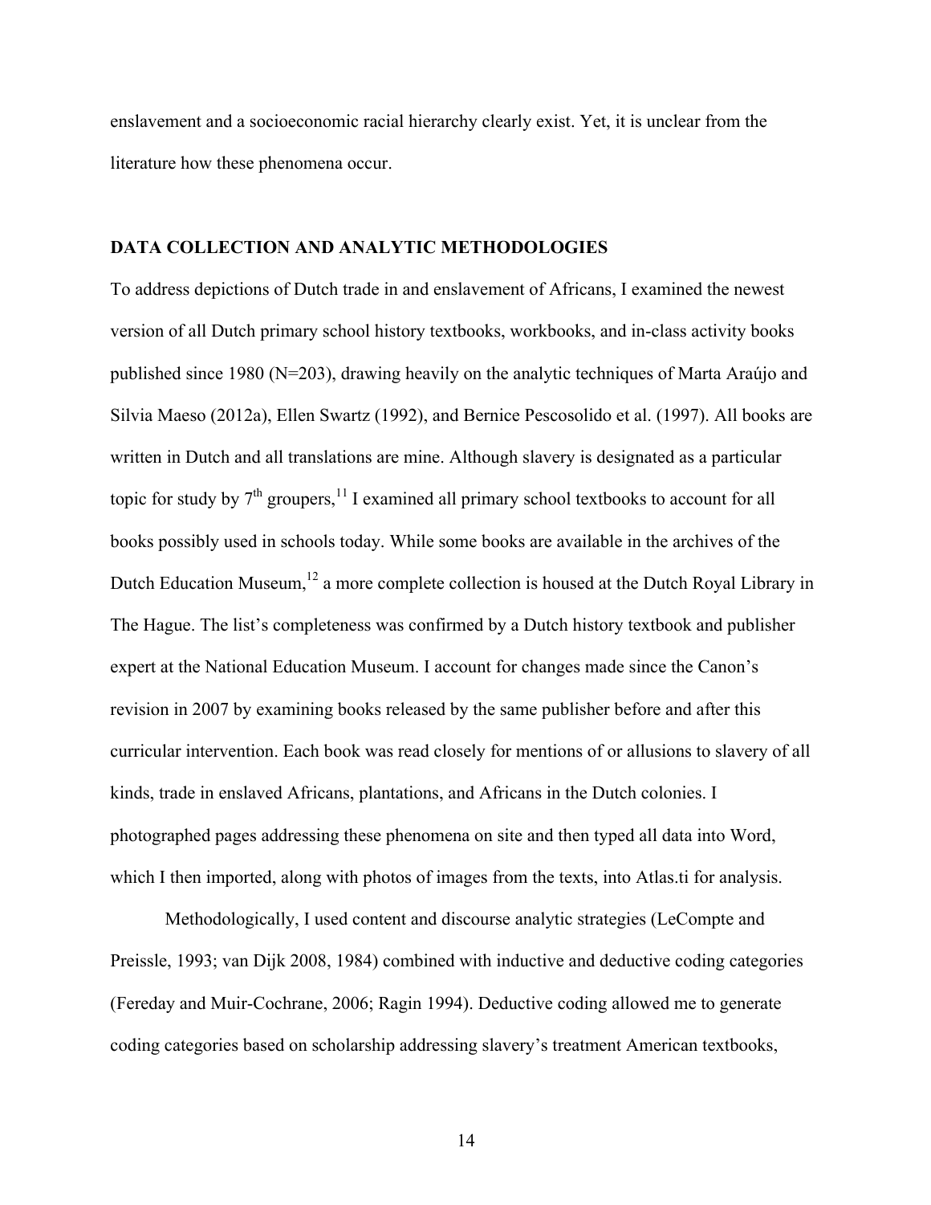enslavement and a socioeconomic racial hierarchy clearly exist. Yet, it is unclear from the literature how these phenomena occur.

## DATA COLLECTION AND ANALYTIC METHODOLOGIES

To address depictions of Dutch trade in and enslavement of Africans, I examined the newest version of all Dutch primary school history textbooks, workbooks, and in-class activity books published since 1980 (N=203), drawing heavily on the analytic techniques of Marta Araújo and Silvia Maeso (2012a), Ellen Swartz (1992), and Bernice Pescosolido et al. (1997). All books are written in Dutch and all translations are mine. Although slavery is designated as a particular topic for study by 7th groupers,[11] I examined all primary school textbooks to account for all books possibly used in schools today. While some books are available in the archives of the Dutch Education Museum,[12] a more complete collection is housed at the Dutch Royal Library in The Hague. The list's completeness was confirmed by a Dutch history textbook and publisher expert at the National Education Museum. I account for changes made since the Canon's revision in 2007 by examining books released by the same publisher before and after this curricular intervention. Each book was read closely for mentions of or allusions to slavery of all kinds, trade in enslaved Africans, plantations, and Africans in the Dutch colonies. I photographed pages addressing these phenomena on site and then typed all data into Word, which I then imported, along with photos of images from the texts, into Atlas.ti for analysis.

Methodologically, I used content and discourse analytic strategies (LeCompte and Preissle, 1993; van Dijk 2008, 1984) combined with inductive and deductive coding categories (Fereday and Muir-Cochrane, 2006; Ragin 1994). Deductive coding allowed me to generate coding categories based on scholarship addressing slavery's treatment American textbooks,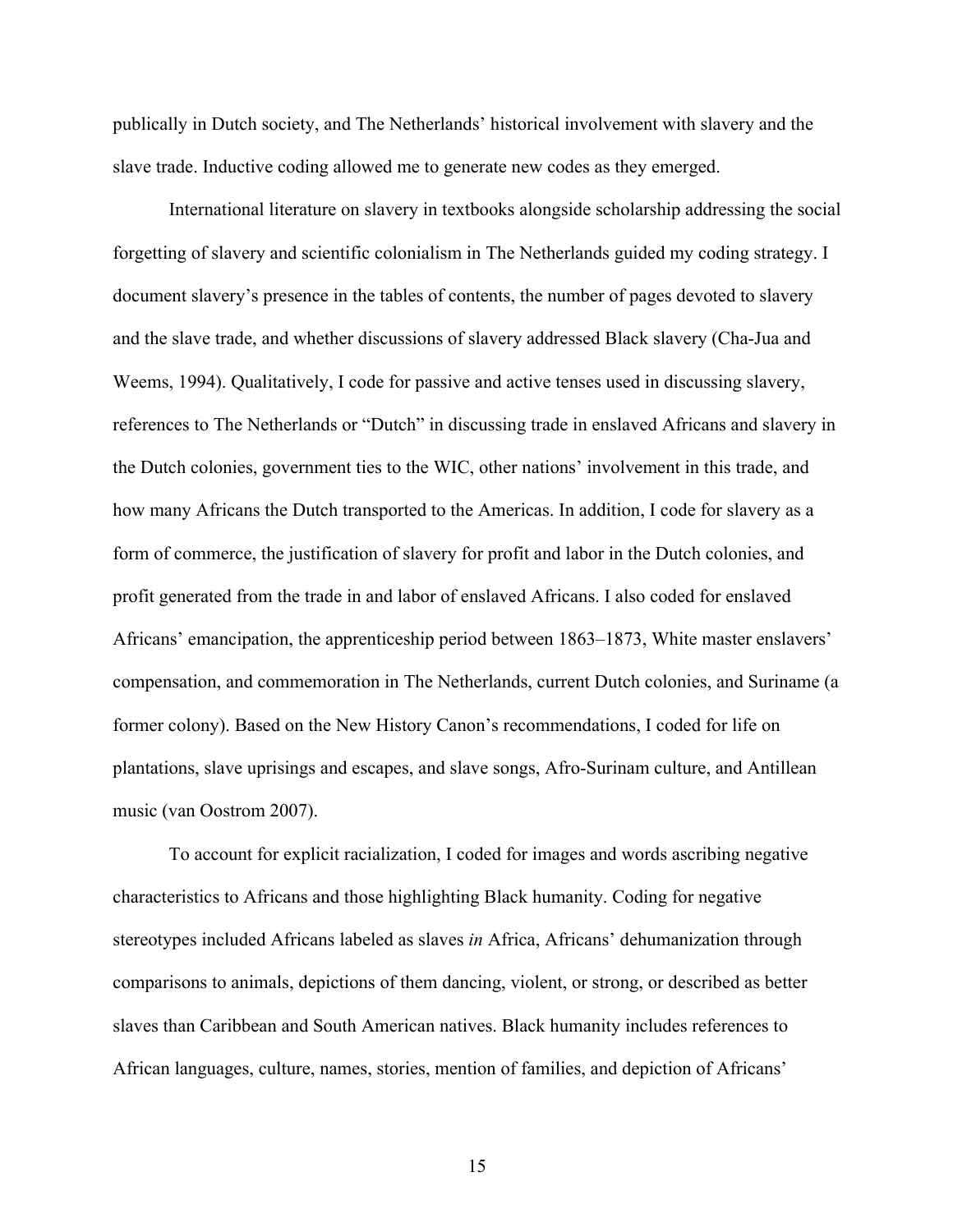publically in Dutch society, and The Netherlands' historical involvement with slavery and the slave trade. Inductive coding allowed me to generate new codes as they emerged.

International literature on slavery in textbooks alongside scholarship addressing the social forgetting of slavery and scientific colonialism in The Netherlands guided my coding strategy. I document slavery's presence in the tables of contents, the number of pages devoted to slavery and the slave trade, and whether discussions of slavery addressed Black slavery (Cha-Jua and Weems, 1994). Qualitatively, I code for passive and active tenses used in discussing slavery, references to The Netherlands or "Dutch" in discussing trade in enslaved Africans and slavery in the Dutch colonies, government ties to the WIC, other nations' involvement in this trade, and how many Africans the Dutch transported to the Americas. In addition, I code for slavery as a form of commerce, the justification of slavery for profit and labor in the Dutch colonies, and profit generated from the trade in and labor of enslaved Africans. I also coded for enslaved Africans' emancipation, the apprenticeship period between 1863–1873, White master enslavers' compensation, and commemoration in The Netherlands, current Dutch colonies, and Suriname (a former colony). Based on the New History Canon's recommendations, I coded for life on plantations, slave uprisings and escapes, and slave songs, Afro-Surinam culture, and Antillean music (van Oostrom 2007).

To account for explicit racialization, I coded for images and words ascribing negative characteristics to Africans and those highlighting Black humanity. Coding for negative stereotypes included Africans labeled as slaves *in* Africa, Africans' dehumanization through comparisons to animals, depictions of them dancing, violent, or strong, or described as better slaves than Caribbean and South American natives. Black humanity includes references to African languages, culture, names, stories, mention of families, and depiction of Africans'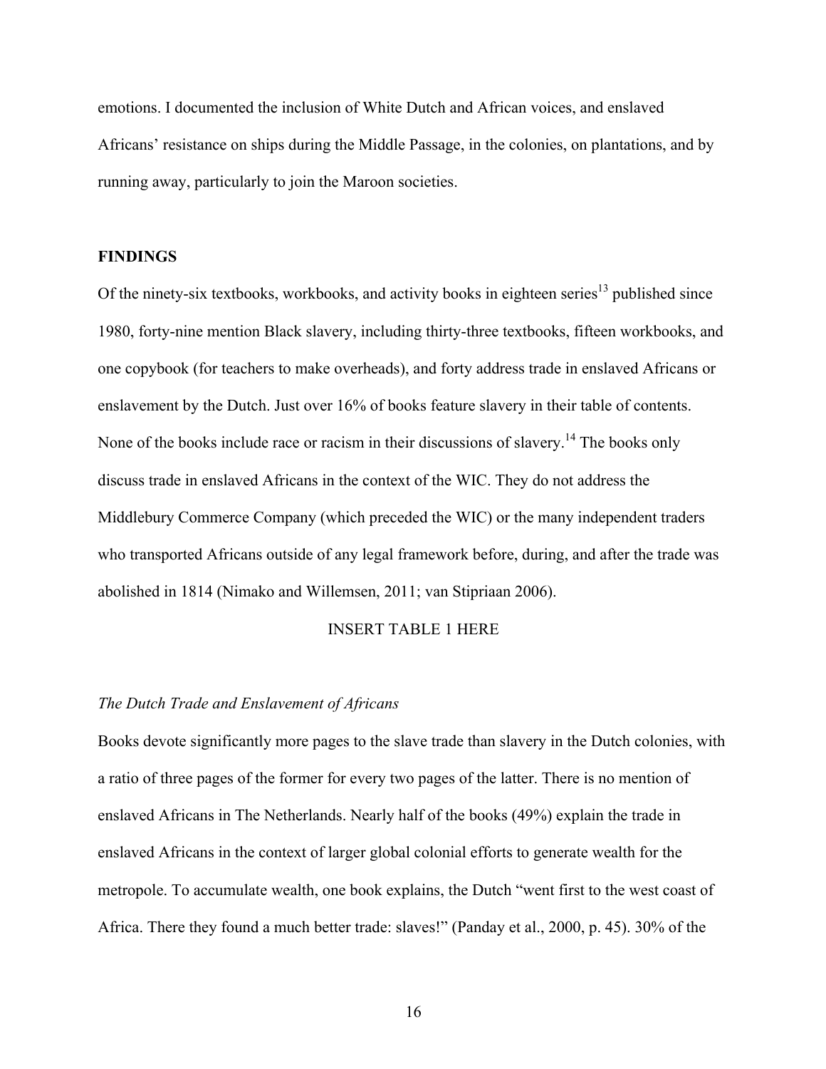emotions. I documented the inclusion of White Dutch and African voices, and enslaved Africans' resistance on ships during the Middle Passage, in the colonies, on plantations, and by running away, particularly to join the Maroon societies.

**FINDINGS**

Of the ninety-six textbooks, workbooks, and activity books in eighteen series[13] published since 1980, forty-nine mention Black slavery, including thirty-three textbooks, fifteen workbooks, and one copybook (for teachers to make overheads), and forty address trade in enslaved Africans or enslavement by the Dutch. Just over 16% of books feature slavery in their table of contents. None of the books include race or racism in their discussions of slavery.[14] The books only discuss trade in enslaved Africans in the context of the WIC. They do not address the Middlebury Commerce Company (which preceded the WIC) or the many independent traders who transported Africans outside of any legal framework before, during, and after the trade was abolished in 1814 (Nimako and Willemsen, 2011; van Stipriaan 2006).

INSERT TABLE 1 HERE

*The Dutch Trade and Enslavement of Africans*

Books devote significantly more pages to the slave trade than slavery in the Dutch colonies, with a ratio of three pages of the former for every two pages of the latter. There is no mention of enslaved Africans in The Netherlands. Nearly half of the books (49%) explain the trade in enslaved Africans in the context of larger global colonial efforts to generate wealth for the metropole. To accumulate wealth, one book explains, the Dutch "went first to the west coast of Africa. There they found a much better trade: slaves!" (Panday et al., 2000, p. 45). 30% of the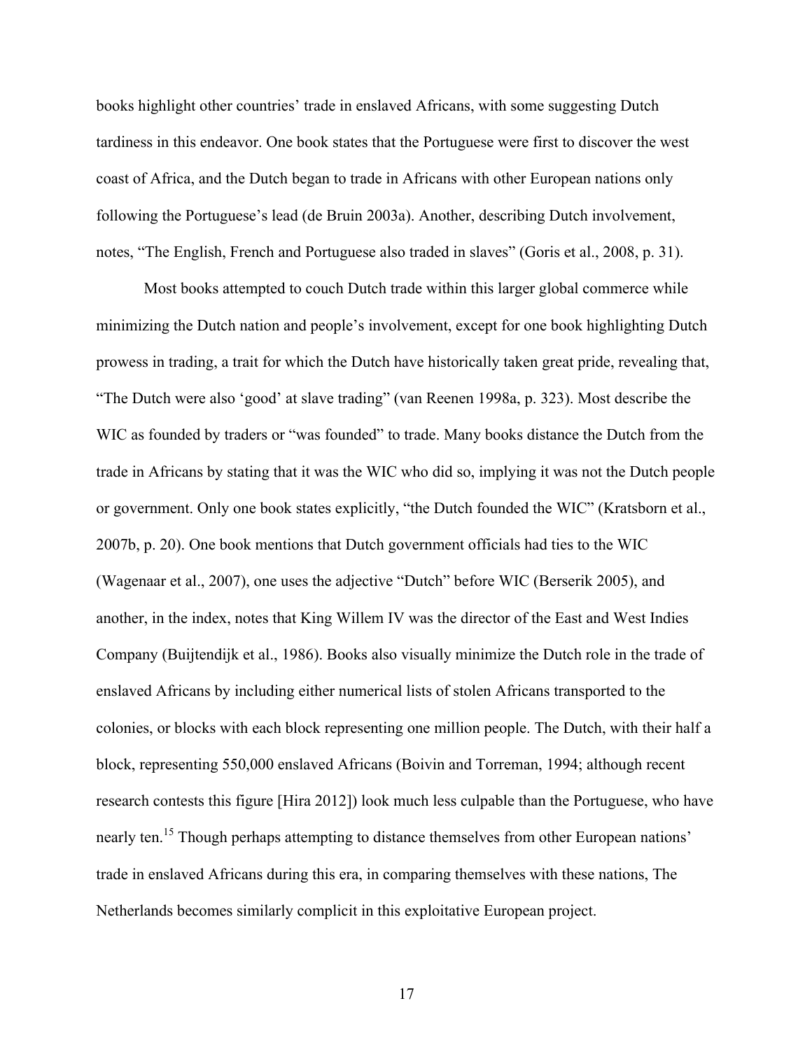books highlight other countries' trade in enslaved Africans, with some suggesting Dutch tardiness in this endeavor. One book states that the Portuguese were first to discover the west coast of Africa, and the Dutch began to trade in Africans with other European nations only following the Portuguese's lead (de Bruin 2003a). Another, describing Dutch involvement, notes, "The English, French and Portuguese also traded in slaves" (Goris et al., 2008, p. 31).

Most books attempted to couch Dutch trade within this larger global commerce while minimizing the Dutch nation and people's involvement, except for one book highlighting Dutch prowess in trading, a trait for which the Dutch have historically taken great pride, revealing that, "The Dutch were also 'good' at slave trading" (van Reenen 1998a, p. 323). Most describe the WIC as founded by traders or "was founded" to trade. Many books distance the Dutch from the trade in Africans by stating that it was the WIC who did so, implying it was not the Dutch people or government. Only one book states explicitly, "the Dutch founded the WIC" (Kratsborn et al., 2007b, p. 20). One book mentions that Dutch government officials had ties to the WIC (Wagenaar et al., 2007), one uses the adjective "Dutch" before WIC (Berserik 2005), and another, in the index, notes that King Willem IV was the director of the East and West Indies Company (Buijtendijk et al., 1986). Books also visually minimize the Dutch role in the trade of enslaved Africans by including either numerical lists of stolen Africans transported to the colonies, or blocks with each block representing one million people. The Dutch, with their half a block, representing 550,000 enslaved Africans (Boivin and Torreman, 1994; although recent research contests this figure [Hira 2012]) look much less culpable than the Portuguese, who have nearly ten.[15] Though perhaps attempting to distance themselves from other European nations' trade in enslaved Africans during this era, in comparing themselves with these nations, The Netherlands becomes similarly complicit in this exploitative European project.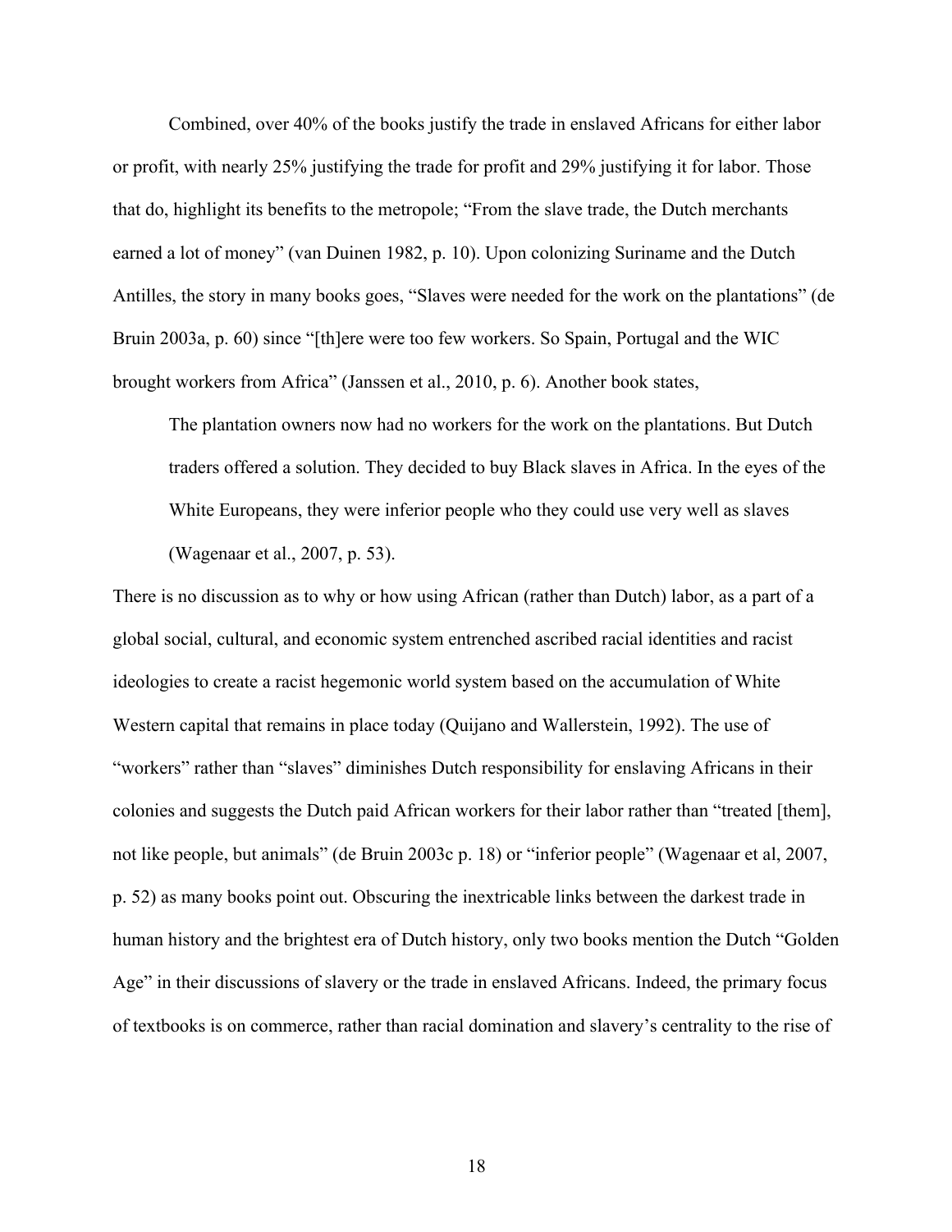Combined, over 40% of the books justify the trade in enslaved Africans for either labor or profit, with nearly 25% justifying the trade for profit and 29% justifying it for labor. Those that do, highlight its benefits to the metropole; "From the slave trade, the Dutch merchants earned a lot of money" (van Duinen 1982, p. 10). Upon colonizing Suriname and the Dutch Antilles, the story in many books goes, "Slaves were needed for the work on the plantations" (de Bruin 2003a, p. 60) since "[th]ere were too few workers. So Spain, Portugal and the WIC brought workers from Africa" (Janssen et al., 2010, p. 6). Another book states,

> The plantation owners now had no workers for the work on the plantations. But Dutch traders offered a solution. They decided to buy Black slaves in Africa. In the eyes of the White Europeans, they were inferior people who they could use very well as slaves (Wagenaar et al., 2007, p. 53).

There is no discussion as to why or how using African (rather than Dutch) labor, as a part of a global social, cultural, and economic system entrenched ascribed racial identities and racist ideologies to create a racist hegemonic world system based on the accumulation of White Western capital that remains in place today (Quijano and Wallerstein, 1992). The use of "workers" rather than "slaves" diminishes Dutch responsibility for enslaving Africans in their colonies and suggests the Dutch paid African workers for their labor rather than "treated [them], not like people, but animals" (de Bruin 2003c p. 18) or "inferior people" (Wagenaar et al, 2007, p. 52) as many books point out. Obscuring the inextricable links between the darkest trade in human history and the brightest era of Dutch history, only two books mention the Dutch "Golden Age" in their discussions of slavery or the trade in enslaved Africans. Indeed, the primary focus of textbooks is on commerce, rather than racial domination and slavery's centrality to the rise of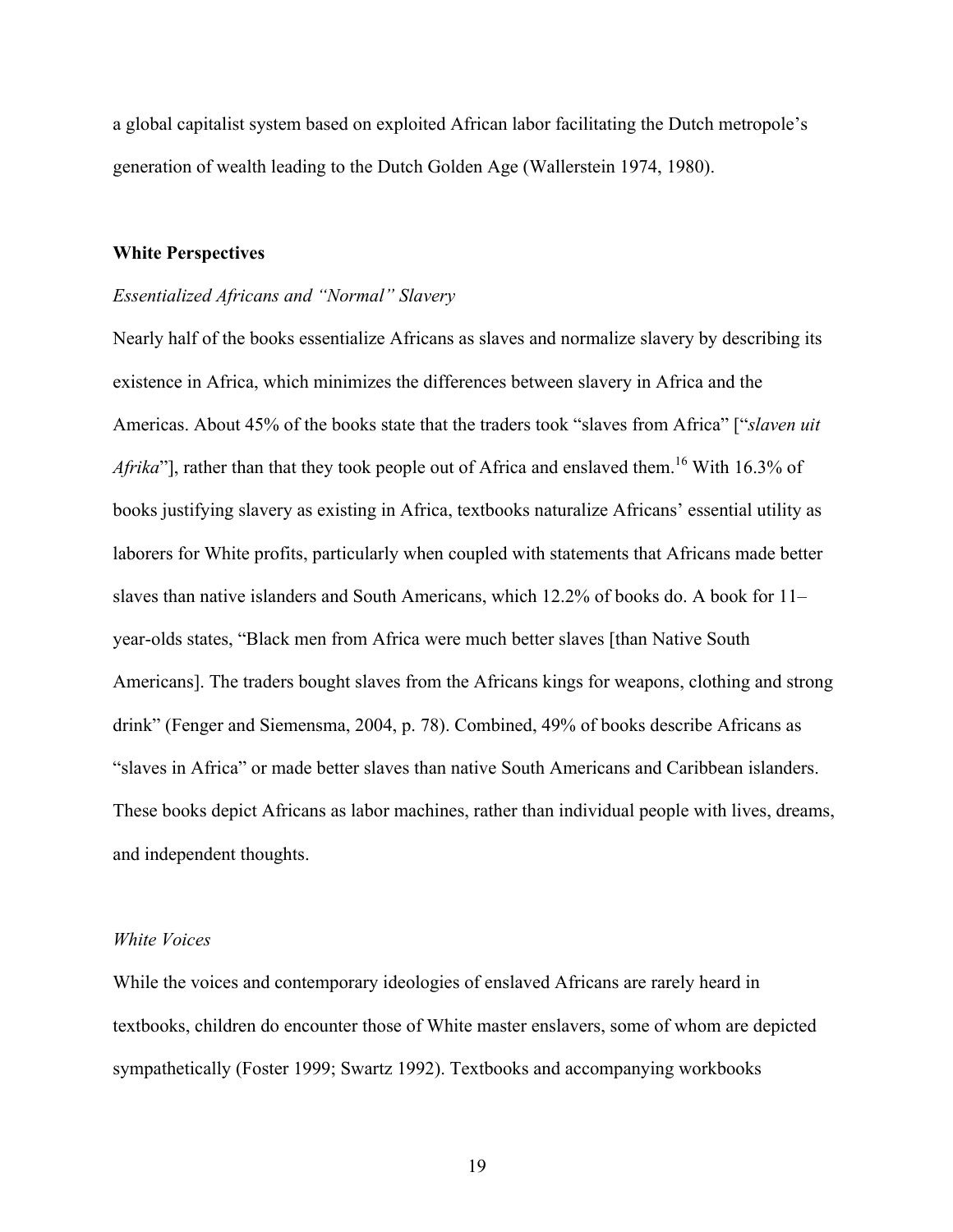a global capitalist system based on exploited African labor facilitating the Dutch metropole's generation of wealth leading to the Dutch Golden Age (Wallerstein 1974, 1980).

**White Perspectives**

*Essentialized Africans and "Normal" Slavery*

Nearly half of the books essentialize Africans as slaves and normalize slavery by describing its existence in Africa, which minimizes the differences between slavery in Africa and the Americas. About 45% of the books state that the traders took "slaves from Africa" ["*slaven uit Afrika*"], rather than that they took people out of Africa and enslaved them.[16] With 16.3% of books justifying slavery as existing in Africa, textbooks naturalize Africans' essential utility as laborers for White profits, particularly when coupled with statements that Africans made better slaves than native islanders and South Americans, which 12.2% of books do. A book for 11–year-olds states, "Black men from Africa were much better slaves [than Native South Americans]. The traders bought slaves from the Africans kings for weapons, clothing and strong drink" (Fenger and Siemensma, 2004, p. 78). Combined, 49% of books describe Africans as "slaves in Africa" or made better slaves than native South Americans and Caribbean islanders. These books depict Africans as labor machines, rather than individual people with lives, dreams, and independent thoughts.

*White Voices*

While the voices and contemporary ideologies of enslaved Africans are rarely heard in textbooks, children do encounter those of White master enslavers, some of whom are depicted sympathetically (Foster 1999; Swartz 1992). Textbooks and accompanying workbooks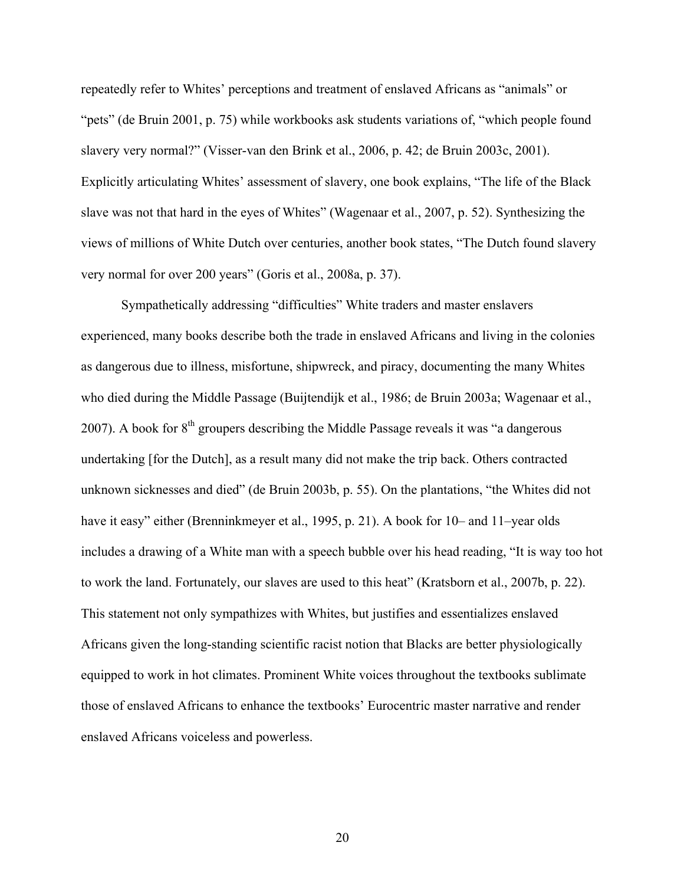repeatedly refer to Whites' perceptions and treatment of enslaved Africans as "animals" or "pets" (de Bruin 2001, p. 75) while workbooks ask students variations of, "which people found slavery very normal?" (Visser-van den Brink et al., 2006, p. 42; de Bruin 2003c, 2001). Explicitly articulating Whites' assessment of slavery, one book explains, "The life of the Black slave was not that hard in the eyes of Whites" (Wagenaar et al., 2007, p. 52). Synthesizing the views of millions of White Dutch over centuries, another book states, "The Dutch found slavery very normal for over 200 years" (Goris et al., 2008a, p. 37).

Sympathetically addressing "difficulties" White traders and master enslavers experienced, many books describe both the trade in enslaved Africans and living in the colonies as dangerous due to illness, misfortune, shipwreck, and piracy, documenting the many Whites who died during the Middle Passage (Buijtendijk et al., 1986; de Bruin 2003a; Wagenaar et al., 2007). A book for 8th groupers describing the Middle Passage reveals it was "a dangerous undertaking [for the Dutch], as a result many did not make the trip back. Others contracted unknown sicknesses and died" (de Bruin 2003b, p. 55). On the plantations, "the Whites did not have it easy" either (Brenninkmeyer et al., 1995, p. 21). A book for 10– and 11–year olds includes a drawing of a White man with a speech bubble over his head reading, "It is way too hot to work the land. Fortunately, our slaves are used to this heat" (Kratsborn et al., 2007b, p. 22). This statement not only sympathizes with Whites, but justifies and essentializes enslaved Africans given the long-standing scientific racist notion that Blacks are better physiologically equipped to work in hot climates. Prominent White voices throughout the textbooks sublimate those of enslaved Africans to enhance the textbooks' Eurocentric master narrative and render enslaved Africans voiceless and powerless.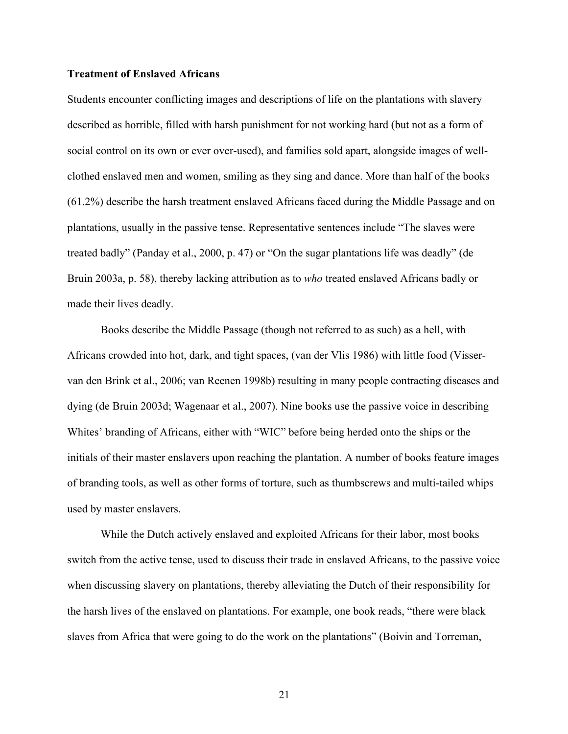**Treatment of Enslaved Africans**

Students encounter conflicting images and descriptions of life on the plantations with slavery described as horrible, filled with harsh punishment for not working hard (but not as a form of social control on its own or ever over-used), and families sold apart, alongside images of well-clothed enslaved men and women, smiling as they sing and dance. More than half of the books (61.2%) describe the harsh treatment enslaved Africans faced during the Middle Passage and on plantations, usually in the passive tense. Representative sentences include "The slaves were treated badly" (Panday et al., 2000, p. 47) or "On the sugar plantations life was deadly" (de Bruin 2003a, p. 58), thereby lacking attribution as to *who* treated enslaved Africans badly or made their lives deadly.

Books describe the Middle Passage (though not referred to as such) as a hell, with Africans crowded into hot, dark, and tight spaces, (van der Vlis 1986) with little food (Visser-van den Brink et al., 2006; van Reenen 1998b) resulting in many people contracting diseases and dying (de Bruin 2003d; Wagenaar et al., 2007). Nine books use the passive voice in describing Whites' branding of Africans, either with "WIC" before being herded onto the ships or the initials of their master enslavers upon reaching the plantation. A number of books feature images of branding tools, as well as other forms of torture, such as thumbscrews and multi-tailed whips used by master enslavers.

While the Dutch actively enslaved and exploited Africans for their labor, most books switch from the active tense, used to discuss their trade in enslaved Africans, to the passive voice when discussing slavery on plantations, thereby alleviating the Dutch of their responsibility for the harsh lives of the enslaved on plantations. For example, one book reads, "there were black slaves from Africa that were going to do the work on the plantations" (Boivin and Torreman,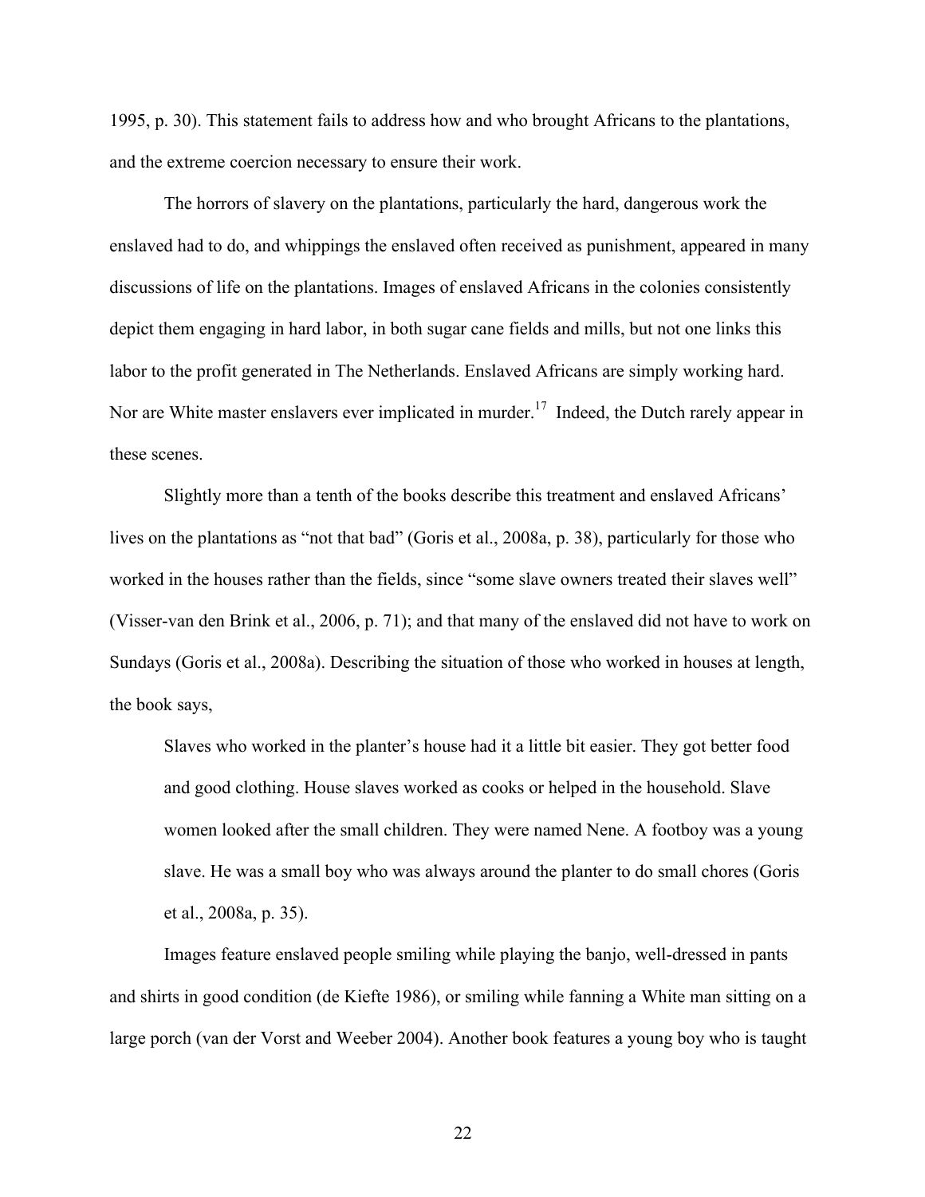1995, p. 30). This statement fails to address how and who brought Africans to the plantations, and the extreme coercion necessary to ensure their work.

The horrors of slavery on the plantations, particularly the hard, dangerous work the enslaved had to do, and whippings the enslaved often received as punishment, appeared in many discussions of life on the plantations. Images of enslaved Africans in the colonies consistently depict them engaging in hard labor, in both sugar cane fields and mills, but not one links this labor to the profit generated in The Netherlands. Enslaved Africans are simply working hard. Nor are White master enslavers ever implicated in murder.[17] Indeed, the Dutch rarely appear in these scenes.

Slightly more than a tenth of the books describe this treatment and enslaved Africans' lives on the plantations as "not that bad" (Goris et al., 2008a, p. 38), particularly for those who worked in the houses rather than the fields, since "some slave owners treated their slaves well" (Visser-van den Brink et al., 2006, p. 71); and that many of the enslaved did not have to work on Sundays (Goris et al., 2008a). Describing the situation of those who worked in houses at length, the book says,

> Slaves who worked in the planter's house had it a little bit easier. They got better food and good clothing. House slaves worked as cooks or helped in the household. Slave women looked after the small children. They were named Nene. A footboy was a young slave. He was a small boy who was always around the planter to do small chores (Goris et al., 2008a, p. 35).

Images feature enslaved people smiling while playing the banjo, well-dressed in pants and shirts in good condition (de Kiefte 1986), or smiling while fanning a White man sitting on a large porch (van der Vorst and Weeber 2004). Another book features a young boy who is taught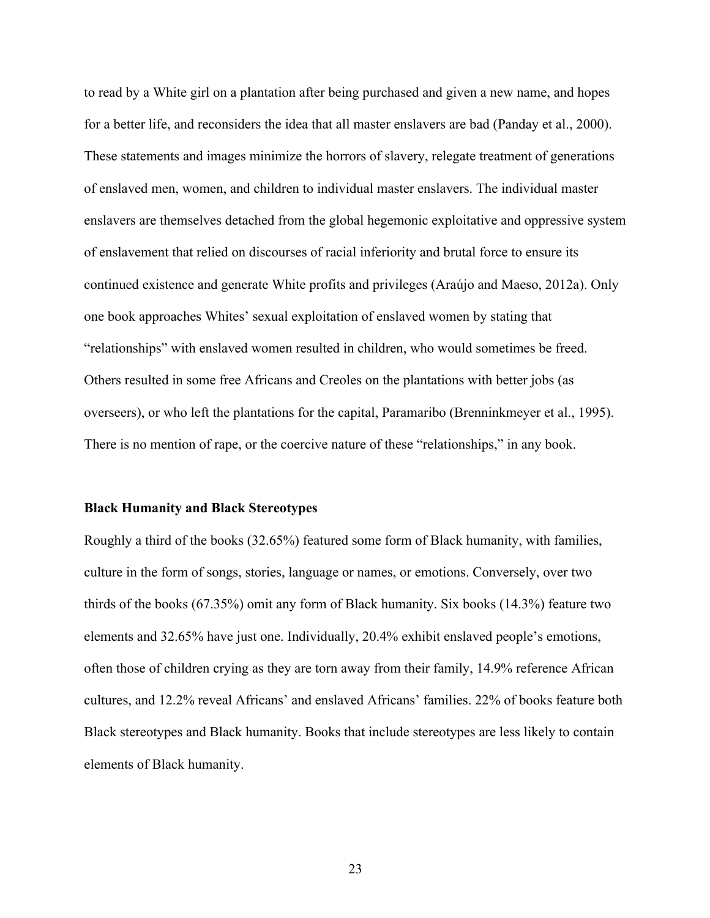to read by a White girl on a plantation after being purchased and given a new name, and hopes for a better life, and reconsiders the idea that all master enslavers are bad (Panday et al., 2000). These statements and images minimize the horrors of slavery, relegate treatment of generations of enslaved men, women, and children to individual master enslavers. The individual master enslavers are themselves detached from the global hegemonic exploitative and oppressive system of enslavement that relied on discourses of racial inferiority and brutal force to ensure its continued existence and generate White profits and privileges (Araújo and Maeso, 2012a). Only one book approaches Whites' sexual exploitation of enslaved women by stating that "relationships" with enslaved women resulted in children, who would sometimes be freed. Others resulted in some free Africans and Creoles on the plantations with better jobs (as overseers), or who left the plantations for the capital, Paramaribo (Brenninkmeyer et al., 1995). There is no mention of rape, or the coercive nature of these "relationships," in any book.

**Black Humanity and Black Stereotypes**

Roughly a third of the books (32.65%) featured some form of Black humanity, with families, culture in the form of songs, stories, language or names, or emotions. Conversely, over two thirds of the books (67.35%) omit any form of Black humanity. Six books (14.3%) feature two elements and 32.65% have just one. Individually, 20.4% exhibit enslaved people's emotions, often those of children crying as they are torn away from their family, 14.9% reference African cultures, and 12.2% reveal Africans' and enslaved Africans' families. 22% of books feature both Black stereotypes and Black humanity. Books that include stereotypes are less likely to contain elements of Black humanity.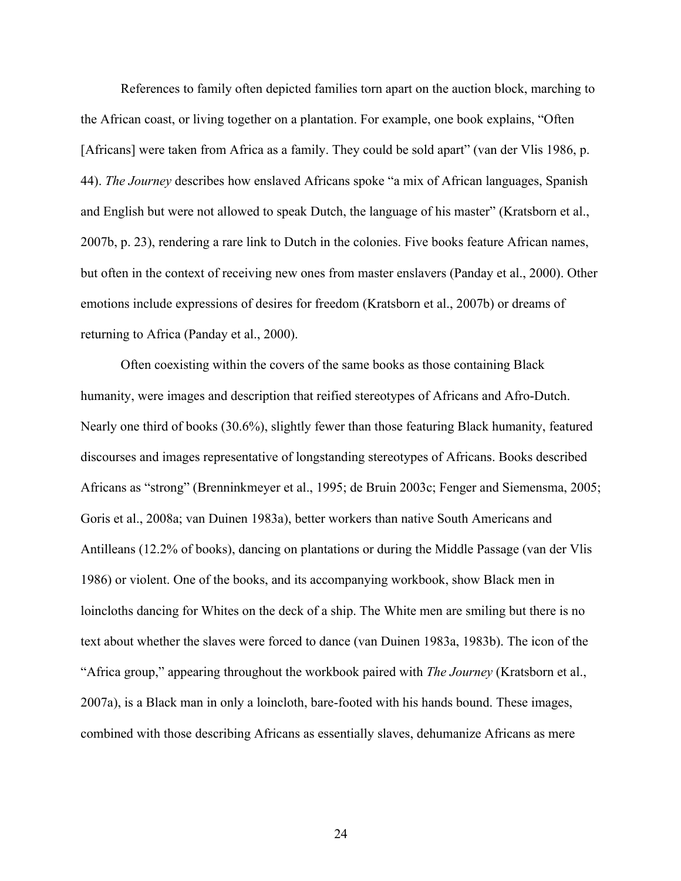References to family often depicted families torn apart on the auction block, marching to the African coast, or living together on a plantation. For example, one book explains, "Often [Africans] were taken from Africa as a family. They could be sold apart" (van der Vlis 1986, p. 44). *The Journey* describes how enslaved Africans spoke "a mix of African languages, Spanish and English but were not allowed to speak Dutch, the language of his master" (Kratsborn et al., 2007b, p. 23), rendering a rare link to Dutch in the colonies. Five books feature African names, but often in the context of receiving new ones from master enslavers (Panday et al., 2000). Other emotions include expressions of desires for freedom (Kratsborn et al., 2007b) or dreams of returning to Africa (Panday et al., 2000).

Often coexisting within the covers of the same books as those containing Black humanity, were images and description that reified stereotypes of Africans and Afro-Dutch. Nearly one third of books (30.6%), slightly fewer than those featuring Black humanity, featured discourses and images representative of longstanding stereotypes of Africans. Books described Africans as "strong" (Brenninkmeyer et al., 1995; de Bruin 2003c; Fenger and Siemensma, 2005; Goris et al., 2008a; van Duinen 1983a), better workers than native South Americans and Antilleans (12.2% of books), dancing on plantations or during the Middle Passage (van der Vlis 1986) or violent. One of the books, and its accompanying workbook, show Black men in loincloths dancing for Whites on the deck of a ship. The White men are smiling but there is no text about whether the slaves were forced to dance (van Duinen 1983a, 1983b). The icon of the "Africa group," appearing throughout the workbook paired with *The Journey* (Kratsborn et al., 2007a), is a Black man in only a loincloth, bare-footed with his hands bound. These images, combined with those describing Africans as essentially slaves, dehumanize Africans as mere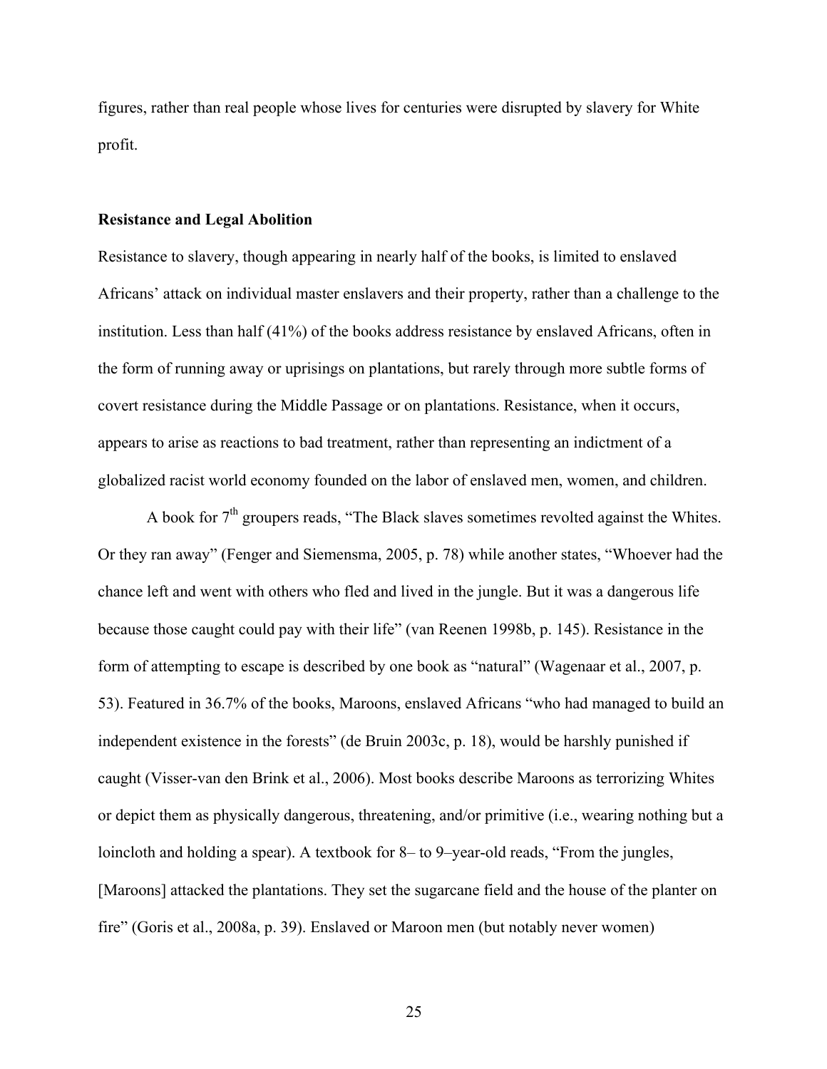figures, rather than real people whose lives for centuries were disrupted by slavery for White profit.

**Resistance and Legal Abolition**

Resistance to slavery, though appearing in nearly half of the books, is limited to enslaved Africans' attack on individual master enslavers and their property, rather than a challenge to the institution. Less than half (41%) of the books address resistance by enslaved Africans, often in the form of running away or uprisings on plantations, but rarely through more subtle forms of covert resistance during the Middle Passage or on plantations. Resistance, when it occurs, appears to arise as reactions to bad treatment, rather than representing an indictment of a globalized racist world economy founded on the labor of enslaved men, women, and children.

A book for 7th groupers reads, "The Black slaves sometimes revolted against the Whites. Or they ran away" (Fenger and Siemensma, 2005, p. 78) while another states, "Whoever had the chance left and went with others who fled and lived in the jungle. But it was a dangerous life because those caught could pay with their life" (van Reenen 1998b, p. 145). Resistance in the form of attempting to escape is described by one book as "natural" (Wagenaar et al., 2007, p. 53). Featured in 36.7% of the books, Maroons, enslaved Africans "who had managed to build an independent existence in the forests" (de Bruin 2003c, p. 18), would be harshly punished if caught (Visser-van den Brink et al., 2006). Most books describe Maroons as terrorizing Whites or depict them as physically dangerous, threatening, and/or primitive (i.e., wearing nothing but a loincloth and holding a spear). A textbook for 8– to 9–year-old reads, "From the jungles, [Maroons] attacked the plantations. They set the sugarcane field and the house of the planter on fire" (Goris et al., 2008a, p. 39). Enslaved or Maroon men (but notably never women)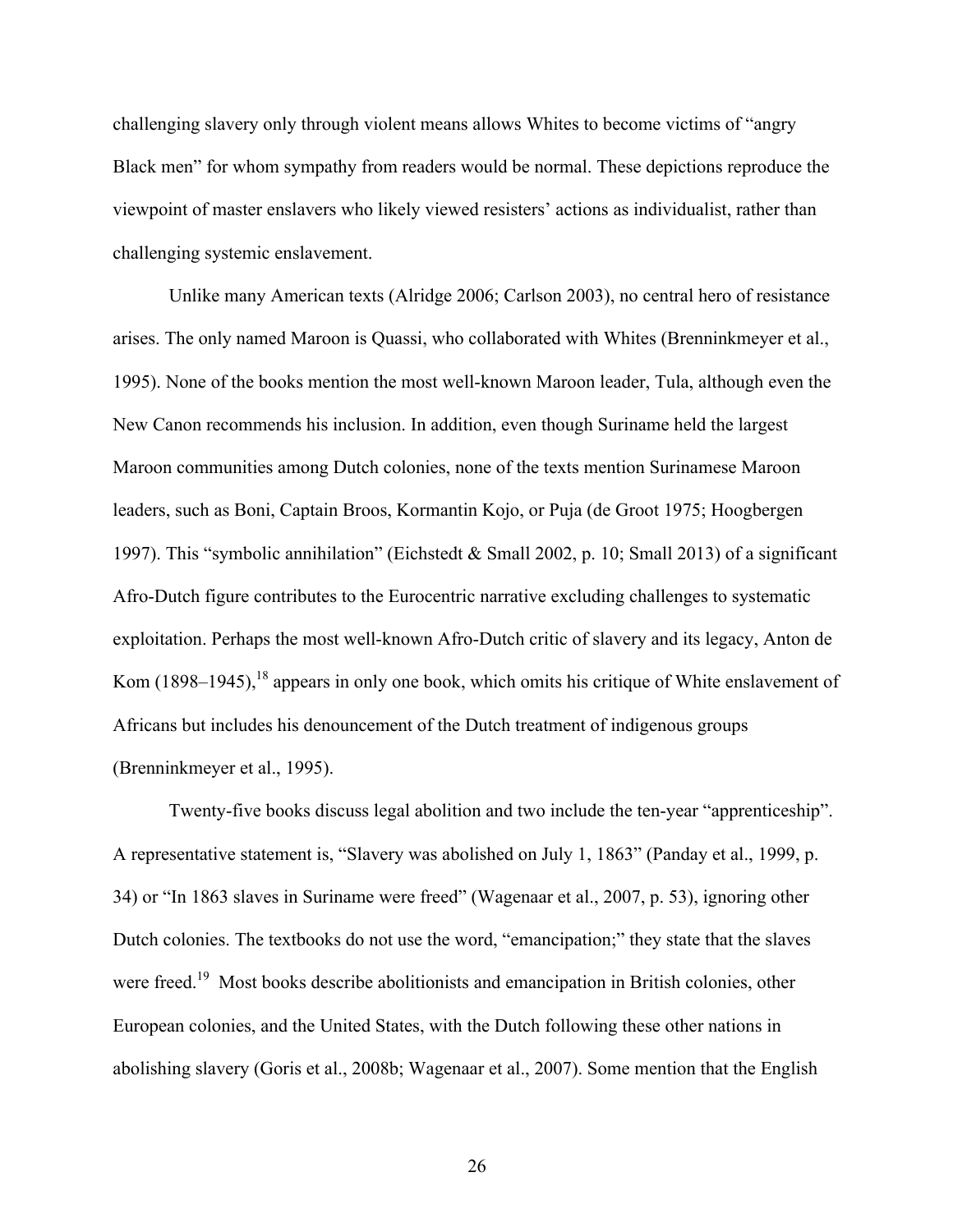challenging slavery only through violent means allows Whites to become victims of "angry Black men" for whom sympathy from readers would be normal. These depictions reproduce the viewpoint of master enslavers who likely viewed resisters' actions as individualist, rather than challenging systemic enslavement.

Unlike many American texts (Alridge 2006; Carlson 2003), no central hero of resistance arises. The only named Maroon is Quassi, who collaborated with Whites (Brenninkmeyer et al., 1995). None of the books mention the most well-known Maroon leader, Tula, although even the New Canon recommends his inclusion. In addition, even though Suriname held the largest Maroon communities among Dutch colonies, none of the texts mention Surinamese Maroon leaders, such as Boni, Captain Broos, Kormantin Kojo, or Puja (de Groot 1975; Hoogbergen 1997). This "symbolic annihilation" (Eichstedt & Small 2002, p. 10; Small 2013) of a significant Afro-Dutch figure contributes to the Eurocentric narrative excluding challenges to systematic exploitation. Perhaps the most well-known Afro-Dutch critic of slavery and its legacy, Anton de Kom (1898–1945),[18] appears in only one book, which omits his critique of White enslavement of Africans but includes his denouncement of the Dutch treatment of indigenous groups (Brenninkmeyer et al., 1995).

Twenty-five books discuss legal abolition and two include the ten-year "apprenticeship". A representative statement is, "Slavery was abolished on July 1, 1863" (Panday et al., 1999, p. 34) or "In 1863 slaves in Suriname were freed" (Wagenaar et al., 2007, p. 53), ignoring other Dutch colonies. The textbooks do not use the word, "emancipation;" they state that the slaves were freed.[19] Most books describe abolitionists and emancipation in British colonies, other European colonies, and the United States, with the Dutch following these other nations in abolishing slavery (Goris et al., 2008b; Wagenaar et al., 2007). Some mention that the English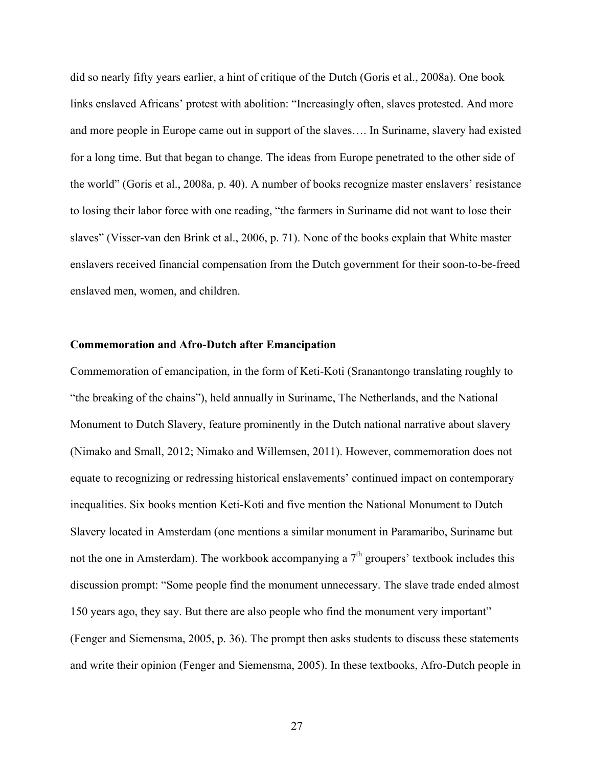did so nearly fifty years earlier, a hint of critique of the Dutch (Goris et al., 2008a). One book links enslaved Africans' protest with abolition: "Increasingly often, slaves protested. And more and more people in Europe came out in support of the slaves…. In Suriname, slavery had existed for a long time. But that began to change. The ideas from Europe penetrated to the other side of the world" (Goris et al., 2008a, p. 40). A number of books recognize master enslavers' resistance to losing their labor force with one reading, "the farmers in Suriname did not want to lose their slaves" (Visser-van den Brink et al., 2006, p. 71). None of the books explain that White master enslavers received financial compensation from the Dutch government for their soon-to-be-freed enslaved men, women, and children.

**Commemoration and Afro-Dutch after Emancipation**

Commemoration of emancipation, in the form of Keti-Koti (Sranantongo translating roughly to "the breaking of the chains"), held annually in Suriname, The Netherlands, and the National Monument to Dutch Slavery, feature prominently in the Dutch national narrative about slavery (Nimako and Small, 2012; Nimako and Willemsen, 2011). However, commemoration does not equate to recognizing or redressing historical enslavements' continued impact on contemporary inequalities. Six books mention Keti-Koti and five mention the National Monument to Dutch Slavery located in Amsterdam (one mentions a similar monument in Paramaribo, Suriname but not the one in Amsterdam). The workbook accompanying a 7th groupers' textbook includes this discussion prompt: "Some people find the monument unnecessary. The slave trade ended almost 150 years ago, they say. But there are also people who find the monument very important" (Fenger and Siemensma, 2005, p. 36). The prompt then asks students to discuss these statements and write their opinion (Fenger and Siemensma, 2005). In these textbooks, Afro-Dutch people in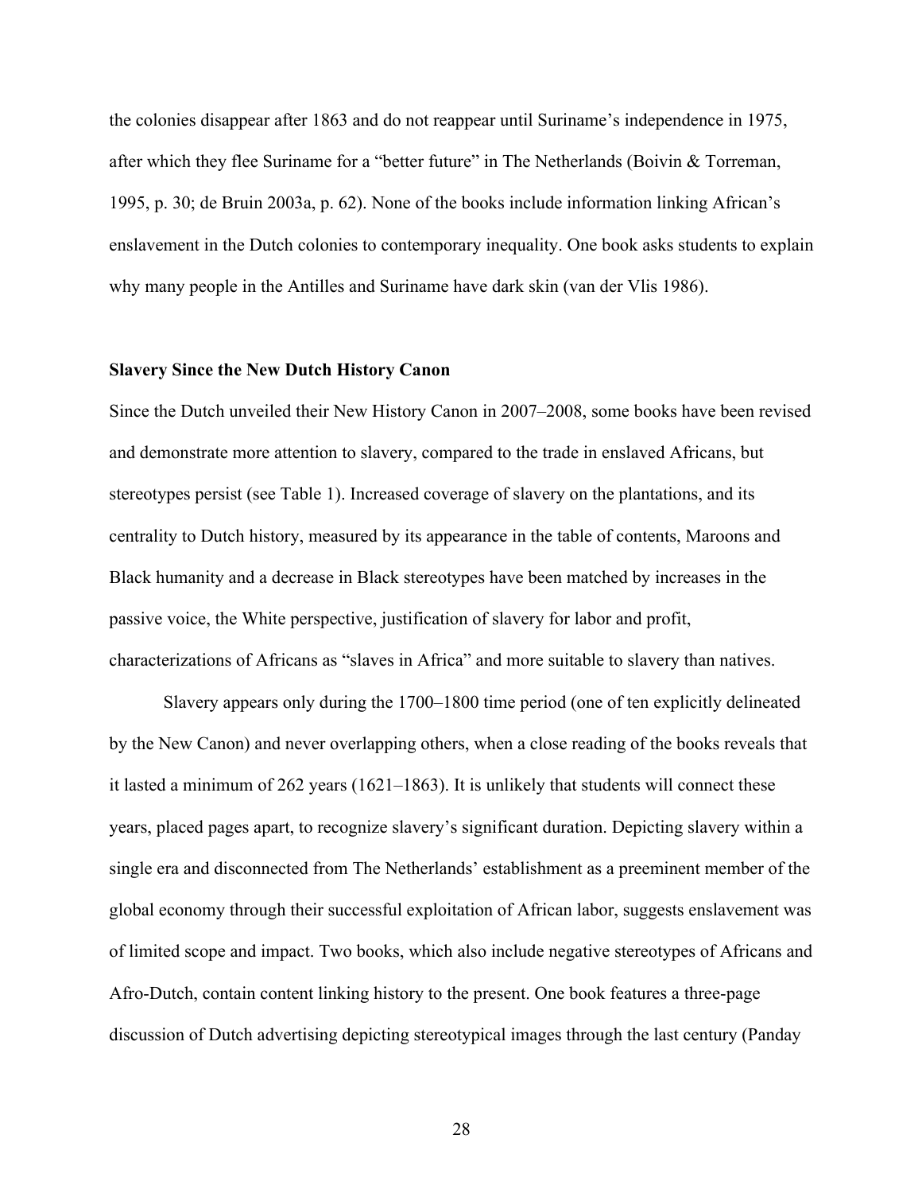the colonies disappear after 1863 and do not reappear until Suriname's independence in 1975, after which they flee Suriname for a "better future" in The Netherlands (Boivin & Torreman, 1995, p. 30; de Bruin 2003a, p. 62). None of the books include information linking African's enslavement in the Dutch colonies to contemporary inequality. One book asks students to explain why many people in the Antilles and Suriname have dark skin (van der Vlis 1986).

**Slavery Since the New Dutch History Canon**

Since the Dutch unveiled their New History Canon in 2007–2008, some books have been revised and demonstrate more attention to slavery, compared to the trade in enslaved Africans, but stereotypes persist (see Table 1). Increased coverage of slavery on the plantations, and its centrality to Dutch history, measured by its appearance in the table of contents, Maroons and Black humanity and a decrease in Black stereotypes have been matched by increases in the passive voice, the White perspective, justification of slavery for labor and profit, characterizations of Africans as "slaves in Africa" and more suitable to slavery than natives.

Slavery appears only during the 1700–1800 time period (one of ten explicitly delineated by the New Canon) and never overlapping others, when a close reading of the books reveals that it lasted a minimum of 262 years (1621–1863). It is unlikely that students will connect these years, placed pages apart, to recognize slavery's significant duration. Depicting slavery within a single era and disconnected from The Netherlands' establishment as a preeminent member of the global economy through their successful exploitation of African labor, suggests enslavement was of limited scope and impact. Two books, which also include negative stereotypes of Africans and Afro-Dutch, contain content linking history to the present. One book features a three-page discussion of Dutch advertising depicting stereotypical images through the last century (Panday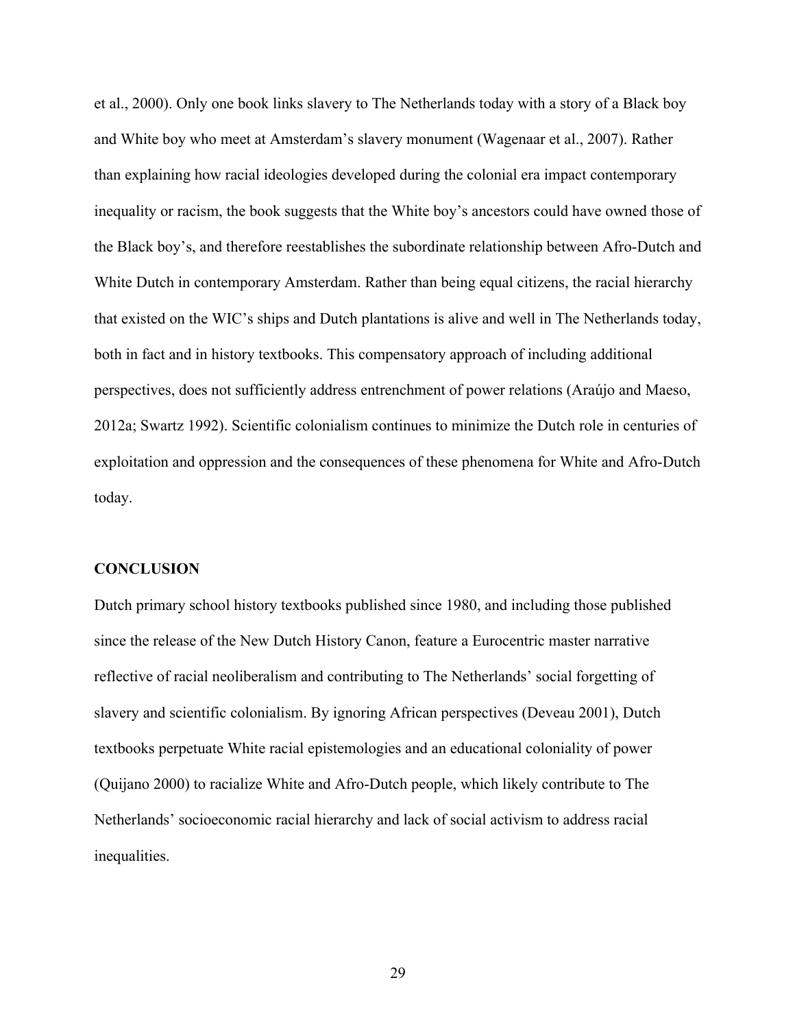et al., 2000). Only one book links slavery to The Netherlands today with a story of a Black boy and White boy who meet at Amsterdam's slavery monument (Wagenaar et al., 2007). Rather than explaining how racial ideologies developed during the colonial era impact contemporary inequality or racism, the book suggests that the White boy's ancestors could have owned those of the Black boy's, and therefore reestablishes the subordinate relationship between Afro-Dutch and White Dutch in contemporary Amsterdam. Rather than being equal citizens, the racial hierarchy that existed on the WIC's ships and Dutch plantations is alive and well in The Netherlands today, both in fact and in history textbooks. This compensatory approach of including additional perspectives, does not sufficiently address entrenchment of power relations (Araújo and Maeso, 2012a; Swartz 1992). Scientific colonialism continues to minimize the Dutch role in centuries of exploitation and oppression and the consequences of these phenomena for White and Afro-Dutch today.

## CONCLUSION

Dutch primary school history textbooks published since 1980, and including those published since the release of the New Dutch History Canon, feature a Eurocentric master narrative reflective of racial neoliberalism and contributing to The Netherlands' social forgetting of slavery and scientific colonialism. By ignoring African perspectives (Deveau 2001), Dutch textbooks perpetuate White racial epistemologies and an educational coloniality of power (Quijano 2000) to racialize White and Afro-Dutch people, which likely contribute to The Netherlands' socioeconomic racial hierarchy and lack of social activism to address racial inequalities.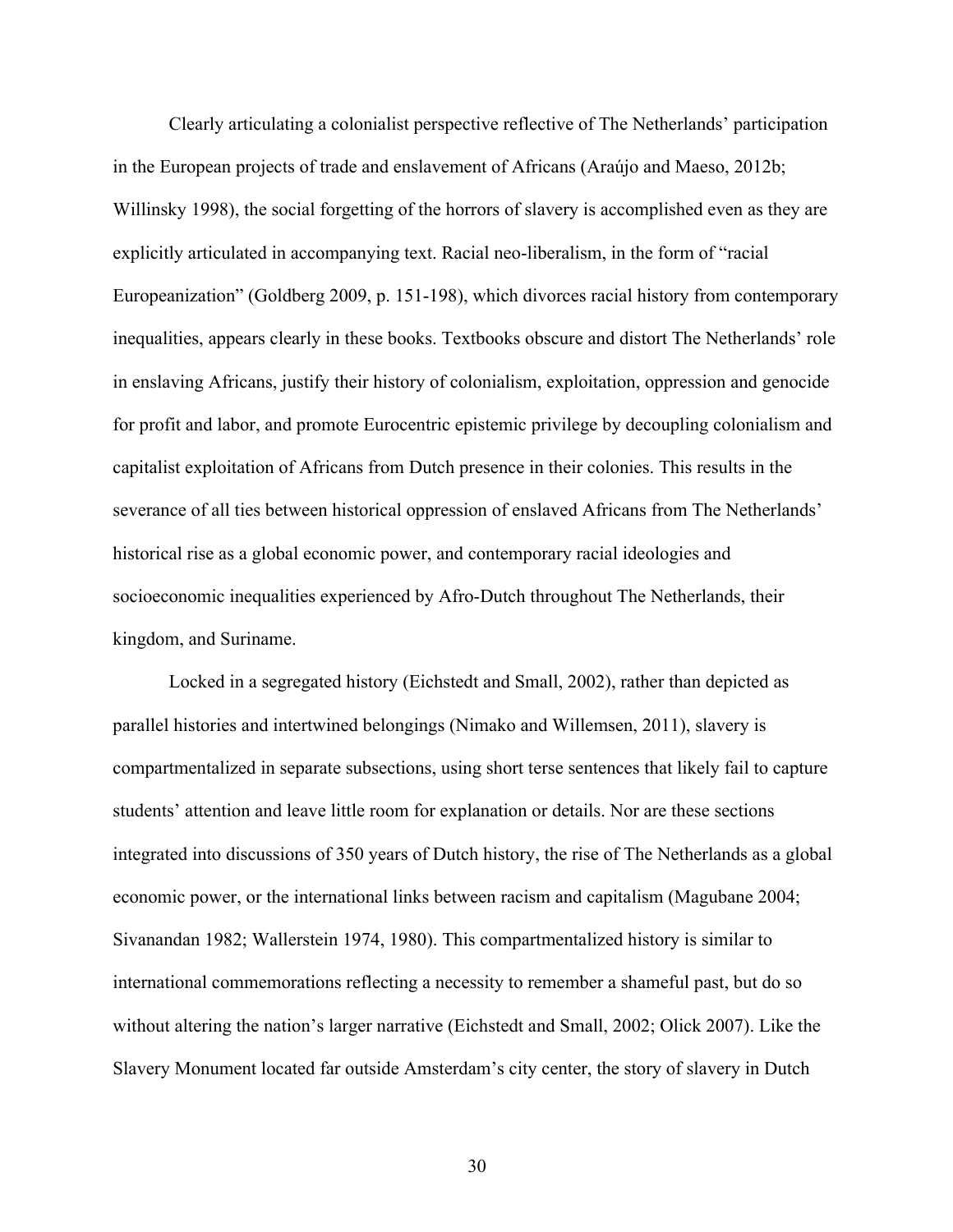Clearly articulating a colonialist perspective reflective of The Netherlands' participation in the European projects of trade and enslavement of Africans (Araújo and Maeso, 2012b; Willinsky 1998), the social forgetting of the horrors of slavery is accomplished even as they are explicitly articulated in accompanying text. Racial neo-liberalism, in the form of "racial Europeanization" (Goldberg 2009, p. 151-198), which divorces racial history from contemporary inequalities, appears clearly in these books. Textbooks obscure and distort The Netherlands' role in enslaving Africans, justify their history of colonialism, exploitation, oppression and genocide for profit and labor, and promote Eurocentric epistemic privilege by decoupling colonialism and capitalist exploitation of Africans from Dutch presence in their colonies. This results in the severance of all ties between historical oppression of enslaved Africans from The Netherlands' historical rise as a global economic power, and contemporary racial ideologies and socioeconomic inequalities experienced by Afro-Dutch throughout The Netherlands, their kingdom, and Suriname.

Locked in a segregated history (Eichstedt and Small, 2002), rather than depicted as parallel histories and intertwined belongings (Nimako and Willemsen, 2011), slavery is compartmentalized in separate subsections, using short terse sentences that likely fail to capture students' attention and leave little room for explanation or details. Nor are these sections integrated into discussions of 350 years of Dutch history, the rise of The Netherlands as a global economic power, or the international links between racism and capitalism (Magubane 2004; Sivanandan 1982; Wallerstein 1974, 1980). This compartmentalized history is similar to international commemorations reflecting a necessity to remember a shameful past, but do so without altering the nation's larger narrative (Eichstedt and Small, 2002; Olick 2007). Like the Slavery Monument located far outside Amsterdam's city center, the story of slavery in Dutch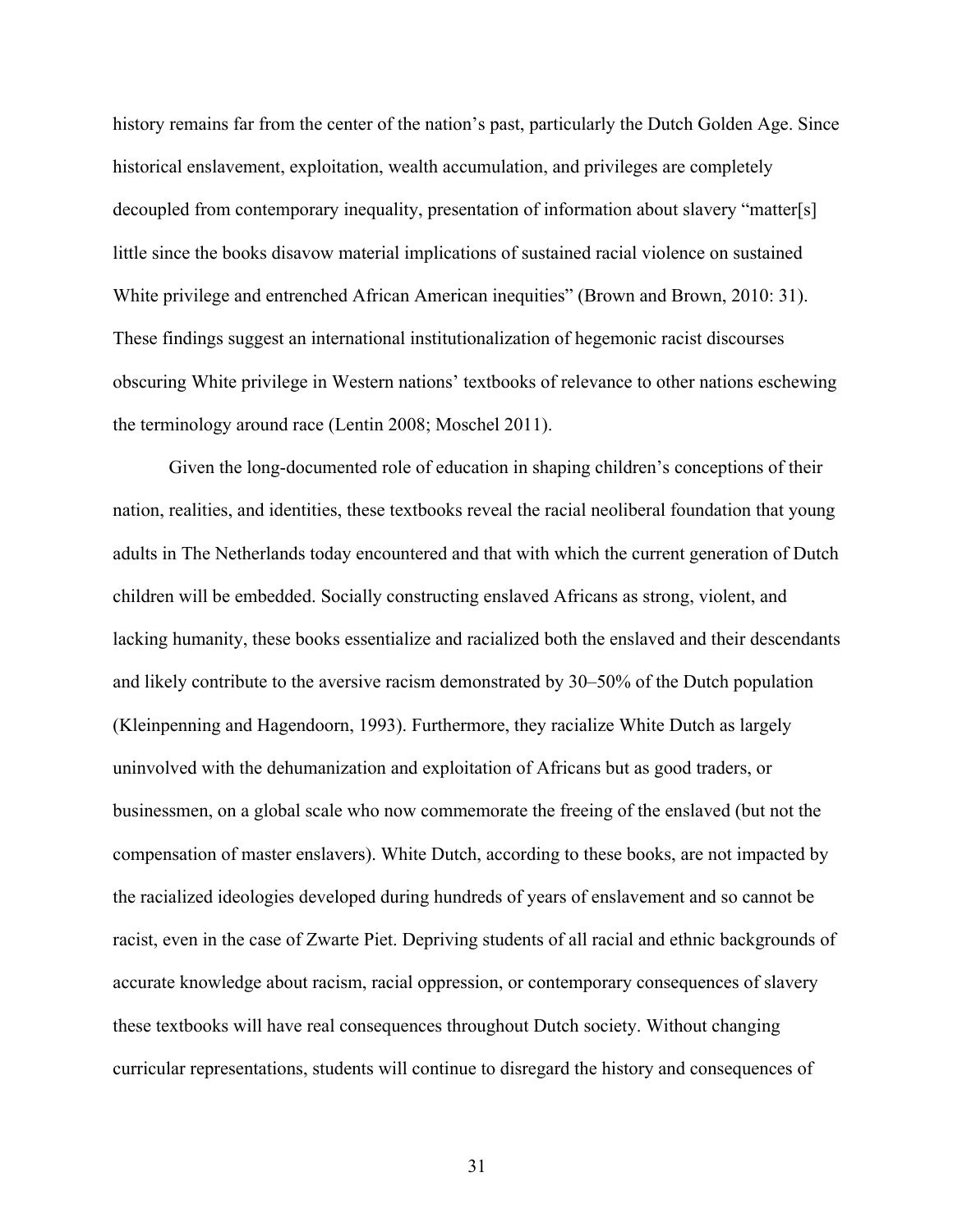history remains far from the center of the nation's past, particularly the Dutch Golden Age. Since historical enslavement, exploitation, wealth accumulation, and privileges are completely decoupled from contemporary inequality, presentation of information about slavery "matter[s] little since the books disavow material implications of sustained racial violence on sustained White privilege and entrenched African American inequities" (Brown and Brown, 2010: 31). These findings suggest an international institutionalization of hegemonic racist discourses obscuring White privilege in Western nations' textbooks of relevance to other nations eschewing the terminology around race (Lentin 2008; Moschel 2011).

Given the long-documented role of education in shaping children's conceptions of their nation, realities, and identities, these textbooks reveal the racial neoliberal foundation that young adults in The Netherlands today encountered and that with which the current generation of Dutch children will be embedded. Socially constructing enslaved Africans as strong, violent, and lacking humanity, these books essentialize and racialized both the enslaved and their descendants and likely contribute to the aversive racism demonstrated by 30–50% of the Dutch population (Kleinpenning and Hagendoorn, 1993). Furthermore, they racialize White Dutch as largely uninvolved with the dehumanization and exploitation of Africans but as good traders, or businessmen, on a global scale who now commemorate the freeing of the enslaved (but not the compensation of master enslavers). White Dutch, according to these books, are not impacted by the racialized ideologies developed during hundreds of years of enslavement and so cannot be racist, even in the case of Zwarte Piet. Depriving students of all racial and ethnic backgrounds of accurate knowledge about racism, racial oppression, or contemporary consequences of slavery these textbooks will have real consequences throughout Dutch society. Without changing curricular representations, students will continue to disregard the history and consequences of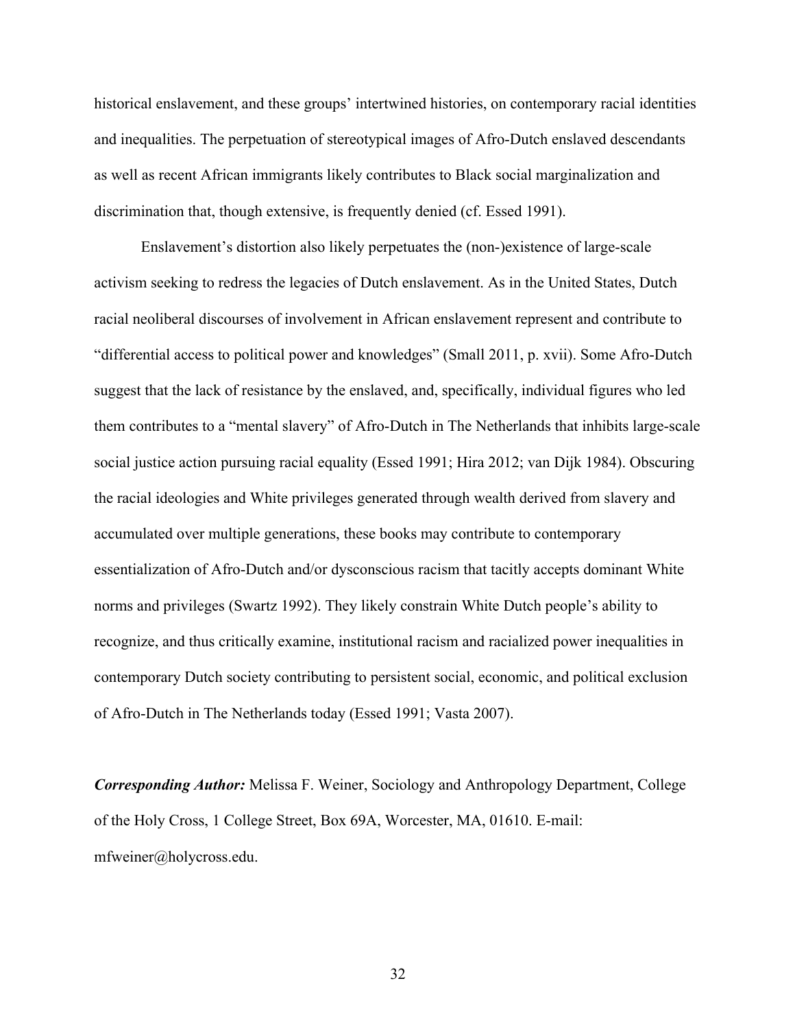historical enslavement, and these groups' intertwined histories, on contemporary racial identities and inequalities. The perpetuation of stereotypical images of Afro-Dutch enslaved descendants as well as recent African immigrants likely contributes to Black social marginalization and discrimination that, though extensive, is frequently denied (cf. Essed 1991).

Enslavement's distortion also likely perpetuates the (non-)existence of large-scale activism seeking to redress the legacies of Dutch enslavement. As in the United States, Dutch racial neoliberal discourses of involvement in African enslavement represent and contribute to "differential access to political power and knowledges" (Small 2011, p. xvii). Some Afro-Dutch suggest that the lack of resistance by the enslaved, and, specifically, individual figures who led them contributes to a "mental slavery" of Afro-Dutch in The Netherlands that inhibits large-scale social justice action pursuing racial equality (Essed 1991; Hira 2012; van Dijk 1984). Obscuring the racial ideologies and White privileges generated through wealth derived from slavery and accumulated over multiple generations, these books may contribute to contemporary essentialization of Afro-Dutch and/or dysconscious racism that tacitly accepts dominant White norms and privileges (Swartz 1992). They likely constrain White Dutch people's ability to recognize, and thus critically examine, institutional racism and racialized power inequalities in contemporary Dutch society contributing to persistent social, economic, and political exclusion of Afro-Dutch in The Netherlands today (Essed 1991; Vasta 2007).

***Corresponding Author:*** Melissa F. Weiner, Sociology and Anthropology Department, College of the Holy Cross, 1 College Street, Box 69A, Worcester, MA, 01610. E-mail: mfweiner@holycross.edu.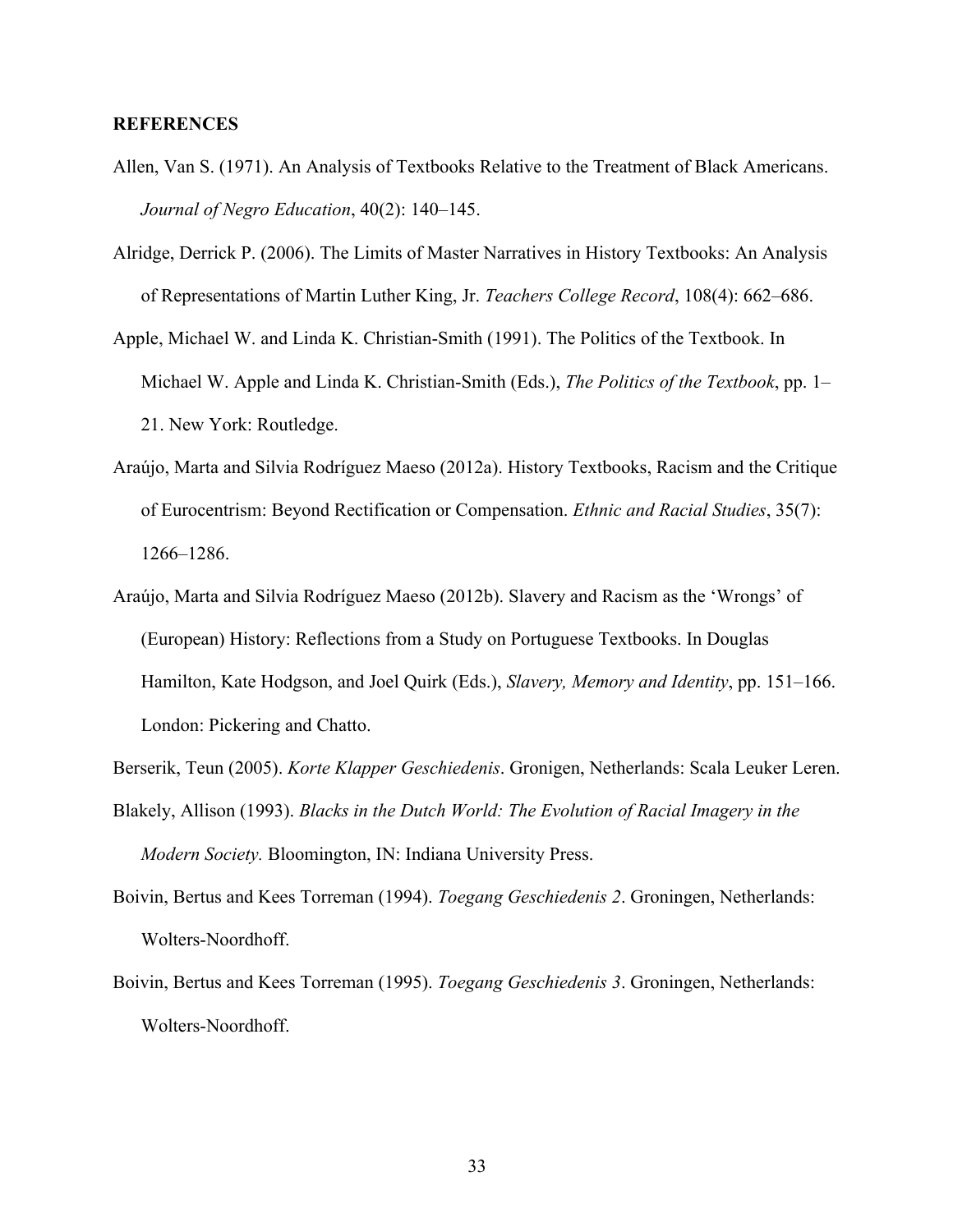**REFERENCES**

Allen, Van S. (1971). An Analysis of Textbooks Relative to the Treatment of Black Americans. *Journal of Negro Education*, 40(2): 140–145.

Alridge, Derrick P. (2006). The Limits of Master Narratives in History Textbooks: An Analysis of Representations of Martin Luther King, Jr. *Teachers College Record*, 108(4): 662–686.

Apple, Michael W. and Linda K. Christian-Smith (1991). The Politics of the Textbook. In Michael W. Apple and Linda K. Christian-Smith (Eds.), *The Politics of the Textbook*, pp. 1–21. New York: Routledge.

Araújo, Marta and Silvia Rodríguez Maeso (2012a). History Textbooks, Racism and the Critique of Eurocentrism: Beyond Rectification or Compensation. *Ethnic and Racial Studies*, 35(7): 1266–1286.

Araújo, Marta and Silvia Rodríguez Maeso (2012b). Slavery and Racism as the 'Wrongs' of (European) History: Reflections from a Study on Portuguese Textbooks. In Douglas Hamilton, Kate Hodgson, and Joel Quirk (Eds.), *Slavery, Memory and Identity*, pp. 151–166. London: Pickering and Chatto.

Berserik, Teun (2005). *Korte Klapper Geschiedenis*. Gronigen, Netherlands: Scala Leuker Leren.

Blakely, Allison (1993). *Blacks in the Dutch World: The Evolution of Racial Imagery in the Modern Society.* Bloomington, IN: Indiana University Press.

Boivin, Bertus and Kees Torreman (1994). *Toegang Geschiedenis 2*. Groningen, Netherlands: Wolters-Noordhoff.

Boivin, Bertus and Kees Torreman (1995). *Toegang Geschiedenis 3*. Groningen, Netherlands: Wolters-Noordhoff.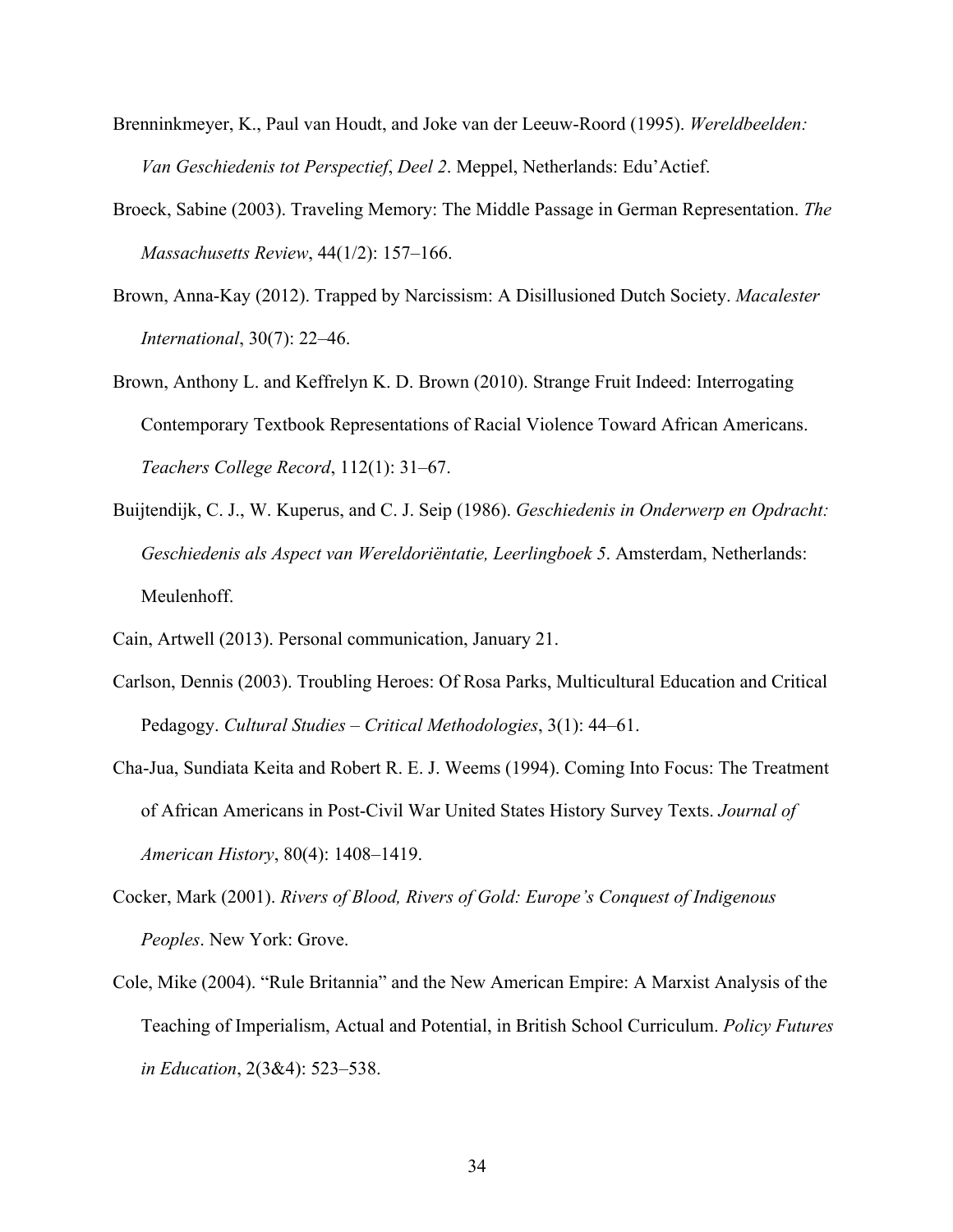Brenninkmeyer, K., Paul van Houdt, and Joke van der Leeuw-Roord (1995). *Wereldbeelden: Van Geschiedenis tot Perspectief*, *Deel 2*. Meppel, Netherlands: Edu'Actief.

Broeck, Sabine (2003). Traveling Memory: The Middle Passage in German Representation. *The Massachusetts Review*, 44(1/2): 157–166.

Brown, Anna-Kay (2012). Trapped by Narcissism: A Disillusioned Dutch Society. *Macalester International*, 30(7): 22–46.

Brown, Anthony L. and Keffrelyn K. D. Brown (2010). Strange Fruit Indeed: Interrogating Contemporary Textbook Representations of Racial Violence Toward African Americans. *Teachers College Record*, 112(1): 31–67.

Buijtendijk, C. J., W. Kuperus, and C. J. Seip (1986). *Geschiedenis in Onderwerp en Opdracht: Geschiedenis als Aspect van Wereldoriëntatie, Leerlingboek 5*. Amsterdam, Netherlands: Meulenhoff.

Cain, Artwell (2013). Personal communication, January 21.

Carlson, Dennis (2003). Troubling Heroes: Of Rosa Parks, Multicultural Education and Critical Pedagogy. *Cultural Studies – Critical Methodologies*, 3(1): 44–61.

Cha-Jua, Sundiata Keita and Robert R. E. J. Weems (1994). Coming Into Focus: The Treatment of African Americans in Post-Civil War United States History Survey Texts. *Journal of American History*, 80(4): 1408–1419.

Cocker, Mark (2001). *Rivers of Blood, Rivers of Gold: Europe's Conquest of Indigenous Peoples*. New York: Grove.

Cole, Mike (2004). "Rule Britannia" and the New American Empire: A Marxist Analysis of the Teaching of Imperialism, Actual and Potential, in British School Curriculum. *Policy Futures in Education*, 2(3&4): 523–538.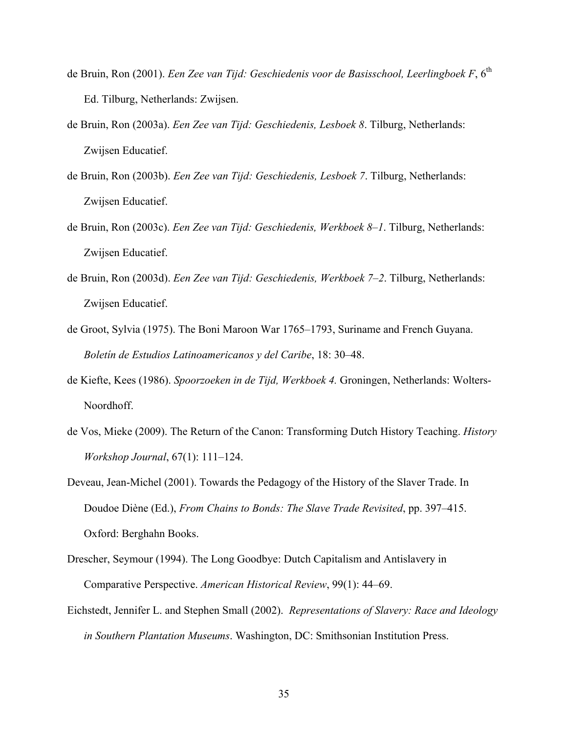de Bruin, Ron (2001). *Een Zee van Tijd: Geschiedenis voor de Basisschool, Leerlingboek F*, 6th Ed. Tilburg, Netherlands: Zwijsen.

de Bruin, Ron (2003a). *Een Zee van Tijd: Geschiedenis, Lesboek 8*. Tilburg, Netherlands: Zwijsen Educatief.

de Bruin, Ron (2003b). *Een Zee van Tijd: Geschiedenis, Lesboek 7*. Tilburg, Netherlands: Zwijsen Educatief.

de Bruin, Ron (2003c). *Een Zee van Tijd: Geschiedenis, Werkboek 8–1*. Tilburg, Netherlands: Zwijsen Educatief.

de Bruin, Ron (2003d). *Een Zee van Tijd: Geschiedenis, Werkboek 7–2*. Tilburg, Netherlands: Zwijsen Educatief.

de Groot, Sylvia (1975). The Boni Maroon War 1765–1793, Suriname and French Guyana. *Boletín de Estudios Latinoamericanos y del Caribe*, 18: 30–48.

de Kiefte, Kees (1986). *Spoorzoeken in de Tijd, Werkboek 4.* Groningen, Netherlands: Wolters-Noordhoff.

de Vos, Mieke (2009). The Return of the Canon: Transforming Dutch History Teaching. *History Workshop Journal*, 67(1): 111–124.

Deveau, Jean-Michel (2001). Towards the Pedagogy of the History of the Slaver Trade. In Doudoe Diène (Ed.), *From Chains to Bonds: The Slave Trade Revisited*, pp. 397–415. Oxford: Berghahn Books.

Drescher, Seymour (1994). The Long Goodbye: Dutch Capitalism and Antislavery in Comparative Perspective. *American Historical Review*, 99(1): 44–69.

Eichstedt, Jennifer L. and Stephen Small (2002). *Representations of Slavery: Race and Ideology in Southern Plantation Museums*. Washington, DC: Smithsonian Institution Press.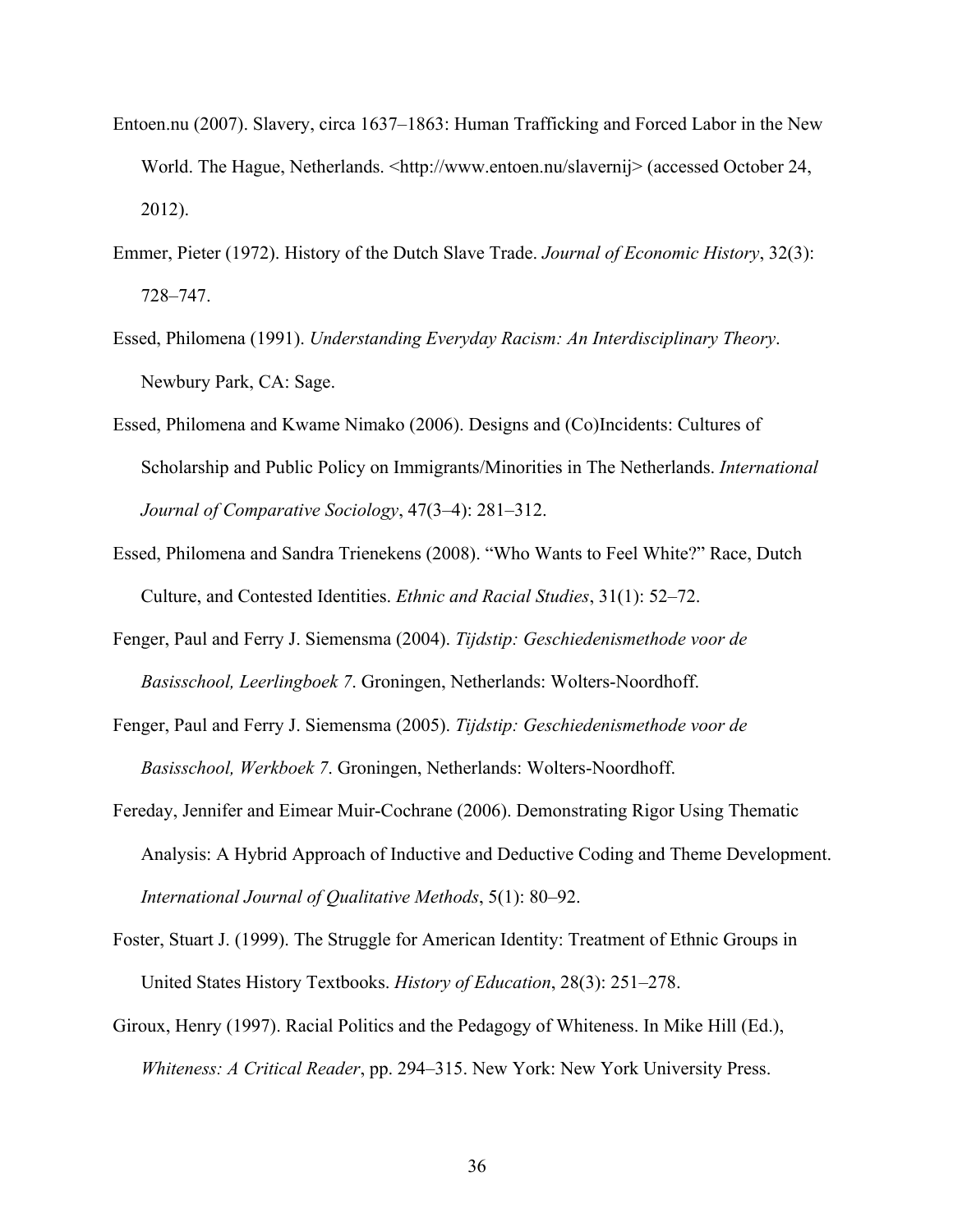Entoen.nu (2007). Slavery, circa 1637–1863: Human Trafficking and Forced Labor in the New World. The Hague, Netherlands. <http://www.entoen.nu/slavernij> (accessed October 24, 2012).

Emmer, Pieter (1972). History of the Dutch Slave Trade. *Journal of Economic History*, 32(3): 728–747.

Essed, Philomena (1991). *Understanding Everyday Racism: An Interdisciplinary Theory*. Newbury Park, CA: Sage.

Essed, Philomena and Kwame Nimako (2006). Designs and (Co)Incidents: Cultures of Scholarship and Public Policy on Immigrants/Minorities in The Netherlands. *International Journal of Comparative Sociology*, 47(3–4): 281–312.

Essed, Philomena and Sandra Trienekens (2008). "Who Wants to Feel White?" Race, Dutch Culture, and Contested Identities. *Ethnic and Racial Studies*, 31(1): 52–72.

Fenger, Paul and Ferry J. Siemensma (2004). *Tijdstip: Geschiedenismethode voor de Basisschool, Leerlingboek 7*. Groningen, Netherlands: Wolters-Noordhoff.

Fenger, Paul and Ferry J. Siemensma (2005). *Tijdstip: Geschiedenismethode voor de Basisschool, Werkboek 7*. Groningen, Netherlands: Wolters-Noordhoff.

Fereday, Jennifer and Eimear Muir-Cochrane (2006). Demonstrating Rigor Using Thematic Analysis: A Hybrid Approach of Inductive and Deductive Coding and Theme Development. *International Journal of Qualitative Methods*, 5(1): 80–92.

Foster, Stuart J. (1999). The Struggle for American Identity: Treatment of Ethnic Groups in United States History Textbooks. *History of Education*, 28(3): 251–278.

Giroux, Henry (1997). Racial Politics and the Pedagogy of Whiteness. In Mike Hill (Ed.), *Whiteness: A Critical Reader*, pp. 294–315. New York: New York University Press.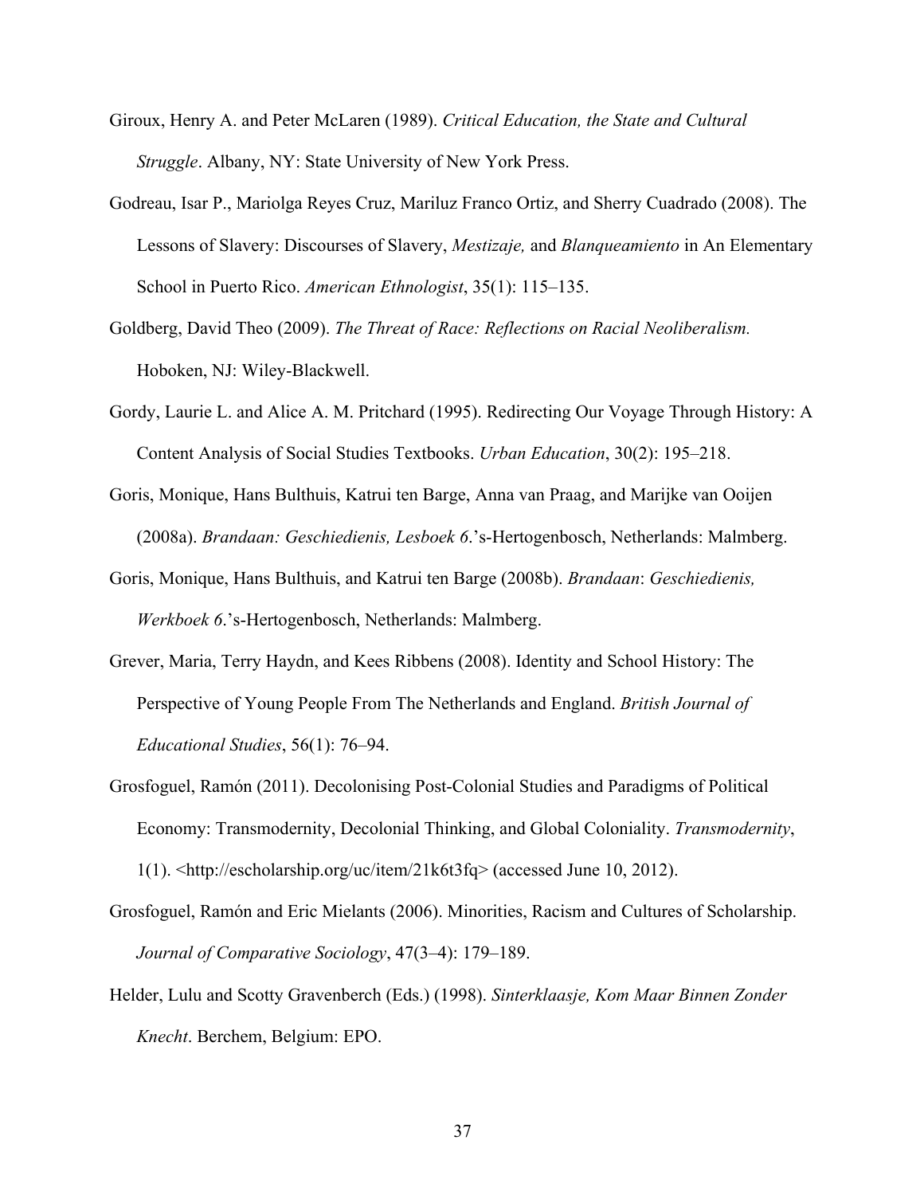Giroux, Henry A. and Peter McLaren (1989). *Critical Education, the State and Cultural Struggle*. Albany, NY: State University of New York Press.

Godreau, Isar P., Mariolga Reyes Cruz, Mariluz Franco Ortiz, and Sherry Cuadrado (2008). The Lessons of Slavery: Discourses of Slavery, *Mestizaje,* and *Blanqueamiento* in An Elementary School in Puerto Rico. *American Ethnologist*, 35(1): 115–135.

Goldberg, David Theo (2009). *The Threat of Race: Reflections on Racial Neoliberalism.* Hoboken, NJ: Wiley-Blackwell.

Gordy, Laurie L. and Alice A. M. Pritchard (1995). Redirecting Our Voyage Through History: A Content Analysis of Social Studies Textbooks. *Urban Education*, 30(2): 195–218.

Goris, Monique, Hans Bulthuis, Katrui ten Barge, Anna van Praag, and Marijke van Ooijen (2008a). *Brandaan: Geschiedienis, Lesboek 6*.'s-Hertogenbosch, Netherlands: Malmberg.

Goris, Monique, Hans Bulthuis, and Katrui ten Barge (2008b). *Brandaan*: *Geschiedienis, Werkboek 6*.'s-Hertogenbosch, Netherlands: Malmberg.

Grever, Maria, Terry Haydn, and Kees Ribbens (2008). Identity and School History: The Perspective of Young People From The Netherlands and England. *British Journal of Educational Studies*, 56(1): 76–94.

Grosfoguel, Ramón (2011). Decolonising Post-Colonial Studies and Paradigms of Political Economy: Transmodernity, Decolonial Thinking, and Global Coloniality. *Transmodernity*, 1(1). <http://escholarship.org/uc/item/21k6t3fq> (accessed June 10, 2012).

Grosfoguel, Ramón and Eric Mielants (2006). Minorities, Racism and Cultures of Scholarship. *Journal of Comparative Sociology*, 47(3–4): 179–189.

Helder, Lulu and Scotty Gravenberch (Eds.) (1998). *Sinterklaasje, Kom Maar Binnen Zonder Knecht*. Berchem, Belgium: EPO.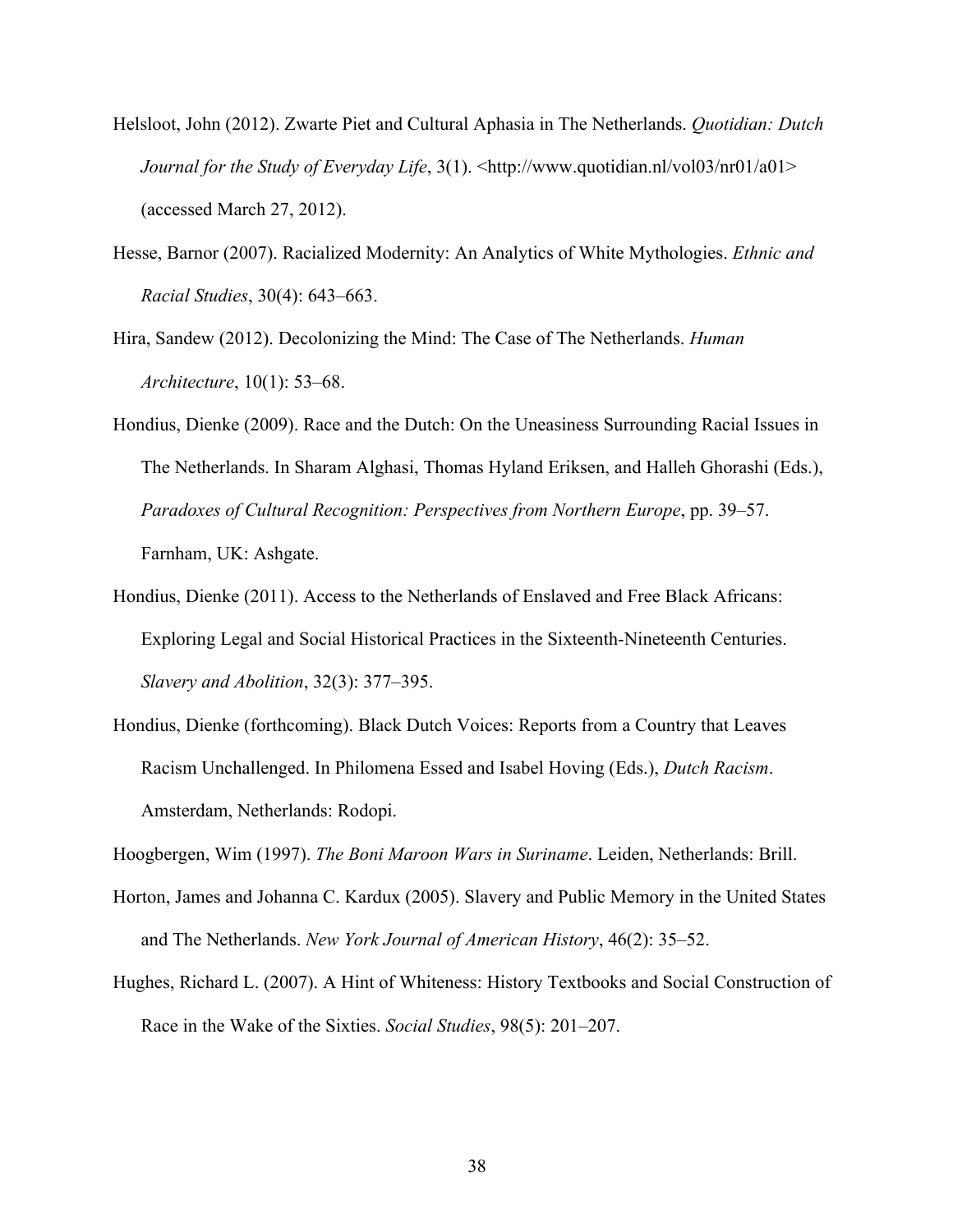Helsloot, John (2012). Zwarte Piet and Cultural Aphasia in The Netherlands. *Quotidian: Dutch Journal for the Study of Everyday Life*, 3(1). <http://www.quotidian.nl/vol03/nr01/a01> (accessed March 27, 2012).

Hesse, Barnor (2007). Racialized Modernity: An Analytics of White Mythologies. *Ethnic and Racial Studies*, 30(4): 643–663.

Hira, Sandew (2012). Decolonizing the Mind: The Case of The Netherlands. *Human Architecture*, 10(1): 53–68.

Hondius, Dienke (2009). Race and the Dutch: On the Uneasiness Surrounding Racial Issues in The Netherlands. In Sharam Alghasi, Thomas Hyland Eriksen, and Halleh Ghorashi (Eds.), *Paradoxes of Cultural Recognition: Perspectives from Northern Europe*, pp. 39–57. Farnham, UK: Ashgate.

Hondius, Dienke (2011). Access to the Netherlands of Enslaved and Free Black Africans: Exploring Legal and Social Historical Practices in the Sixteenth-Nineteenth Centuries. *Slavery and Abolition*, 32(3): 377–395.

Hondius, Dienke (forthcoming). Black Dutch Voices: Reports from a Country that Leaves Racism Unchallenged. In Philomena Essed and Isabel Hoving (Eds.), *Dutch Racism*. Amsterdam, Netherlands: Rodopi.

Hoogbergen, Wim (1997). *The Boni Maroon Wars in Suriname*. Leiden, Netherlands: Brill.

Horton, James and Johanna C. Kardux (2005). Slavery and Public Memory in the United States and The Netherlands. *New York Journal of American History*, 46(2): 35–52.

Hughes, Richard L. (2007). A Hint of Whiteness: History Textbooks and Social Construction of Race in the Wake of the Sixties. *Social Studies*, 98(5): 201–207.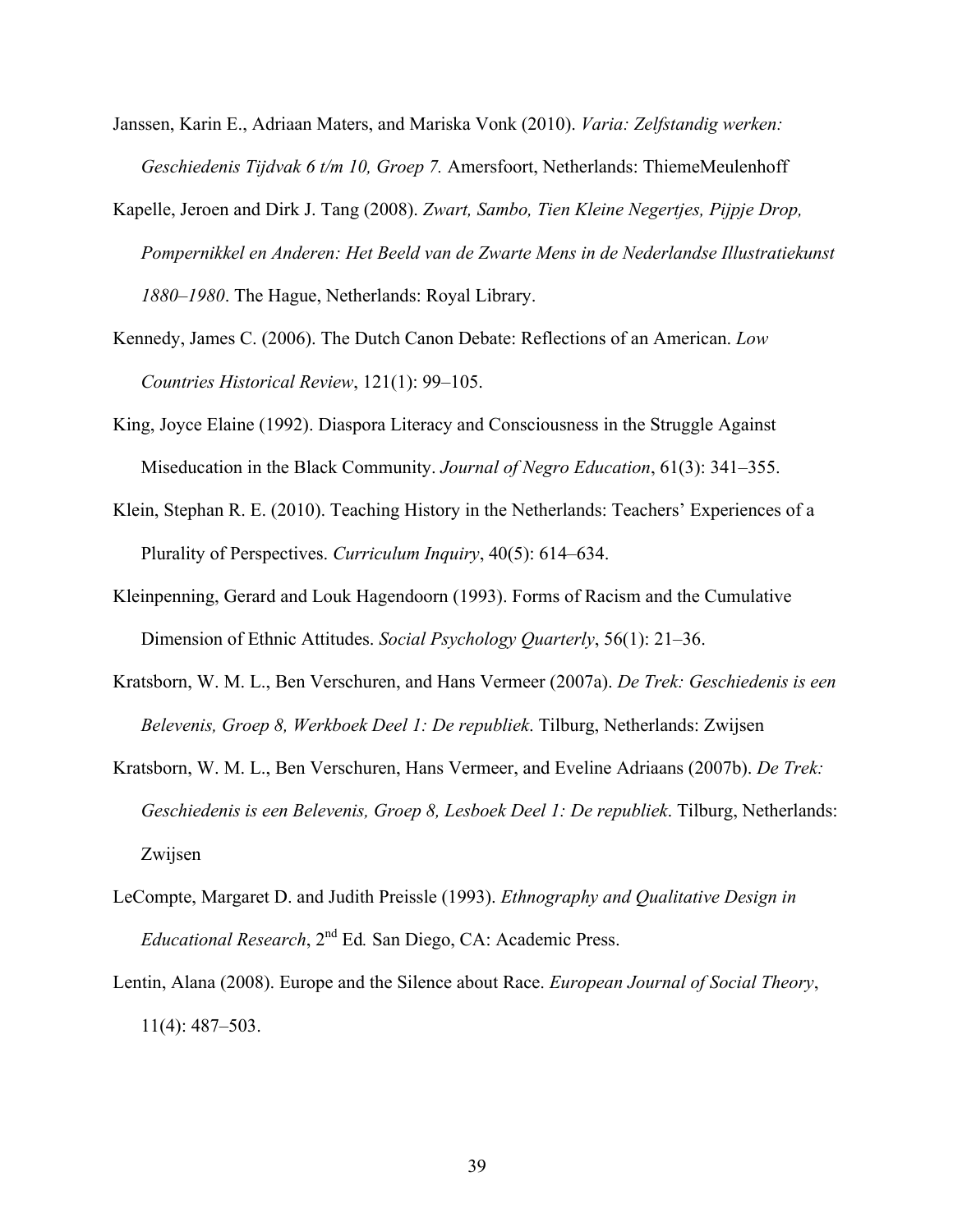Janssen, Karin E., Adriaan Maters, and Mariska Vonk (2010). *Varia: Zelfstandig werken: Geschiedenis Tijdvak 6 t/m 10, Groep 7.* Amersfoort, Netherlands: ThiemeMeulenhoff

Kapelle, Jeroen and Dirk J. Tang (2008). *Zwart, Sambo, Tien Kleine Negertjes, Pijpje Drop, Pompernikkel en Anderen: Het Beeld van de Zwarte Mens in de Nederlandse Illustratiekunst 1880–1980*. The Hague, Netherlands: Royal Library.

Kennedy, James C. (2006). The Dutch Canon Debate: Reflections of an American. *Low Countries Historical Review*, 121(1): 99–105.

King, Joyce Elaine (1992). Diaspora Literacy and Consciousness in the Struggle Against Miseducation in the Black Community. *Journal of Negro Education*, 61(3): 341–355.

Klein, Stephan R. E. (2010). Teaching History in the Netherlands: Teachers' Experiences of a Plurality of Perspectives. *Curriculum Inquiry*, 40(5): 614–634.

Kleinpenning, Gerard and Louk Hagendoorn (1993). Forms of Racism and the Cumulative Dimension of Ethnic Attitudes. *Social Psychology Quarterly*, 56(1): 21–36.

Kratsborn, W. M. L., Ben Verschuren, and Hans Vermeer (2007a). *De Trek: Geschiedenis is een Belevenis, Groep 8, Werkboek Deel 1: De republiek*. Tilburg, Netherlands: Zwijsen

Kratsborn, W. M. L., Ben Verschuren, Hans Vermeer, and Eveline Adriaans (2007b). *De Trek: Geschiedenis is een Belevenis, Groep 8, Lesboek Deel 1: De republiek*. Tilburg, Netherlands: Zwijsen

LeCompte, Margaret D. and Judith Preissle (1993). *Ethnography and Qualitative Design in Educational Research*, 2nd Ed*.* San Diego, CA: Academic Press.

Lentin, Alana (2008). Europe and the Silence about Race. *European Journal of Social Theory*, 11(4): 487–503.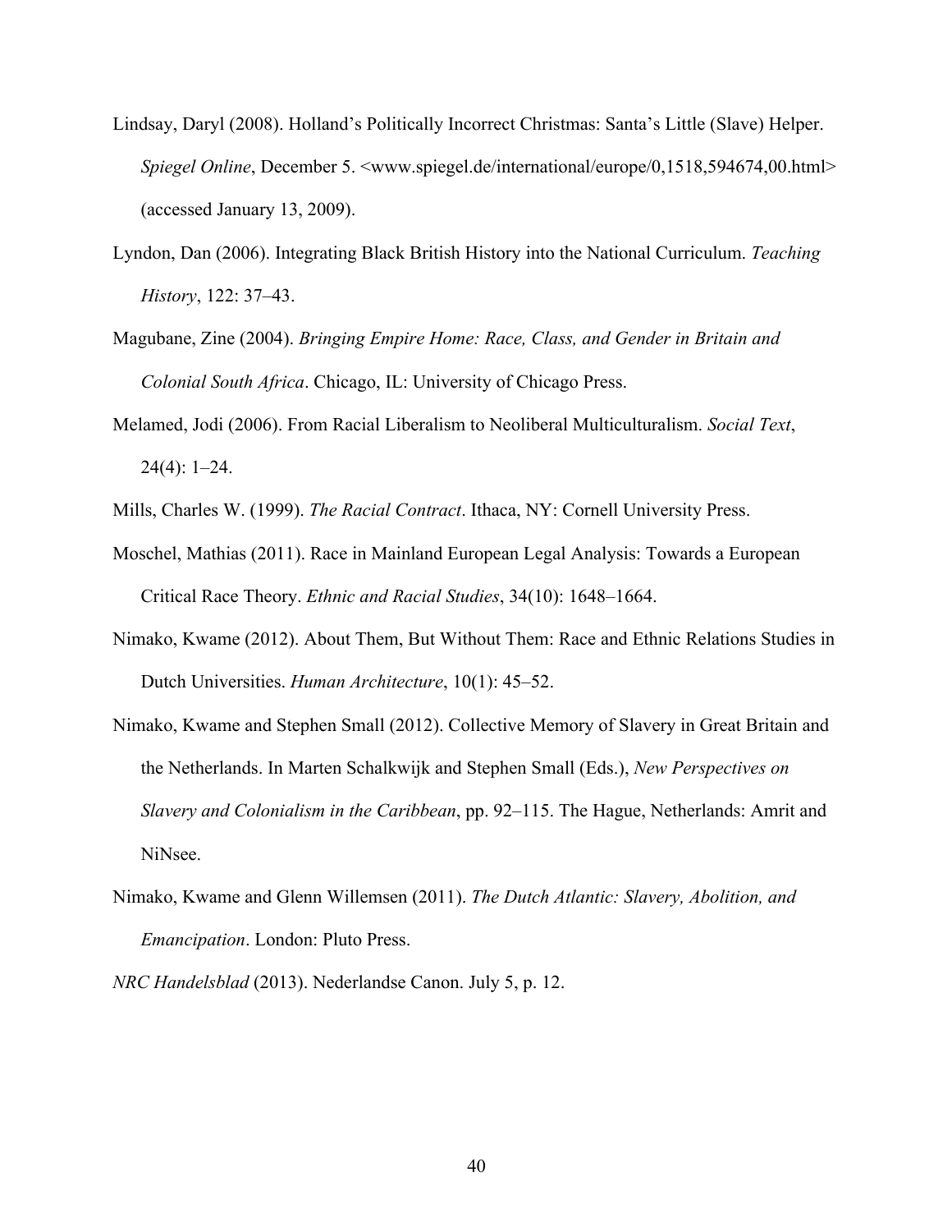Lindsay, Daryl (2008). Holland's Politically Incorrect Christmas: Santa's Little (Slave) Helper. *Spiegel Online*, December 5. <www.spiegel.de/international/europe/0,1518,594674,00.html> (accessed January 13, 2009).

Lyndon, Dan (2006). Integrating Black British History into the National Curriculum. *Teaching History*, 122: 37–43.

Magubane, Zine (2004). *Bringing Empire Home: Race, Class, and Gender in Britain and Colonial South Africa*. Chicago, IL: University of Chicago Press.

Melamed, Jodi (2006). From Racial Liberalism to Neoliberal Multiculturalism. *Social Text*, 24(4): 1–24.

Mills, Charles W. (1999). *The Racial Contract*. Ithaca, NY: Cornell University Press.

Moschel, Mathias (2011). Race in Mainland European Legal Analysis: Towards a European Critical Race Theory. *Ethnic and Racial Studies*, 34(10): 1648–1664.

Nimako, Kwame (2012). About Them, But Without Them: Race and Ethnic Relations Studies in Dutch Universities. *Human Architecture*, 10(1): 45–52.

Nimako, Kwame and Stephen Small (2012). Collective Memory of Slavery in Great Britain and the Netherlands. In Marten Schalkwijk and Stephen Small (Eds.), *New Perspectives on Slavery and Colonialism in the Caribbean*, pp. 92–115. The Hague, Netherlands: Amrit and NiNsee.

Nimako, Kwame and Glenn Willemsen (2011). *The Dutch Atlantic: Slavery, Abolition, and Emancipation*. London: Pluto Press.

*NRC Handelsblad* (2013). Nederlandse Canon. July 5, p. 12.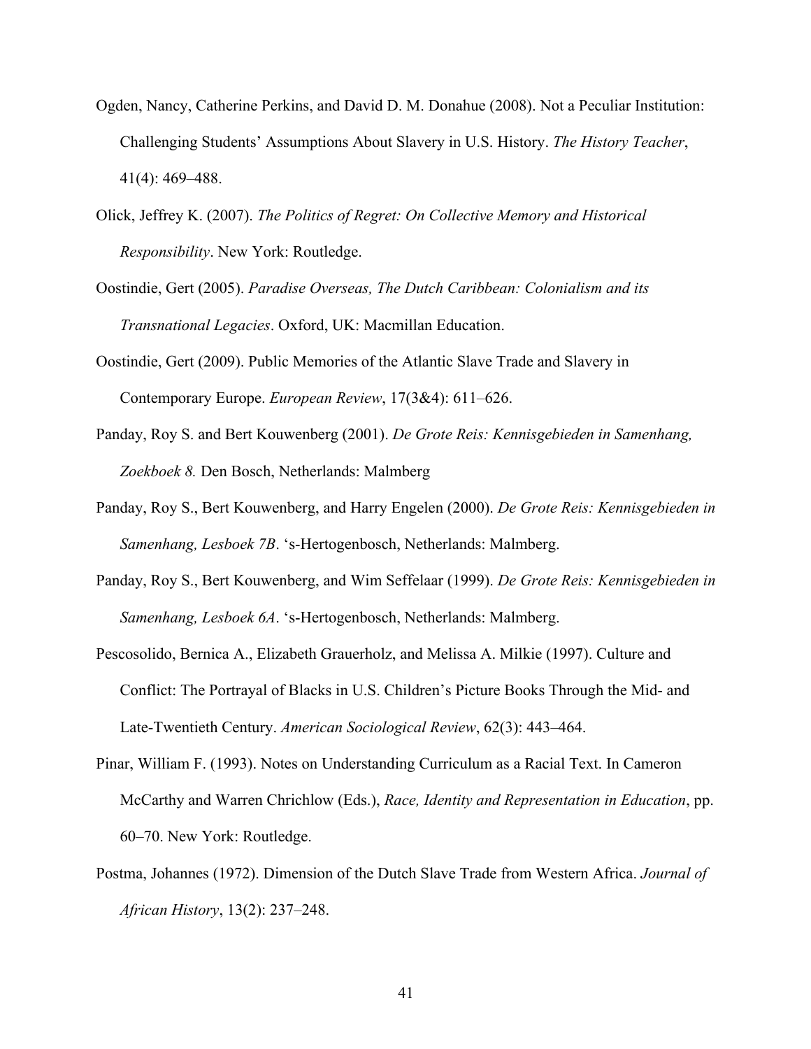Ogden, Nancy, Catherine Perkins, and David D. M. Donahue (2008). Not a Peculiar Institution: Challenging Students' Assumptions About Slavery in U.S. History. *The History Teacher*, 41(4): 469–488.

Olick, Jeffrey K. (2007). *The Politics of Regret: On Collective Memory and Historical Responsibility*. New York: Routledge.

Oostindie, Gert (2005). *Paradise Overseas, The Dutch Caribbean: Colonialism and its Transnational Legacies*. Oxford, UK: Macmillan Education.

Oostindie, Gert (2009). Public Memories of the Atlantic Slave Trade and Slavery in Contemporary Europe. *European Review*, 17(3&4): 611–626.

Panday, Roy S. and Bert Kouwenberg (2001). *De Grote Reis: Kennisgebieden in Samenhang, Zoekboek 8.* Den Bosch, Netherlands: Malmberg

Panday, Roy S., Bert Kouwenberg, and Harry Engelen (2000). *De Grote Reis: Kennisgebieden in Samenhang, Lesboek 7B*. 's-Hertogenbosch, Netherlands: Malmberg.

Panday, Roy S., Bert Kouwenberg, and Wim Seffelaar (1999). *De Grote Reis: Kennisgebieden in Samenhang, Lesboek 6A*. 's-Hertogenbosch, Netherlands: Malmberg.

Pescosolido, Bernica A., Elizabeth Grauerholz, and Melissa A. Milkie (1997). Culture and Conflict: The Portrayal of Blacks in U.S. Children's Picture Books Through the Mid- and Late-Twentieth Century. *American Sociological Review*, 62(3): 443–464.

Pinar, William F. (1993). Notes on Understanding Curriculum as a Racial Text. In Cameron McCarthy and Warren Chrichlow (Eds.), *Race, Identity and Representation in Education*, pp. 60–70. New York: Routledge.

Postma, Johannes (1972). Dimension of the Dutch Slave Trade from Western Africa. *Journal of African History*, 13(2): 237–248.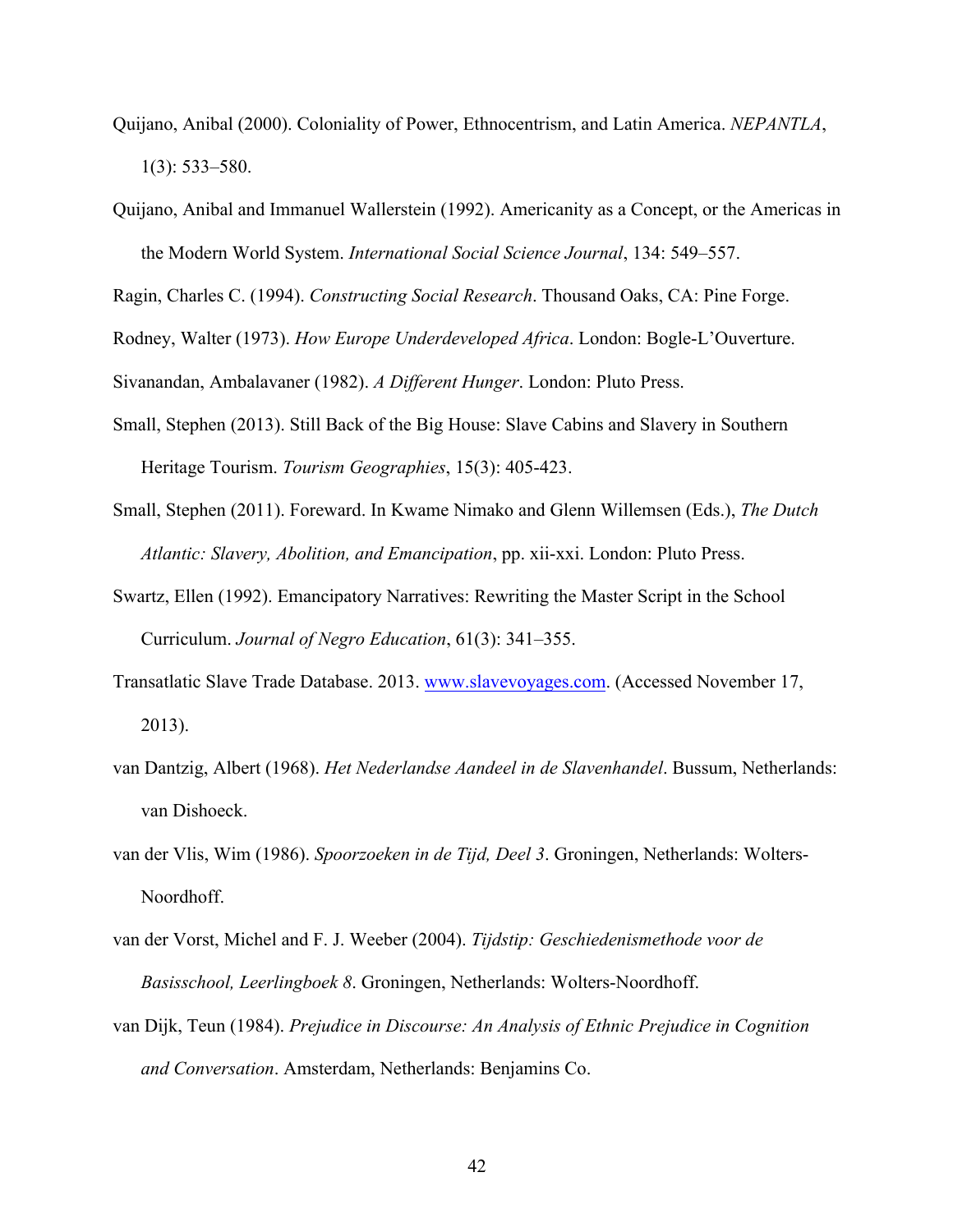Quijano, Anibal (2000). Coloniality of Power, Ethnocentrism, and Latin America. *NEPANTLA*, 1(3): 533–580.

Quijano, Anibal and Immanuel Wallerstein (1992). Americanity as a Concept, or the Americas in the Modern World System. *International Social Science Journal*, 134: 549–557.

Ragin, Charles C. (1994). *Constructing Social Research*. Thousand Oaks, CA: Pine Forge.

Rodney, Walter (1973). *How Europe Underdeveloped Africa*. London: Bogle-L'Ouverture.

Sivanandan, Ambalavaner (1982). *A Different Hunger*. London: Pluto Press.

Small, Stephen (2013). Still Back of the Big House: Slave Cabins and Slavery in Southern Heritage Tourism. *Tourism Geographies*, 15(3): 405-423.

Small, Stephen (2011). Foreward. In Kwame Nimako and Glenn Willemsen (Eds.), *The Dutch Atlantic: Slavery, Abolition, and Emancipation*, pp. xii-xxi. London: Pluto Press.

Swartz, Ellen (1992). Emancipatory Narratives: Rewriting the Master Script in the School Curriculum. *Journal of Negro Education*, 61(3): 341–355.

Transatlatic Slave Trade Database. 2013. www.slavevoyages.com. (Accessed November 17, 2013).

van Dantzig, Albert (1968). *Het Nederlandse Aandeel in de Slavenhandel*. Bussum, Netherlands: van Dishoeck.

van der Vlis, Wim (1986). *Spoorzoeken in de Tijd, Deel 3*. Groningen, Netherlands: Wolters-Noordhoff.

van der Vorst, Michel and F. J. Weeber (2004). *Tijdstip: Geschiedenismethode voor de Basisschool, Leerlingboek 8*. Groningen, Netherlands: Wolters-Noordhoff.

van Dijk, Teun (1984). *Prejudice in Discourse: An Analysis of Ethnic Prejudice in Cognition and Conversation*. Amsterdam, Netherlands: Benjamins Co.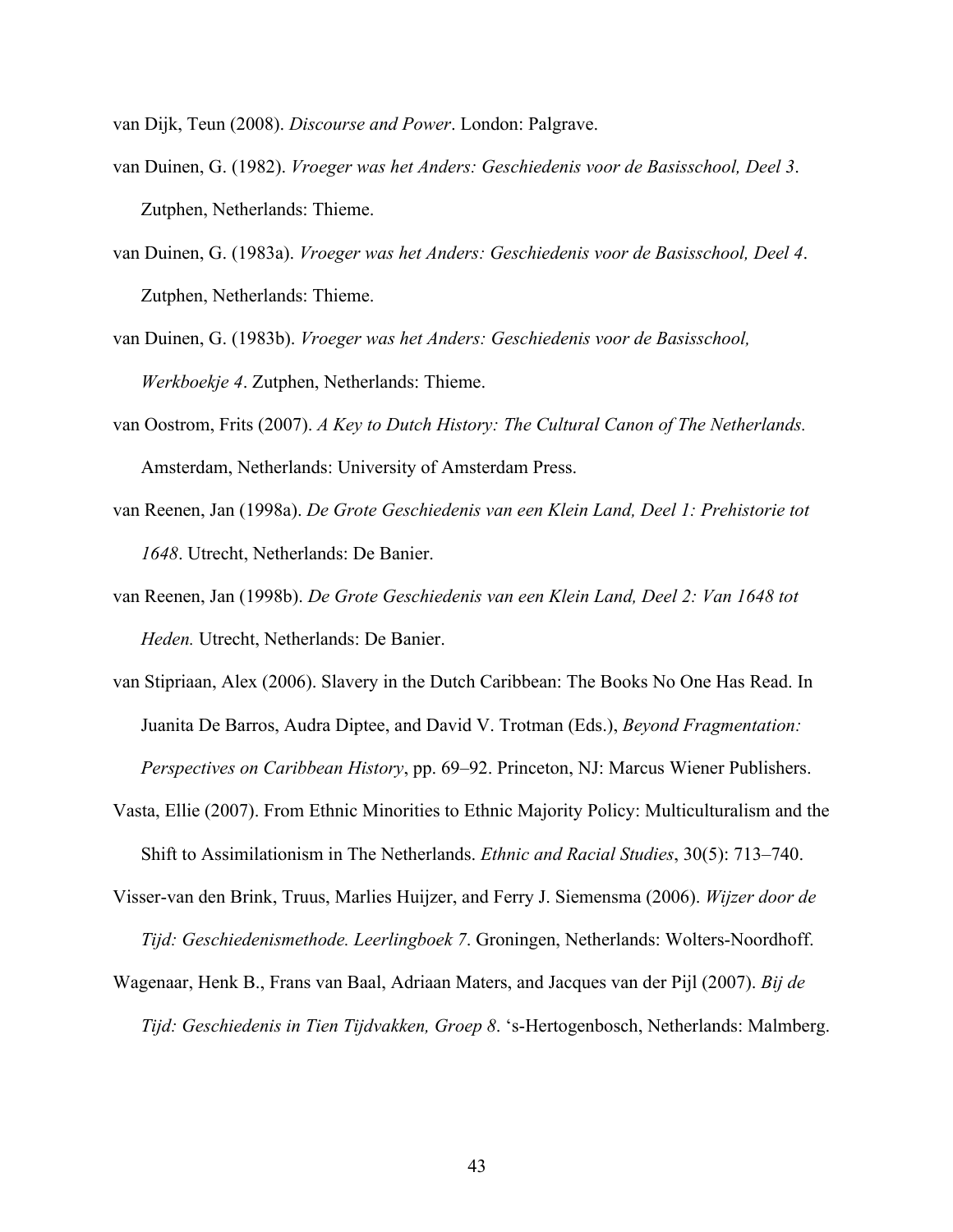van Dijk, Teun (2008). *Discourse and Power*. London: Palgrave.

van Duinen, G. (1982). *Vroeger was het Anders: Geschiedenis voor de Basisschool, Deel 3*. Zutphen, Netherlands: Thieme.

van Duinen, G. (1983a). *Vroeger was het Anders: Geschiedenis voor de Basisschool, Deel 4*. Zutphen, Netherlands: Thieme.

van Duinen, G. (1983b). *Vroeger was het Anders: Geschiedenis voor de Basisschool, Werkboekje 4*. Zutphen, Netherlands: Thieme.

van Oostrom, Frits (2007). *A Key to Dutch History: The Cultural Canon of The Netherlands.* Amsterdam, Netherlands: University of Amsterdam Press.

van Reenen, Jan (1998a). *De Grote Geschiedenis van een Klein Land, Deel 1: Prehistorie tot 1648*. Utrecht, Netherlands: De Banier.

van Reenen, Jan (1998b). *De Grote Geschiedenis van een Klein Land, Deel 2: Van 1648 tot Heden.* Utrecht, Netherlands: De Banier.

van Stipriaan, Alex (2006). Slavery in the Dutch Caribbean: The Books No One Has Read. In Juanita De Barros, Audra Diptee, and David V. Trotman (Eds.), *Beyond Fragmentation: Perspectives on Caribbean History*, pp. 69–92. Princeton, NJ: Marcus Wiener Publishers.

Vasta, Ellie (2007). From Ethnic Minorities to Ethnic Majority Policy: Multiculturalism and the Shift to Assimilationism in The Netherlands. *Ethnic and Racial Studies*, 30(5): 713–740.

Visser-van den Brink, Truus, Marlies Huijzer, and Ferry J. Siemensma (2006). *Wijzer door de Tijd: Geschiedenismethode. Leerlingboek 7*. Groningen, Netherlands: Wolters-Noordhoff.

Wagenaar, Henk B., Frans van Baal, Adriaan Maters, and Jacques van der Pijl (2007). *Bij de Tijd: Geschiedenis in Tien Tijdvakken, Groep 8*. 's-Hertogenbosch, Netherlands: Malmberg.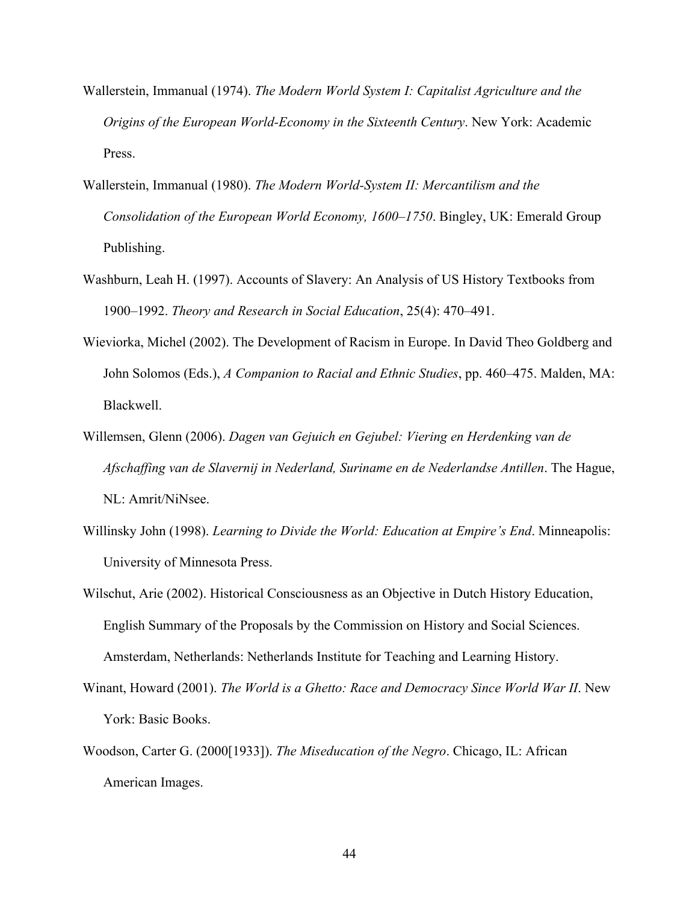Wallerstein, Immanual (1974). *The Modern World System I: Capitalist Agriculture and the Origins of the European World-Economy in the Sixteenth Century*. New York: Academic Press.

Wallerstein, Immanual (1980). *The Modern World-System II: Mercantilism and the Consolidation of the European World Economy, 1600–1750*. Bingley, UK: Emerald Group Publishing.

Washburn, Leah H. (1997). Accounts of Slavery: An Analysis of US History Textbooks from 1900–1992. *Theory and Research in Social Education*, 25(4): 470–491.

Wieviorka, Michel (2002). The Development of Racism in Europe. In David Theo Goldberg and John Solomos (Eds.), *A Companion to Racial and Ethnic Studies*, pp. 460–475. Malden, MA: Blackwell.

Willemsen, Glenn (2006). *Dagen van Gejuich en Gejubel: Viering en Herdenking van de Afschaffing van de Slavernij in Nederland, Suriname en de Nederlandse Antillen*. The Hague, NL: Amrit/NiNsee.

Willinsky John (1998). *Learning to Divide the World: Education at Empire's End*. Minneapolis: University of Minnesota Press.

Wilschut, Arie (2002). Historical Consciousness as an Objective in Dutch History Education, English Summary of the Proposals by the Commission on History and Social Sciences. Amsterdam, Netherlands: Netherlands Institute for Teaching and Learning History.

Winant, Howard (2001). *The World is a Ghetto: Race and Democracy Since World War II*. New York: Basic Books.

Woodson, Carter G. (2000[1933]). *The Miseducation of the Negro*. Chicago, IL: African American Images.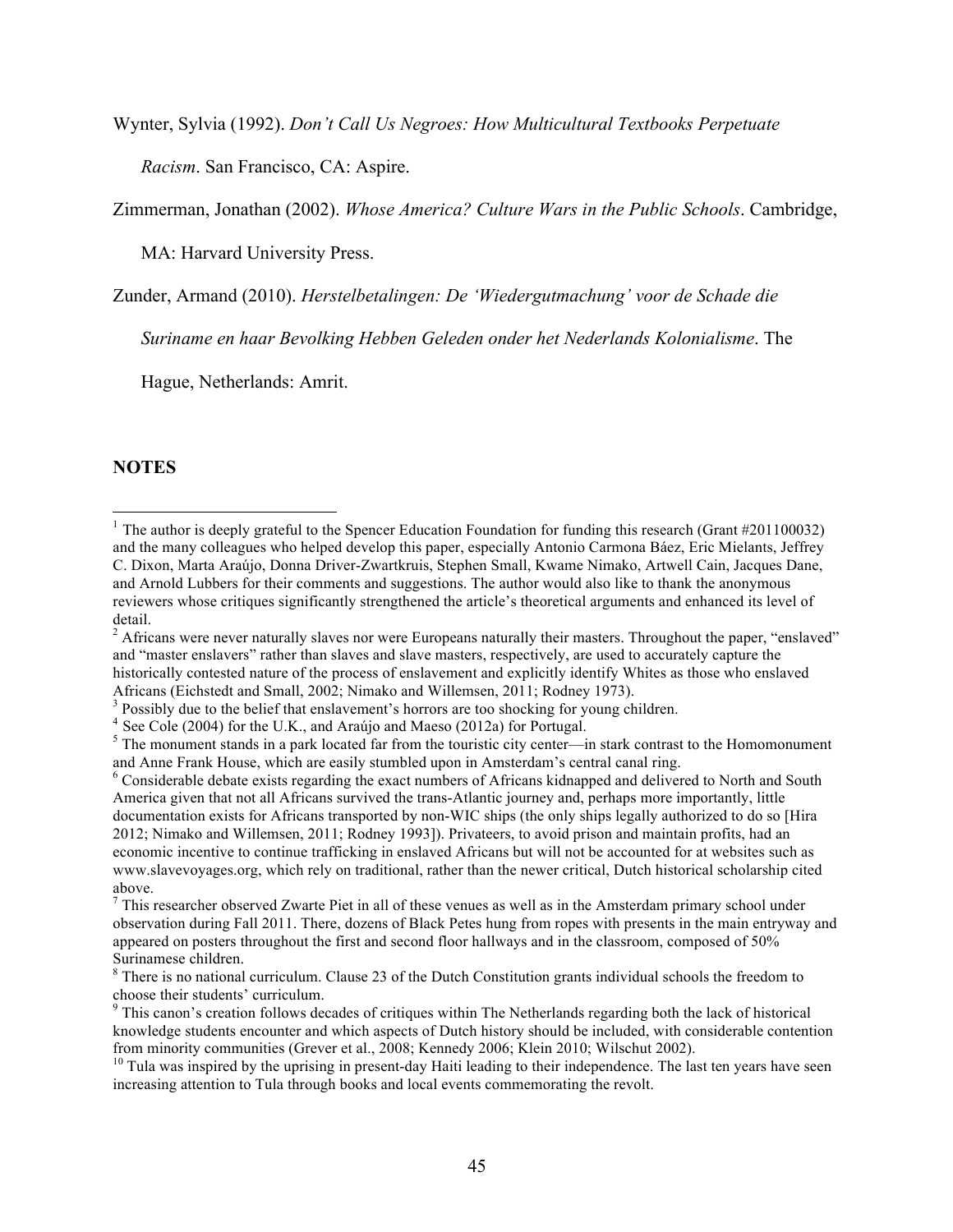Wynter, Sylvia (1992). *Don't Call Us Negroes: How Multicultural Textbooks Perpetuate Racism*. San Francisco, CA: Aspire.

Zimmerman, Jonathan (2002). *Whose America? Culture Wars in the Public Schools*. Cambridge, MA: Harvard University Press.

Zunder, Armand (2010). *Herstelbetalingen: De 'Wiedergutmachung' voor de Schade die Suriname en haar Bevolking Hebben Geleden onder het Nederlands Kolonialisme*. The Hague, Netherlands: Amrit.

## NOTES

[1] The author is deeply grateful to the Spencer Education Foundation for funding this research (Grant #201100032) and the many colleagues who helped develop this paper, especially Antonio Carmona Báez, Eric Mielants, Jeffrey C. Dixon, Marta Araújo, Donna Driver-Zwartkruis, Stephen Small, Kwame Nimako, Artwell Cain, Jacques Dane, and Arnold Lubbers for their comments and suggestions. The author would also like to thank the anonymous reviewers whose critiques significantly strengthened the article's theoretical arguments and enhanced its level of detail.

[2] Africans were never naturally slaves nor were Europeans naturally their masters. Throughout the paper, "enslaved" and "master enslavers" rather than slaves and slave masters, respectively, are used to accurately capture the historically contested nature of the process of enslavement and explicitly identify Whites as those who enslaved Africans (Eichstedt and Small, 2002; Nimako and Willemsen, 2011; Rodney 1973).

[3] Possibly due to the belief that enslavement's horrors are too shocking for young children.

[4] See Cole (2004) for the U.K., and Araújo and Maeso (2012a) for Portugal.

[5] The monument stands in a park located far from the touristic city center—in stark contrast to the Homomonument and Anne Frank House, which are easily stumbled upon in Amsterdam's central canal ring.

[6] Considerable debate exists regarding the exact numbers of Africans kidnapped and delivered to North and South America given that not all Africans survived the trans-Atlantic journey and, perhaps more importantly, little documentation exists for Africans transported by non-WIC ships (the only ships legally authorized to do so [Hira 2012; Nimako and Willemsen, 2011; Rodney 1993]). Privateers, to avoid prison and maintain profits, had an economic incentive to continue trafficking in enslaved Africans but will not be accounted for at websites such as www.slavevoyages.org, which rely on traditional, rather than the newer critical, Dutch historical scholarship cited above.

[7] This researcher observed Zwarte Piet in all of these venues as well as in the Amsterdam primary school under observation during Fall 2011. There, dozens of Black Petes hung from ropes with presents in the main entryway and appeared on posters throughout the first and second floor hallways and in the classroom, composed of 50% Surinamese children.

[8] There is no national curriculum. Clause 23 of the Dutch Constitution grants individual schools the freedom to choose their students' curriculum.

[9] This canon's creation follows decades of critiques within The Netherlands regarding both the lack of historical knowledge students encounter and which aspects of Dutch history should be included, with considerable contention from minority communities (Grever et al., 2008; Kennedy 2006; Klein 2010; Wilschut 2002).

[10] Tula was inspired by the uprising in present-day Haiti leading to their independence. The last ten years have seen increasing attention to Tula through books and local events commemorating the revolt.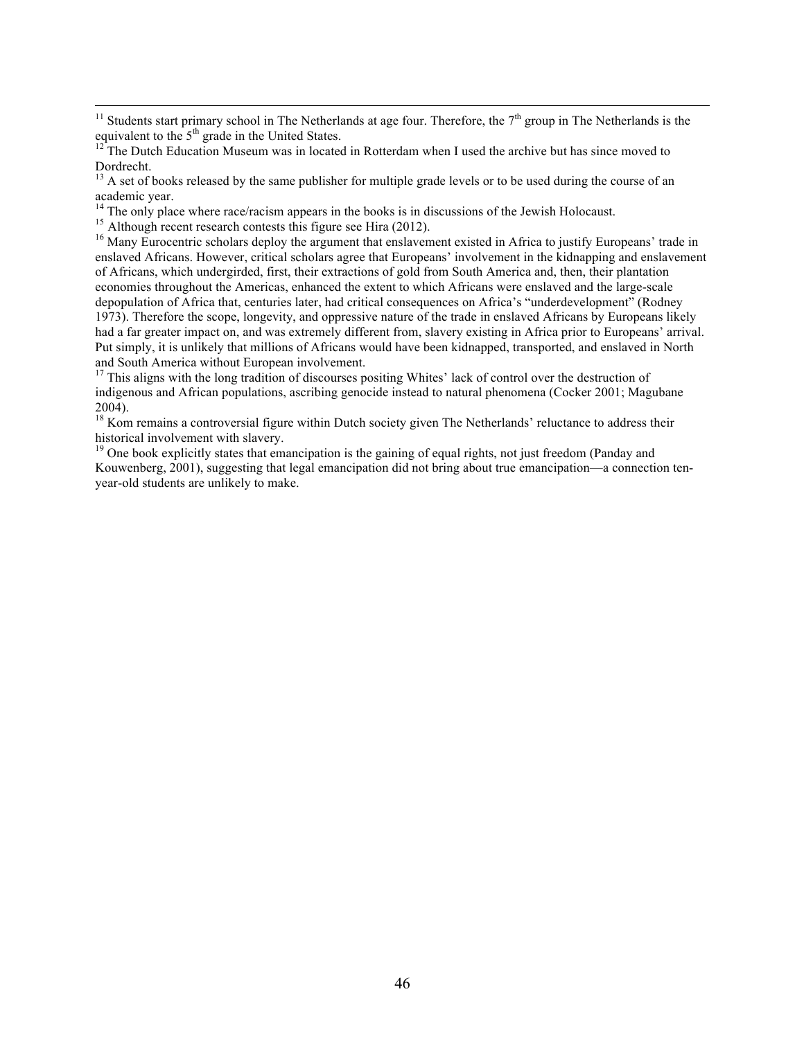[11] Students start primary school in The Netherlands at age four. Therefore, the 7th group in The Netherlands is the equivalent to the 5th grade in the United States.

[12] The Dutch Education Museum was in located in Rotterdam when I used the archive but has since moved to Dordrecht.

[13] A set of books released by the same publisher for multiple grade levels or to be used during the course of an academic year.

[14] The only place where race/racism appears in the books is in discussions of the Jewish Holocaust.

[15] Although recent research contests this figure see Hira (2012).

[16] Many Eurocentric scholars deploy the argument that enslavement existed in Africa to justify Europeans' trade in enslaved Africans. However, critical scholars agree that Europeans' involvement in the kidnapping and enslavement of Africans, which undergirded, first, their extractions of gold from South America and, then, their plantation economies throughout the Americas, enhanced the extent to which Africans were enslaved and the large-scale depopulation of Africa that, centuries later, had critical consequences on Africa's "underdevelopment" (Rodney 1973). Therefore the scope, longevity, and oppressive nature of the trade in enslaved Africans by Europeans likely had a far greater impact on, and was extremely different from, slavery existing in Africa prior to Europeans' arrival. Put simply, it is unlikely that millions of Africans would have been kidnapped, transported, and enslaved in North and South America without European involvement.

[17] This aligns with the long tradition of discourses positing Whites' lack of control over the destruction of indigenous and African populations, ascribing genocide instead to natural phenomena (Cocker 2001; Magubane 2004).

[18] Kom remains a controversial figure within Dutch society given The Netherlands' reluctance to address their historical involvement with slavery.

[19] One book explicitly states that emancipation is the gaining of equal rights, not just freedom (Panday and Kouwenberg, 2001), suggesting that legal emancipation did not bring about true emancipation—a connection ten-year-old students are unlikely to make.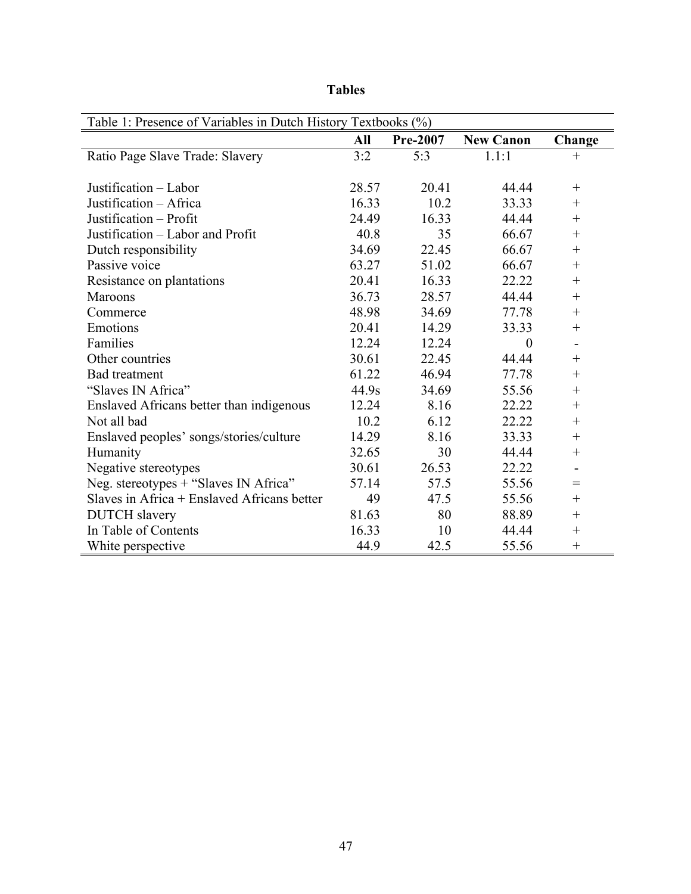# Tables

Table 1: Presence of Variables in Dutch History Textbooks (%)

| | All | Pre-2007 | New Canon | Change |
|---|---|---|---|---|
| Ratio Page Slave Trade: Slavery | 3:2 | 5:3 | 1.1:1 | + |
| Justification – Labor | 28.57 | 20.41 | 44.44 | + |
| Justification – Africa | 16.33 | 10.2 | 33.33 | + |
| Justification – Profit | 24.49 | 16.33 | 44.44 | + |
| Justification – Labor and Profit | 40.8 | 35 | 66.67 | + |
| Dutch responsibility | 34.69 | 22.45 | 66.67 | + |
| Passive voice | 63.27 | 51.02 | 66.67 | + |
| Resistance on plantations | 20.41 | 16.33 | 22.22 | + |
| Maroons | 36.73 | 28.57 | 44.44 | + |
| Commerce | 48.98 | 34.69 | 77.78 | + |
| Emotions | 20.41 | 14.29 | 33.33 | + |
| Families | 12.24 | 12.24 | 0 | - |
| Other countries | 30.61 | 22.45 | 44.44 | + |
| Bad treatment | 61.22 | 46.94 | 77.78 | + |
| "Slaves IN Africa" | 44.9s | 34.69 | 55.56 | + |
| Enslaved Africans better than indigenous | 12.24 | 8.16 | 22.22 | + |
| Not all bad | 10.2 | 6.12 | 22.22 | + |
| Enslaved peoples' songs/stories/culture | 14.29 | 8.16 | 33.33 | + |
| Humanity | 32.65 | 30 | 44.44 | + |
| Negative stereotypes | 30.61 | 26.53 | 22.22 | - |
| Neg. stereotypes + "Slaves IN Africa" | 57.14 | 57.5 | 55.56 | = |
| Slaves in Africa + Enslaved Africans better | 49 | 47.5 | 55.56 | + |
| DUTCH slavery | 81.63 | 80 | 88.89 | + |
| In Table of Contents | 16.33 | 10 | 44.44 | + |
| White perspective | 44.9 | 42.5 | 55.56 | + |